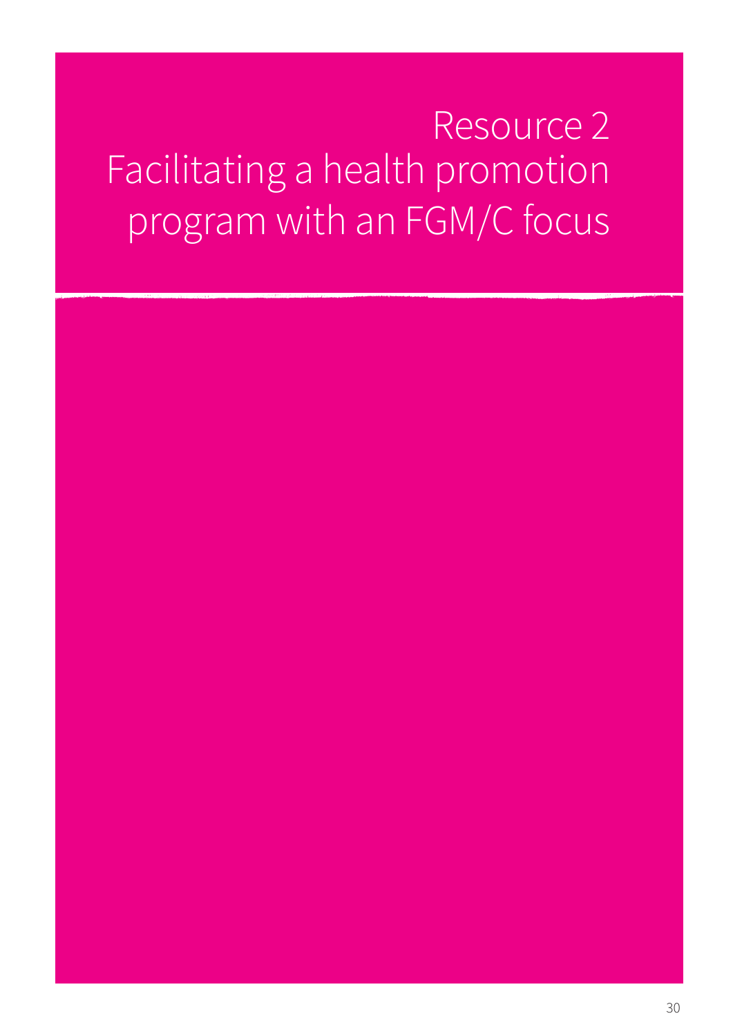# Resource 2
# Facilitating a health promotion program with an FGM/C focus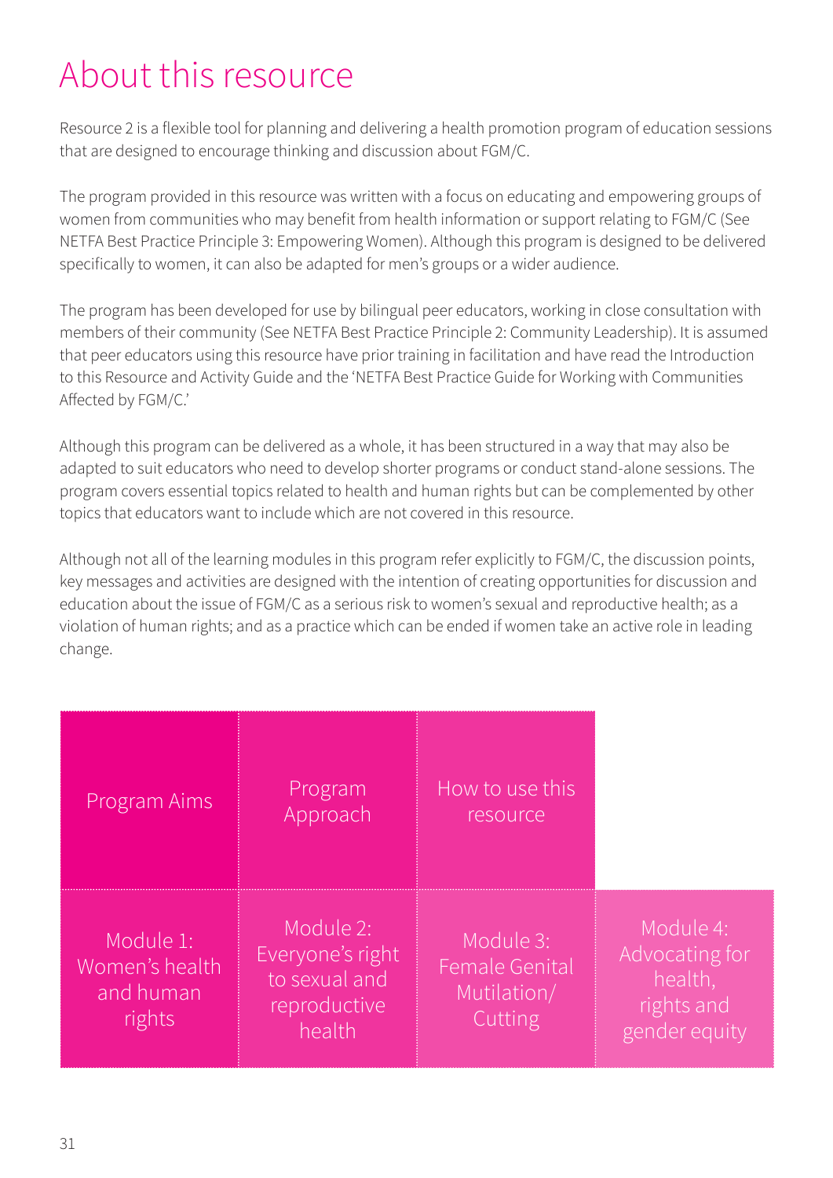# About this resource

Resource 2 is a flexible tool for planning and delivering a health promotion program of education sessions that are designed to encourage thinking and discussion about FGM/C.

The program provided in this resource was written with a focus on educating and empowering groups of women from communities who may benefit from health information or support relating to FGM/C (See NETFA Best Practice Principle 3: Empowering Women). Although this program is designed to be delivered specifically to women, it can also be adapted for men's groups or a wider audience.

The program has been developed for use by bilingual peer educators, working in close consultation with members of their community (See NETFA Best Practice Principle 2: Community Leadership). It is assumed that peer educators using this resource have prior training in facilitation and have read the Introduction to this Resource and Activity Guide and the 'NETFA Best Practice Guide for Working with Communities Affected by FGM/C.'

Although this program can be delivered as a whole, it has been structured in a way that may also be adapted to suit educators who need to develop shorter programs or conduct stand-alone sessions. The program covers essential topics related to health and human rights but can be complemented by other topics that educators want to include which are not covered in this resource.

Although not all of the learning modules in this program refer explicitly to FGM/C, the discussion points, key messages and activities are designed with the intention of creating opportunities for discussion and education about the issue of FGM/C as a serious risk to women's sexual and reproductive health; as a violation of human rights; and as a practice which can be ended if women take an active role in leading change.

| | | | |
|---|---|---|---|
| Program Aims | Program Approach | How to use this resource | |
| Module 1: Women's health and human rights | Module 2: Everyone's right to sexual and reproductive health | Module 3: Female Genital Mutilation/ Cutting | Module 4: Advocating for health, rights and gender equity |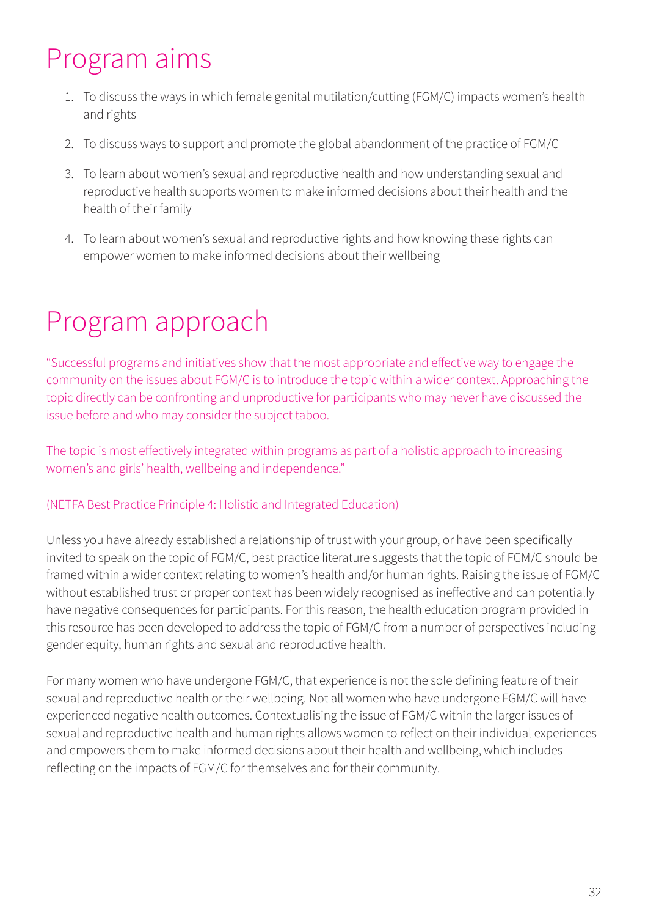# Program aims

1. To discuss the ways in which female genital mutilation/cutting (FGM/C) impacts women's health and rights
2. To discuss ways to support and promote the global abandonment of the practice of FGM/C
3. To learn about women's sexual and reproductive health and how understanding sexual and reproductive health supports women to make informed decisions about their health and the health of their family
4. To learn about women's sexual and reproductive rights and how knowing these rights can empower women to make informed decisions about their wellbeing

# Program approach

"Successful programs and initiatives show that the most appropriate and effective way to engage the community on the issues about FGM/C is to introduce the topic within a wider context. Approaching the topic directly can be confronting and unproductive for participants who may never have discussed the issue before and who may consider the subject taboo.

The topic is most effectively integrated within programs as part of a holistic approach to increasing women's and girls' health, wellbeing and independence."

(NETFA Best Practice Principle 4: Holistic and Integrated Education)

Unless you have already established a relationship of trust with your group, or have been specifically invited to speak on the topic of FGM/C, best practice literature suggests that the topic of FGM/C should be framed within a wider context relating to women's health and/or human rights. Raising the issue of FGM/C without established trust or proper context has been widely recognised as ineffective and can potentially have negative consequences for participants. For this reason, the health education program provided in this resource has been developed to address the topic of FGM/C from a number of perspectives including gender equity, human rights and sexual and reproductive health.

For many women who have undergone FGM/C, that experience is not the sole defining feature of their sexual and reproductive health or their wellbeing. Not all women who have undergone FGM/C will have experienced negative health outcomes. Contextualising the issue of FGM/C within the larger issues of sexual and reproductive health and human rights allows women to reflect on their individual experiences and empowers them to make informed decisions about their health and wellbeing, which includes reflecting on the impacts of FGM/C for themselves and for their community.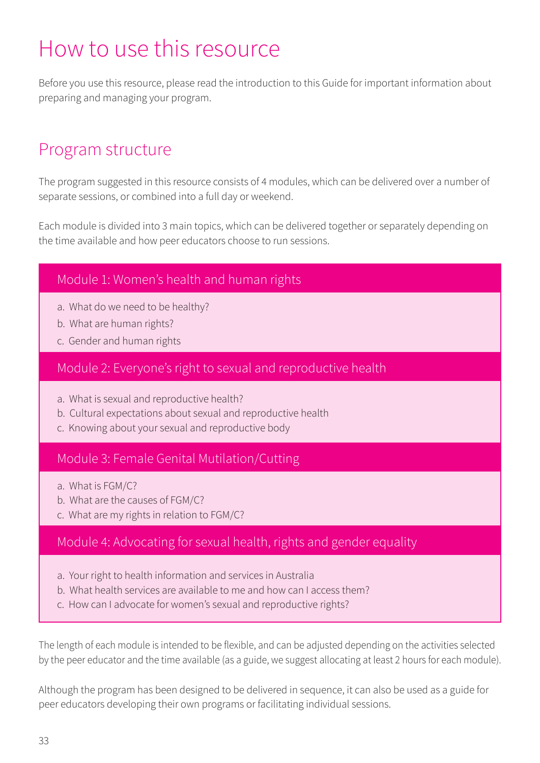# How to use this resource

Before you use this resource, please read the introduction to this Guide for important information about preparing and managing your program.

## Program structure

The program suggested in this resource consists of 4 modules, which can be delivered over a number of separate sessions, or combined into a full day or weekend.

Each module is divided into 3 main topics, which can be delivered together or separately depending on the time available and how peer educators choose to run sessions.

### Module 1: Women's health and human rights

a. What do we need to be healthy?
b. What are human rights?
c. Gender and human rights

### Module 2: Everyone's right to sexual and reproductive health

a. What is sexual and reproductive health?
b. Cultural expectations about sexual and reproductive health
c. Knowing about your sexual and reproductive body

### Module 3: Female Genital Mutilation/Cutting

a. What is FGM/C?
b. What are the causes of FGM/C?
c. What are my rights in relation to FGM/C?

### Module 4: Advocating for sexual health, rights and gender equality

a. Your right to health information and services in Australia
b. What health services are available to me and how can I access them?
c. How can I advocate for women's sexual and reproductive rights?

The length of each module is intended to be flexible, and can be adjusted depending on the activities selected by the peer educator and the time available (as a guide, we suggest allocating at least 2 hours for each module).

Although the program has been designed to be delivered in sequence, it can also be used as a guide for peer educators developing their own programs or facilitating individual sessions.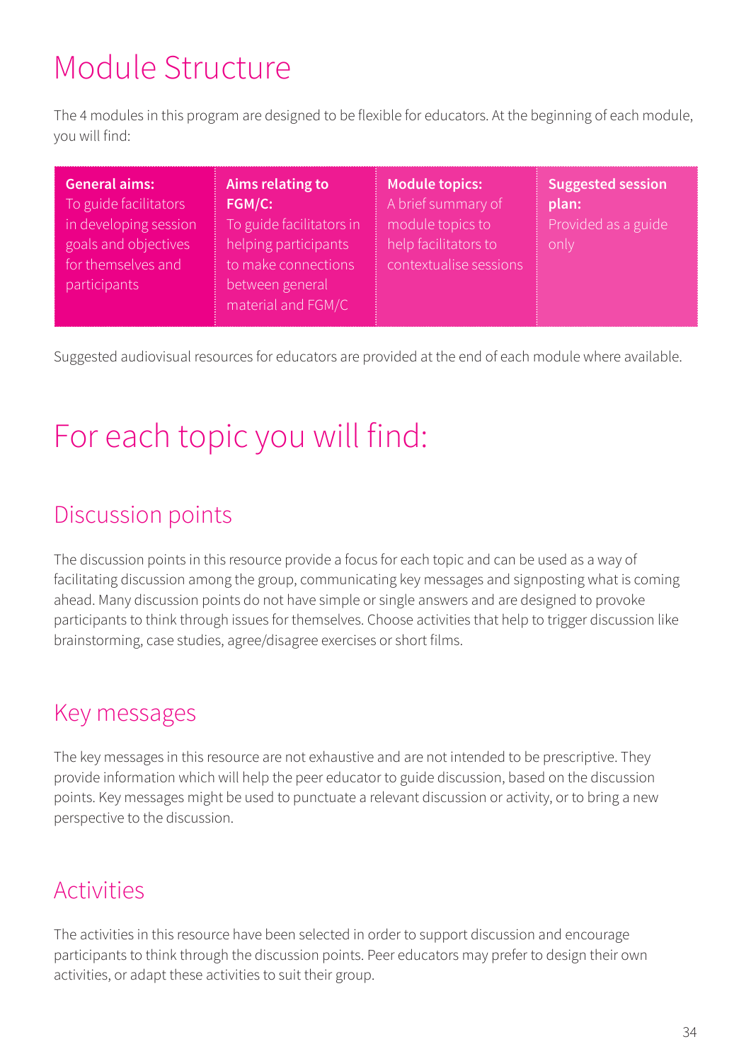# Module Structure

The 4 modules in this program are designed to be flexible for educators. At the beginning of each module, you will find:

| | | | |
|---|---|---|---|
| **General aims:** To guide facilitators in developing session goals and objectives for themselves and participants | **Aims relating to FGM/C:** To guide facilitators in helping participants to make connections between general material and FGM/C | **Module topics:** A brief summary of module topics to help facilitators to contextualise sessions | **Suggested session plan:** Provided as a guide only |

Suggested audiovisual resources for educators are provided at the end of each module where available.

# For each topic you will find:

## Discussion points

The discussion points in this resource provide a focus for each topic and can be used as a way of facilitating discussion among the group, communicating key messages and signposting what is coming ahead. Many discussion points do not have simple or single answers and are designed to provoke participants to think through issues for themselves. Choose activities that help to trigger discussion like brainstorming, case studies, agree/disagree exercises or short films.

## Key messages

The key messages in this resource are not exhaustive and are not intended to be prescriptive. They provide information which will help the peer educator to guide discussion, based on the discussion points. Key messages might be used to punctuate a relevant discussion or activity, or to bring a new perspective to the discussion.

## Activities

The activities in this resource have been selected in order to support discussion and encourage participants to think through the discussion points. Peer educators may prefer to design their own activities, or adapt these activities to suit their group.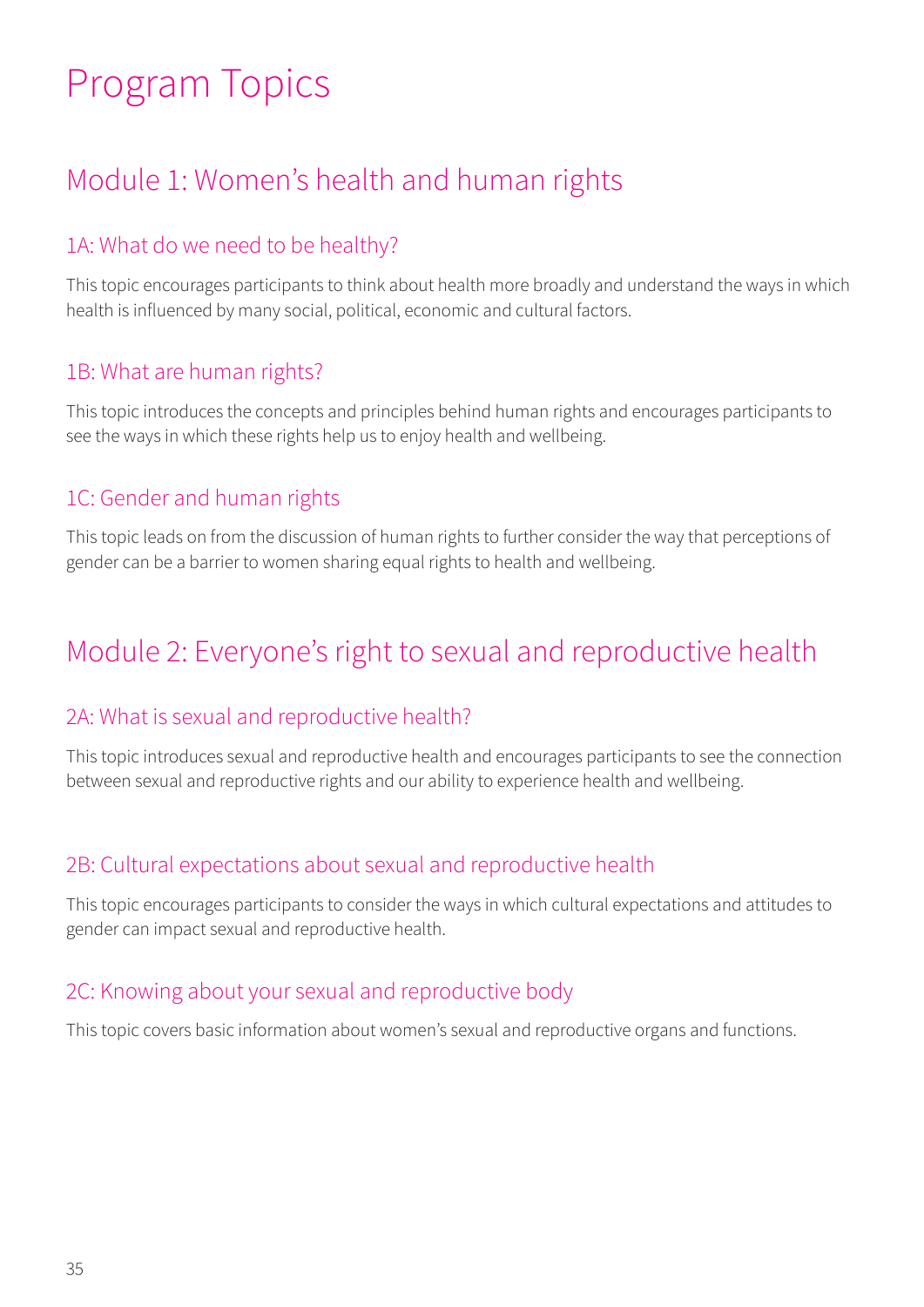# Program Topics

## Module 1: Women's health and human rights

### 1A: What do we need to be healthy?

This topic encourages participants to think about health more broadly and understand the ways in which health is influenced by many social, political, economic and cultural factors.

### 1B: What are human rights?

This topic introduces the concepts and principles behind human rights and encourages participants to see the ways in which these rights help us to enjoy health and wellbeing.

### 1C: Gender and human rights

This topic leads on from the discussion of human rights to further consider the way that perceptions of gender can be a barrier to women sharing equal rights to health and wellbeing.

## Module 2: Everyone's right to sexual and reproductive health

### 2A: What is sexual and reproductive health?

This topic introduces sexual and reproductive health and encourages participants to see the connection between sexual and reproductive rights and our ability to experience health and wellbeing.

### 2B: Cultural expectations about sexual and reproductive health

This topic encourages participants to consider the ways in which cultural expectations and attitudes to gender can impact sexual and reproductive health.

### 2C: Knowing about your sexual and reproductive body

This topic covers basic information about women's sexual and reproductive organs and functions.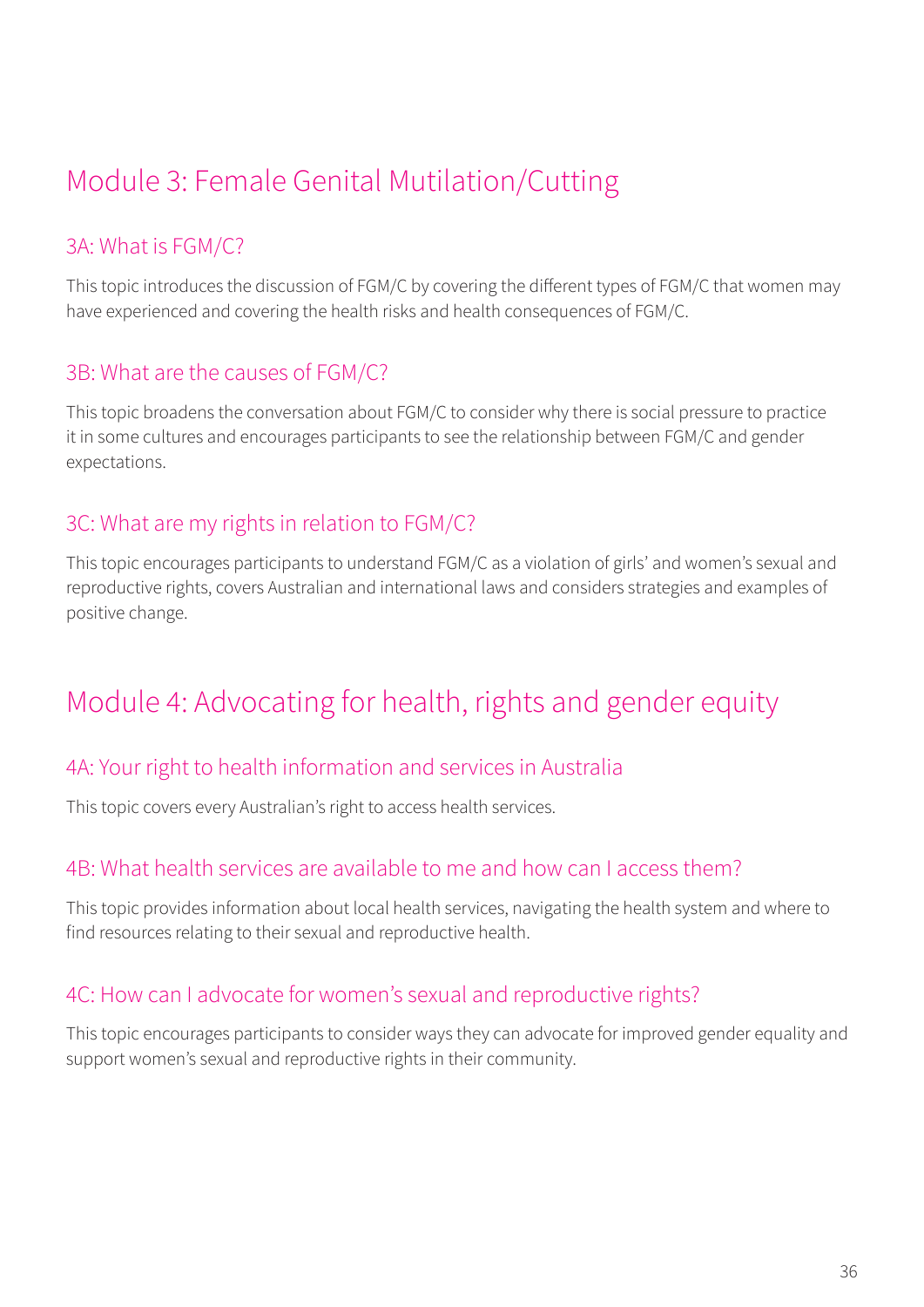# Module 3: Female Genital Mutilation/Cutting

## 3A: What is FGM/C?

This topic introduces the discussion of FGM/C by covering the different types of FGM/C that women may have experienced and covering the health risks and health consequences of FGM/C.

## 3B: What are the causes of FGM/C?

This topic broadens the conversation about FGM/C to consider why there is social pressure to practice it in some cultures and encourages participants to see the relationship between FGM/C and gender expectations.

## 3C: What are my rights in relation to FGM/C?

This topic encourages participants to understand FGM/C as a violation of girls' and women's sexual and reproductive rights, covers Australian and international laws and considers strategies and examples of positive change.

# Module 4: Advocating for health, rights and gender equity

## 4A: Your right to health information and services in Australia

This topic covers every Australian's right to access health services.

## 4B: What health services are available to me and how can I access them?

This topic provides information about local health services, navigating the health system and where to find resources relating to their sexual and reproductive health.

## 4C: How can I advocate for women's sexual and reproductive rights?

This topic encourages participants to consider ways they can advocate for improved gender equality and support women's sexual and reproductive rights in their community.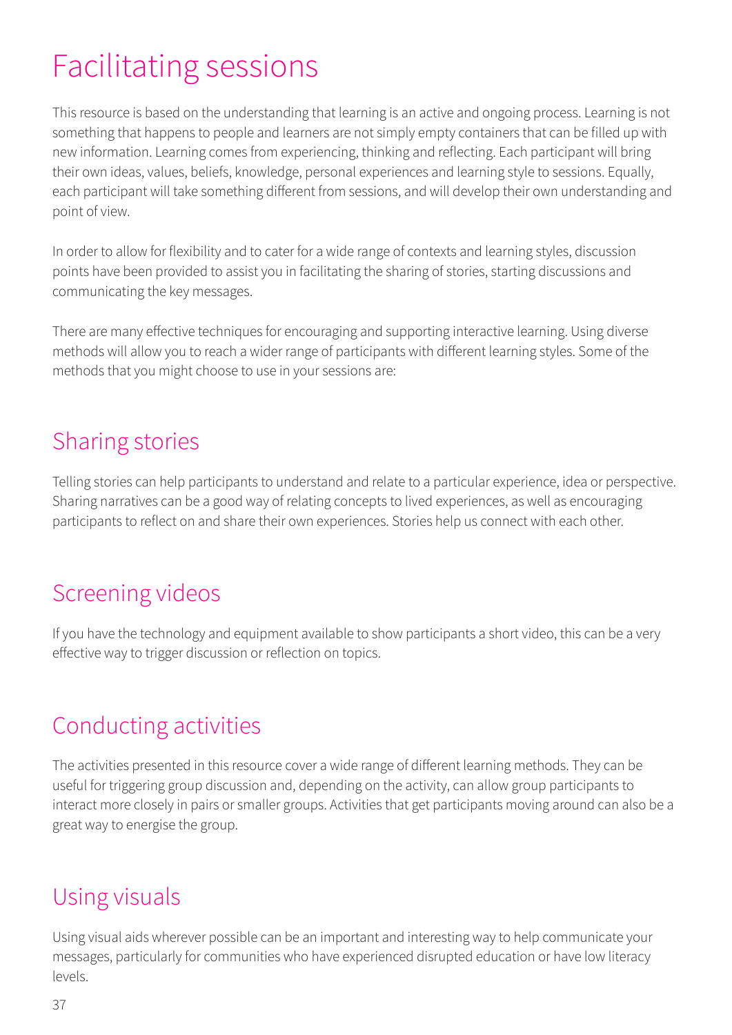# Facilitating sessions

This resource is based on the understanding that learning is an active and ongoing process. Learning is not something that happens to people and learners are not simply empty containers that can be filled up with new information. Learning comes from experiencing, thinking and reflecting. Each participant will bring their own ideas, values, beliefs, knowledge, personal experiences and learning style to sessions. Equally, each participant will take something different from sessions, and will develop their own understanding and point of view.

In order to allow for flexibility and to cater for a wide range of contexts and learning styles, discussion points have been provided to assist you in facilitating the sharing of stories, starting discussions and communicating the key messages.

There are many effective techniques for encouraging and supporting interactive learning. Using diverse methods will allow you to reach a wider range of participants with different learning styles. Some of the methods that you might choose to use in your sessions are:

## Sharing stories

Telling stories can help participants to understand and relate to a particular experience, idea or perspective. Sharing narratives can be a good way of relating concepts to lived experiences, as well as encouraging participants to reflect on and share their own experiences. Stories help us connect with each other.

## Screening videos

If you have the technology and equipment available to show participants a short video, this can be a very effective way to trigger discussion or reflection on topics.

## Conducting activities

The activities presented in this resource cover a wide range of different learning methods. They can be useful for triggering group discussion and, depending on the activity, can allow group participants to interact more closely in pairs or smaller groups. Activities that get participants moving around can also be a great way to energise the group.

## Using visuals

Using visual aids wherever possible can be an important and interesting way to help communicate your messages, particularly for communities who have experienced disrupted education or have low literacy levels.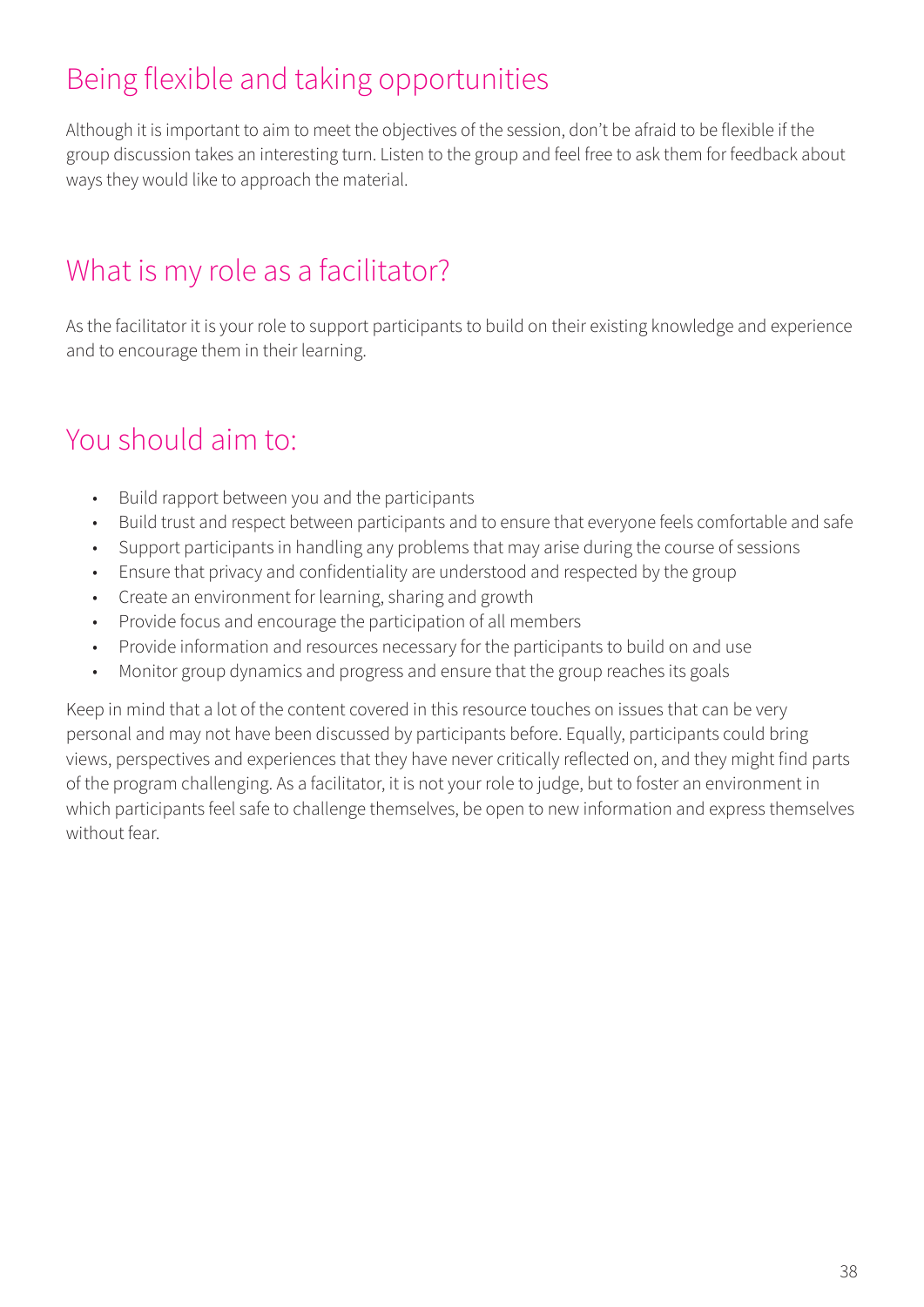## Being flexible and taking opportunities

Although it is important to aim to meet the objectives of the session, don't be afraid to be flexible if the group discussion takes an interesting turn. Listen to the group and feel free to ask them for feedback about ways they would like to approach the material.

## What is my role as a facilitator?

As the facilitator it is your role to support participants to build on their existing knowledge and experience and to encourage them in their learning.

## You should aim to:

- Build rapport between you and the participants
- Build trust and respect between participants and to ensure that everyone feels comfortable and safe
- Support participants in handling any problems that may arise during the course of sessions
- Ensure that privacy and confidentiality are understood and respected by the group
- Create an environment for learning, sharing and growth
- Provide focus and encourage the participation of all members
- Provide information and resources necessary for the participants to build on and use
- Monitor group dynamics and progress and ensure that the group reaches its goals

Keep in mind that a lot of the content covered in this resource touches on issues that can be very personal and may not have been discussed by participants before. Equally, participants could bring views, perspectives and experiences that they have never critically reflected on, and they might find parts of the program challenging. As a facilitator, it is not your role to judge, but to foster an environment in which participants feel safe to challenge themselves, be open to new information and express themselves without fear.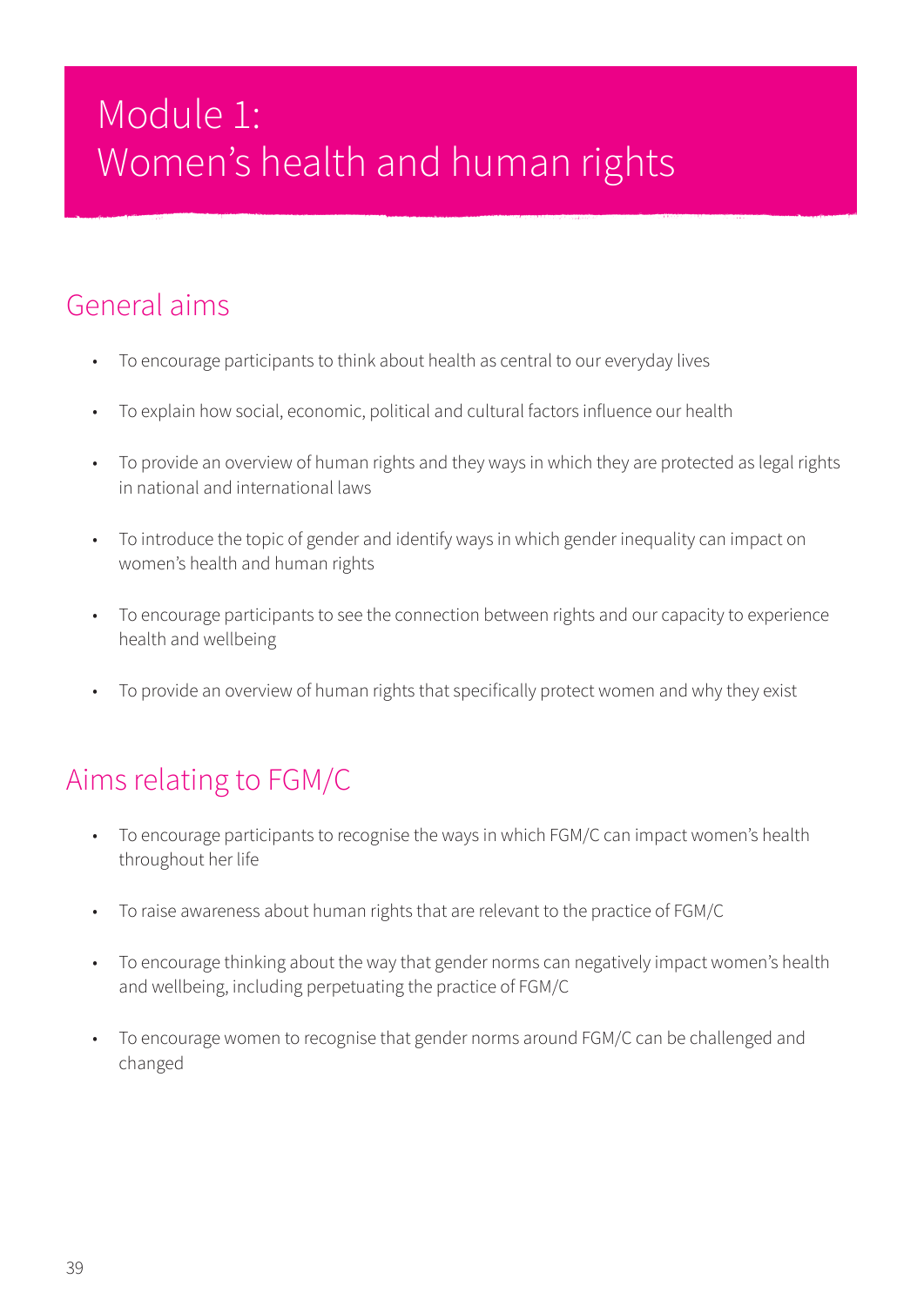# Module 1: Women's health and human rights

## General aims

- To encourage participants to think about health as central to our everyday lives
- To explain how social, economic, political and cultural factors influence our health
- To provide an overview of human rights and they ways in which they are protected as legal rights in national and international laws
- To introduce the topic of gender and identify ways in which gender inequality can impact on women's health and human rights
- To encourage participants to see the connection between rights and our capacity to experience health and wellbeing
- To provide an overview of human rights that specifically protect women and why they exist

## Aims relating to FGM/C

- To encourage participants to recognise the ways in which FGM/C can impact women's health throughout her life
- To raise awareness about human rights that are relevant to the practice of FGM/C
- To encourage thinking about the way that gender norms can negatively impact women's health and wellbeing, including perpetuating the practice of FGM/C
- To encourage women to recognise that gender norms around FGM/C can be challenged and changed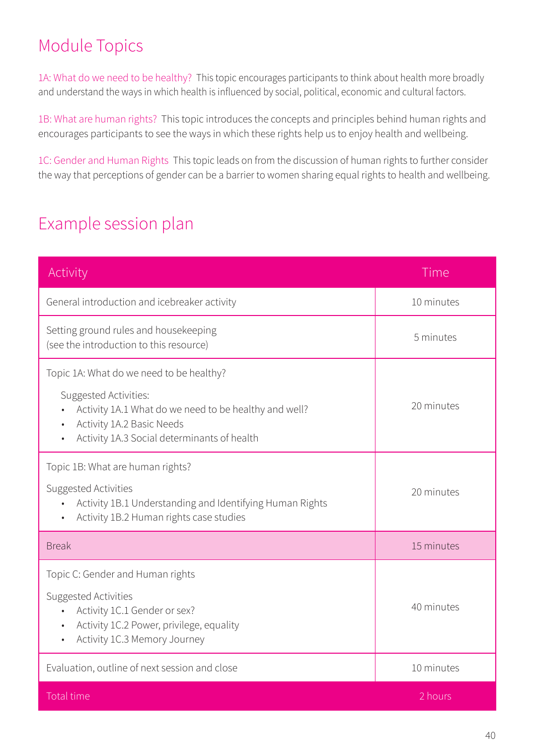## Module Topics

1A: What do we need to be healthy? This topic encourages participants to think about health more broadly and understand the ways in which health is influenced by social, political, economic and cultural factors.

1B: What are human rights? This topic introduces the concepts and principles behind human rights and encourages participants to see the ways in which these rights help us to enjoy health and wellbeing.

1C: Gender and Human Rights This topic leads on from the discussion of human rights to further consider the way that perceptions of gender can be a barrier to women sharing equal rights to health and wellbeing.

## Example session plan

| Activity | Time |
|---|---|
| General introduction and icebreaker activity | 10 minutes |
| Setting ground rules and housekeeping (see the introduction to this resource) | 5 minutes |
| Topic 1A: What do we need to be healthy?<br><br>Suggested Activities:<br>• Activity 1A.1 What do we need to be healthy and well?<br>• Activity 1A.2 Basic Needs<br>• Activity 1A.3 Social determinants of health | 20 minutes |
| Topic 1B: What are human rights?<br><br>Suggested Activities<br>• Activity 1B.1 Understanding and Identifying Human Rights<br>• Activity 1B.2 Human rights case studies | 20 minutes |
| Break | 15 minutes |
| Topic C: Gender and Human rights<br><br>Suggested Activities<br>• Activity 1C.1 Gender or sex?<br>• Activity 1C.2 Power, privilege, equality<br>• Activity 1C.3 Memory Journey | 40 minutes |
| Evaluation, outline of next session and close | 10 minutes |
| Total time | 2 hours |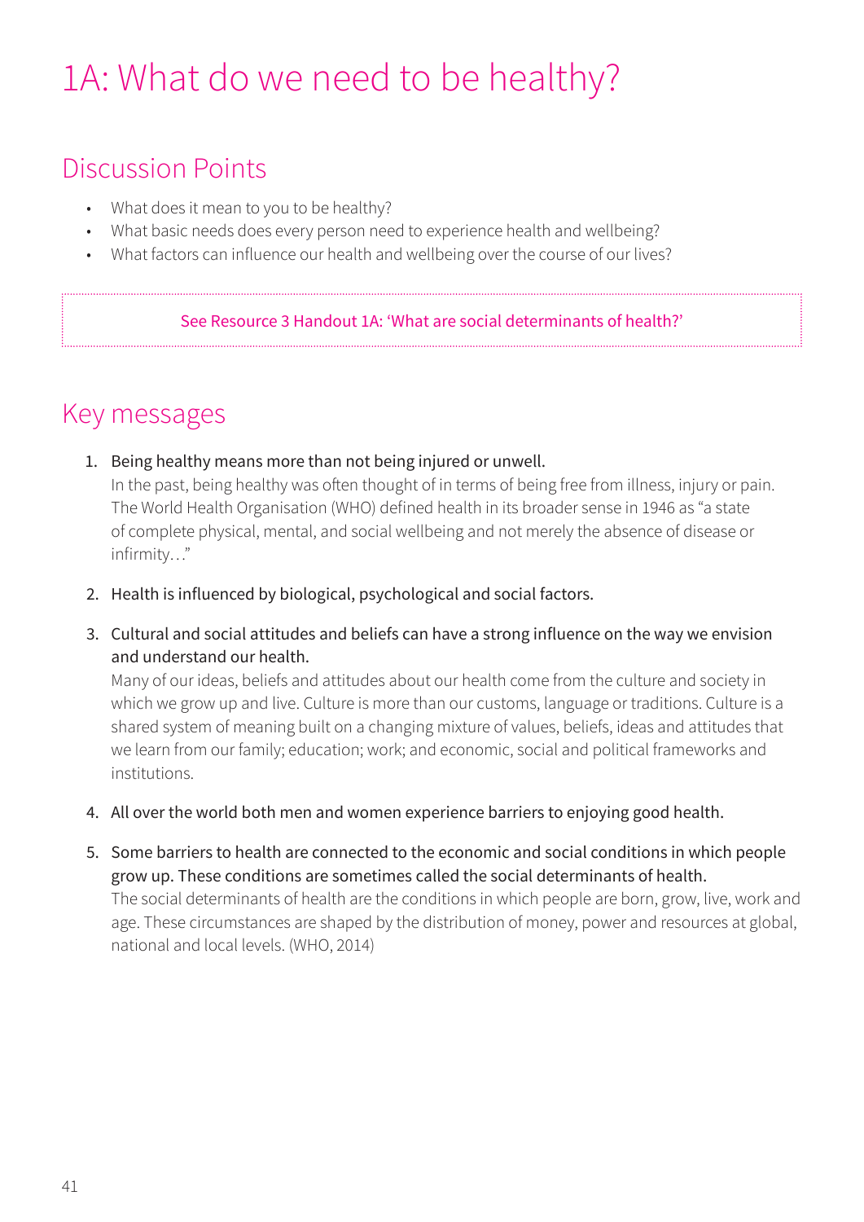# 1A: What do we need to be healthy?

## Discussion Points

- What does it mean to you to be healthy?
- What basic needs does every person need to experience health and wellbeing?
- What factors can influence our health and wellbeing over the course of our lives?

See Resource 3 Handout 1A: 'What are social determinants of health?'

## Key messages

1. Being healthy means more than not being injured or unwell.
   In the past, being healthy was often thought of in terms of being free from illness, injury or pain. The World Health Organisation (WHO) defined health in its broader sense in 1946 as "a state of complete physical, mental, and social wellbeing and not merely the absence of disease or infirmity…"

2. Health is influenced by biological, psychological and social factors.

3. Cultural and social attitudes and beliefs can have a strong influence on the way we envision and understand our health.
   Many of our ideas, beliefs and attitudes about our health come from the culture and society in which we grow up and live. Culture is more than our customs, language or traditions. Culture is a shared system of meaning built on a changing mixture of values, beliefs, ideas and attitudes that we learn from our family; education; work; and economic, social and political frameworks and institutions.

4. All over the world both men and women experience barriers to enjoying good health.

5. Some barriers to health are connected to the economic and social conditions in which people grow up. These conditions are sometimes called the social determinants of health.
   The social determinants of health are the conditions in which people are born, grow, live, work and age. These circumstances are shaped by the distribution of money, power and resources at global, national and local levels. (WHO, 2014)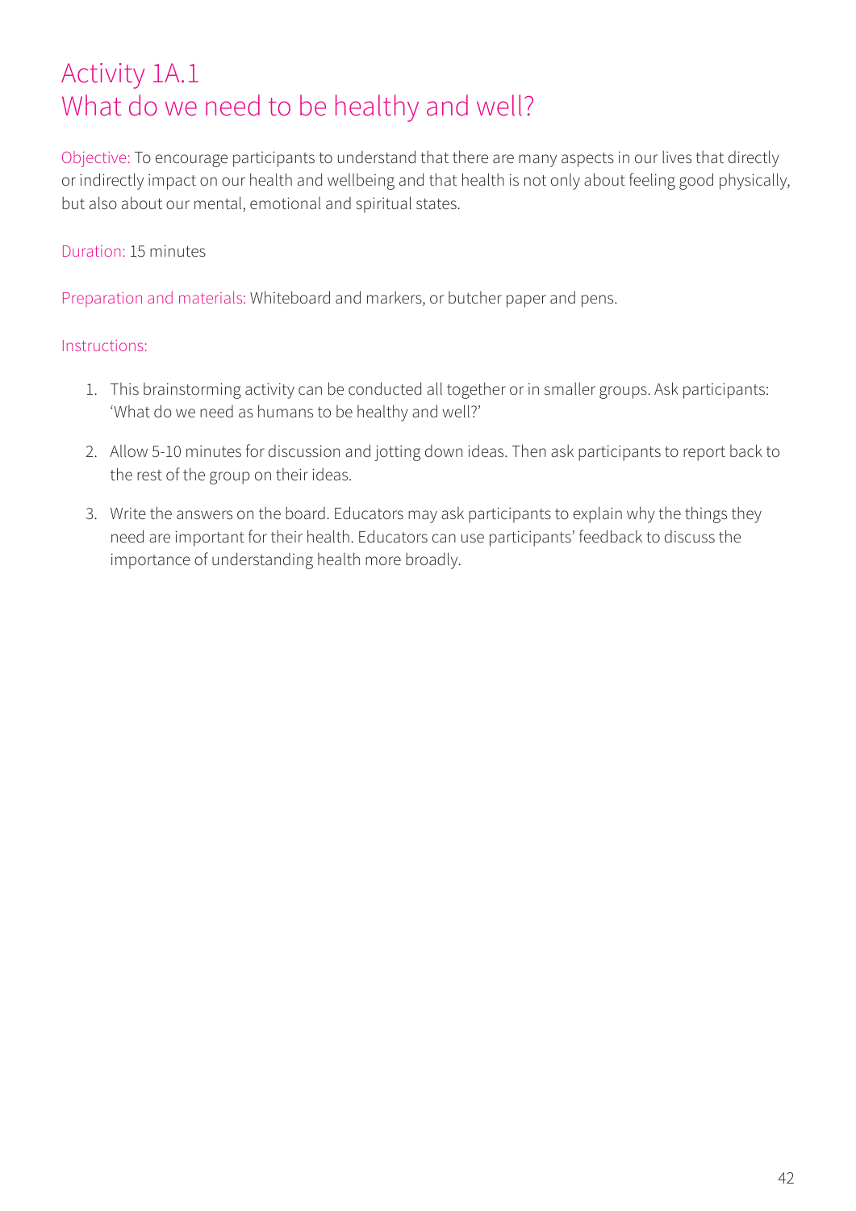# Activity 1A.1
# What do we need to be healthy and well?

Objective: To encourage participants to understand that there are many aspects in our lives that directly or indirectly impact on our health and wellbeing and that health is not only about feeling good physically, but also about our mental, emotional and spiritual states.

Duration: 15 minutes

Preparation and materials: Whiteboard and markers, or butcher paper and pens.

Instructions:

1. This brainstorming activity can be conducted all together or in smaller groups. Ask participants: 'What do we need as humans to be healthy and well?'
2. Allow 5-10 minutes for discussion and jotting down ideas. Then ask participants to report back to the rest of the group on their ideas.
3. Write the answers on the board. Educators may ask participants to explain why the things they need are important for their health. Educators can use participants' feedback to discuss the importance of understanding health more broadly.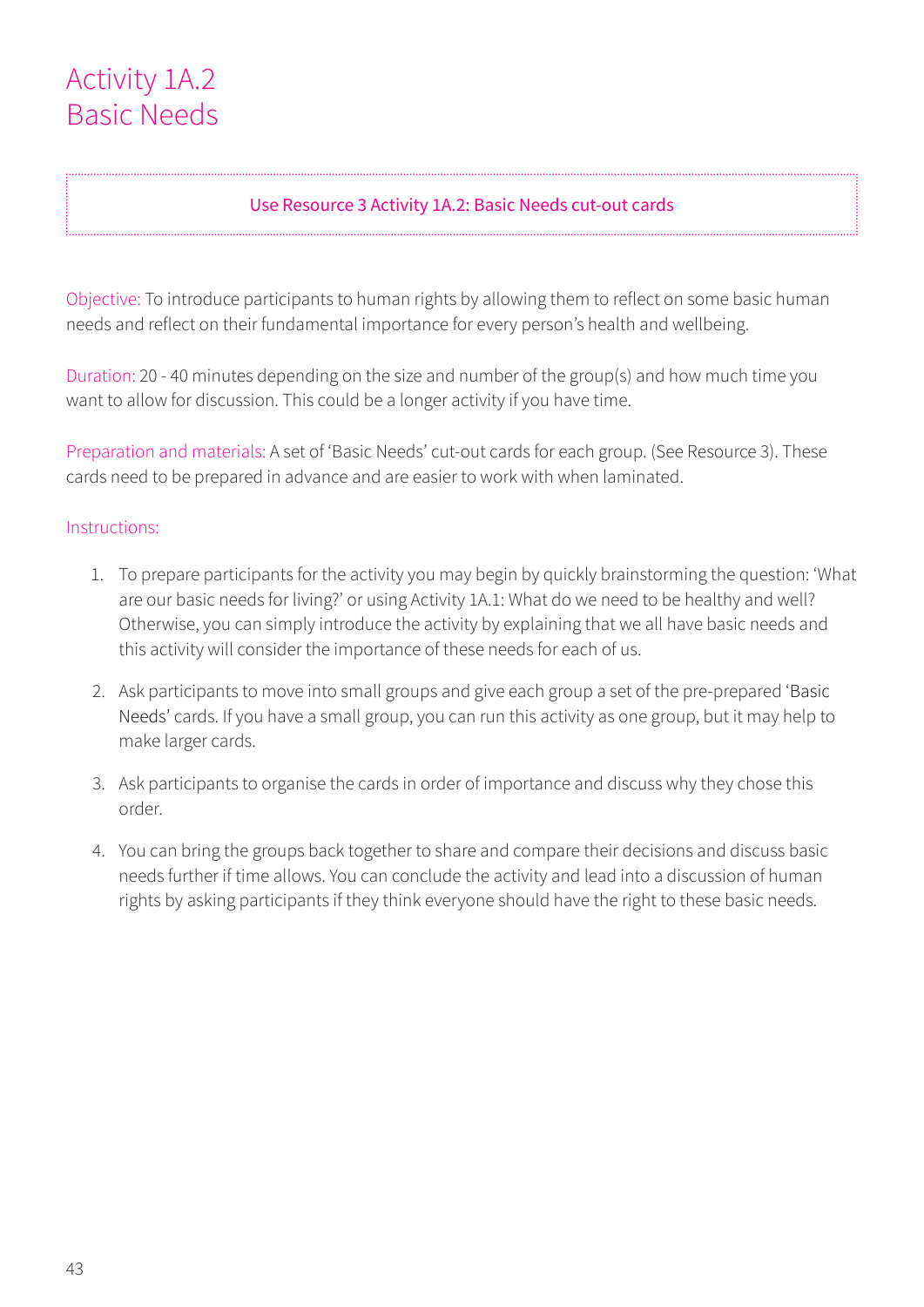# Activity 1A.2
# Basic Needs

Use Resource 3 Activity 1A.2: Basic Needs cut-out cards

Objective: To introduce participants to human rights by allowing them to reflect on some basic human needs and reflect on their fundamental importance for every person's health and wellbeing.

Duration: 20 - 40 minutes depending on the size and number of the group(s) and how much time you want to allow for discussion. This could be a longer activity if you have time.

Preparation and materials: A set of 'Basic Needs' cut-out cards for each group. (See Resource 3). These cards need to be prepared in advance and are easier to work with when laminated.

Instructions:

1. To prepare participants for the activity you may begin by quickly brainstorming the question: 'What are our basic needs for living?' or using Activity 1A.1: What do we need to be healthy and well? Otherwise, you can simply introduce the activity by explaining that we all have basic needs and this activity will consider the importance of these needs for each of us.

2. Ask participants to move into small groups and give each group a set of the pre-prepared 'Basic Needs' cards. If you have a small group, you can run this activity as one group, but it may help to make larger cards.

3. Ask participants to organise the cards in order of importance and discuss why they chose this order.

4. You can bring the groups back together to share and compare their decisions and discuss basic needs further if time allows. You can conclude the activity and lead into a discussion of human rights by asking participants if they think everyone should have the right to these basic needs.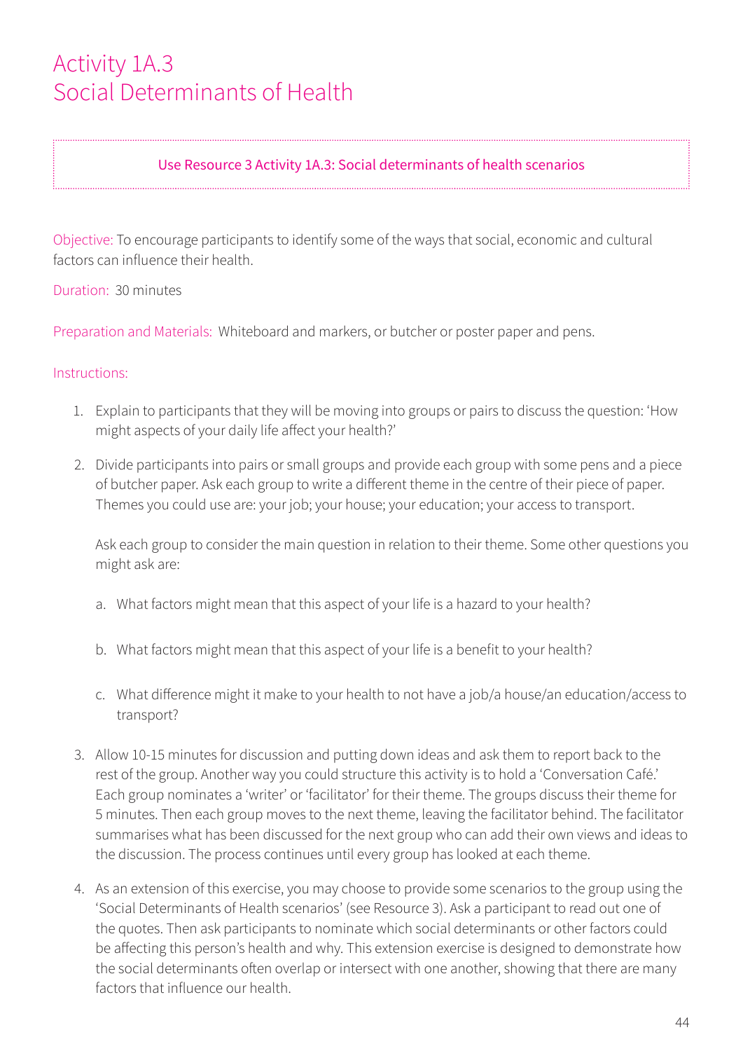# Activity 1A.3
# Social Determinants of Health

Use Resource 3 Activity 1A.3: Social determinants of health scenarios

Objective: To encourage participants to identify some of the ways that social, economic and cultural factors can influence their health.

Duration: 30 minutes

Preparation and Materials: Whiteboard and markers, or butcher or poster paper and pens.

Instructions:

1. Explain to participants that they will be moving into groups or pairs to discuss the question: 'How might aspects of your daily life affect your health?'

2. Divide participants into pairs or small groups and provide each group with some pens and a piece of butcher paper. Ask each group to write a different theme in the centre of their piece of paper. Themes you could use are: your job; your house; your education; your access to transport.

   Ask each group to consider the main question in relation to their theme. Some other questions you might ask are:

   a. What factors might mean that this aspect of your life is a hazard to your health?

   b. What factors might mean that this aspect of your life is a benefit to your health?

   c. What difference might it make to your health to not have a job/a house/an education/access to transport?

3. Allow 10-15 minutes for discussion and putting down ideas and ask them to report back to the rest of the group. Another way you could structure this activity is to hold a 'Conversation Café.' Each group nominates a 'writer' or 'facilitator' for their theme. The groups discuss their theme for 5 minutes. Then each group moves to the next theme, leaving the facilitator behind. The facilitator summarises what has been discussed for the next group who can add their own views and ideas to the discussion. The process continues until every group has looked at each theme.

4. As an extension of this exercise, you may choose to provide some scenarios to the group using the 'Social Determinants of Health scenarios' (see Resource 3). Ask a participant to read out one of the quotes. Then ask participants to nominate which social determinants or other factors could be affecting this person's health and why. This extension exercise is designed to demonstrate how the social determinants often overlap or intersect with one another, showing that there are many factors that influence our health.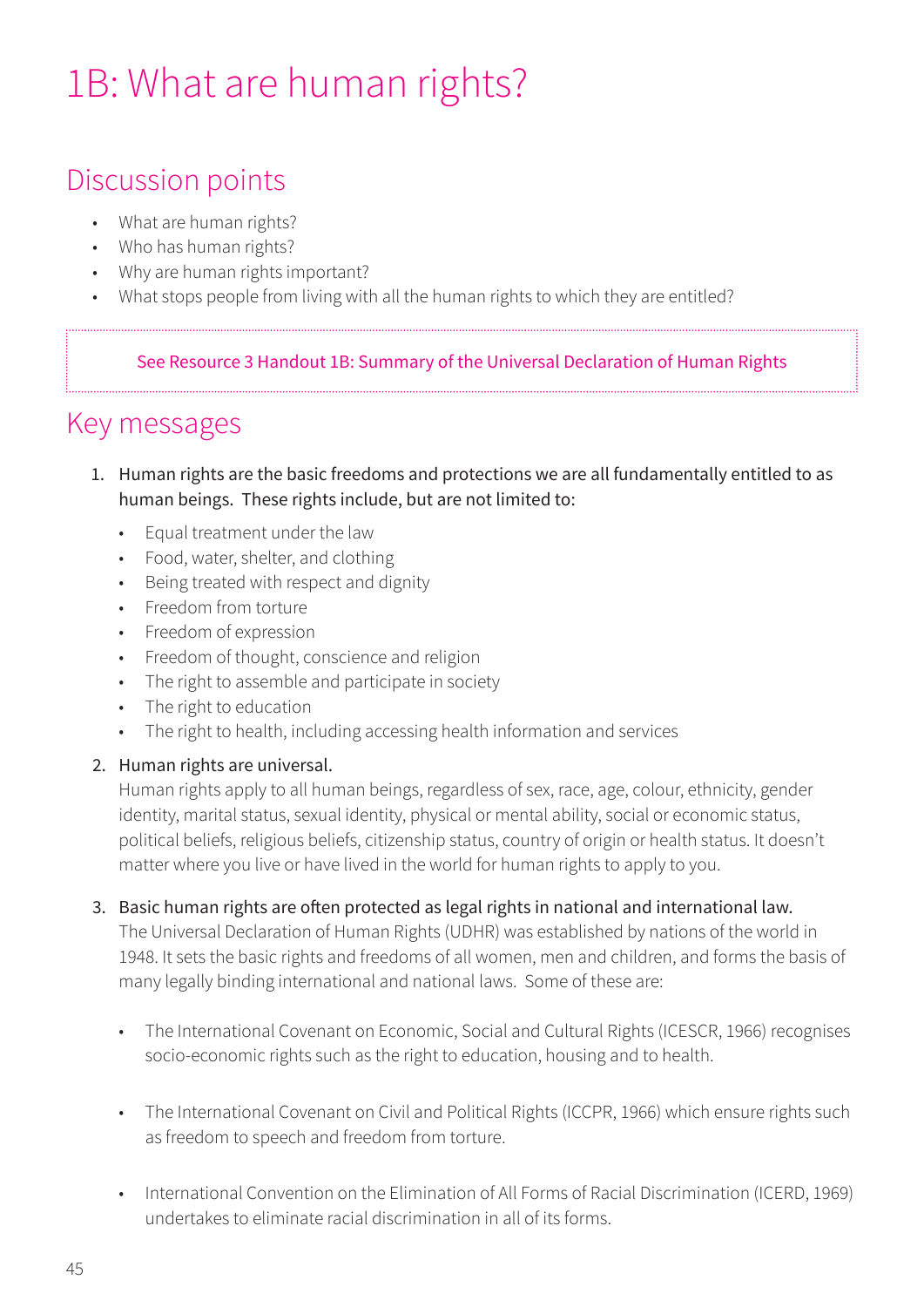# 1B: What are human rights?

## Discussion points

- What are human rights?
- Who has human rights?
- Why are human rights important?
- What stops people from living with all the human rights to which they are entitled?

See Resource 3 Handout 1B: Summary of the Universal Declaration of Human Rights

## Key messages

1. Human rights are the basic freedoms and protections we are all fundamentally entitled to as human beings. These rights include, but are not limited to:
   - Equal treatment under the law
   - Food, water, shelter, and clothing
   - Being treated with respect and dignity
   - Freedom from torture
   - Freedom of expression
   - Freedom of thought, conscience and religion
   - The right to assemble and participate in society
   - The right to education
   - The right to health, including accessing health information and services

2. Human rights are universal.
   Human rights apply to all human beings, regardless of sex, race, age, colour, ethnicity, gender identity, marital status, sexual identity, physical or mental ability, social or economic status, political beliefs, religious beliefs, citizenship status, country of origin or health status. It doesn't matter where you live or have lived in the world for human rights to apply to you.

3. Basic human rights are often protected as legal rights in national and international law.
   The Universal Declaration of Human Rights (UDHR) was established by nations of the world in 1948. It sets the basic rights and freedoms of all women, men and children, and forms the basis of many legally binding international and national laws. Some of these are:

   - The International Covenant on Economic, Social and Cultural Rights (ICESCR, 1966) recognises socio-economic rights such as the right to education, housing and to health.

   - The International Covenant on Civil and Political Rights (ICCPR, 1966) which ensure rights such as freedom to speech and freedom from torture.

   - International Convention on the Elimination of All Forms of Racial Discrimination (ICERD, 1969) undertakes to eliminate racial discrimination in all of its forms.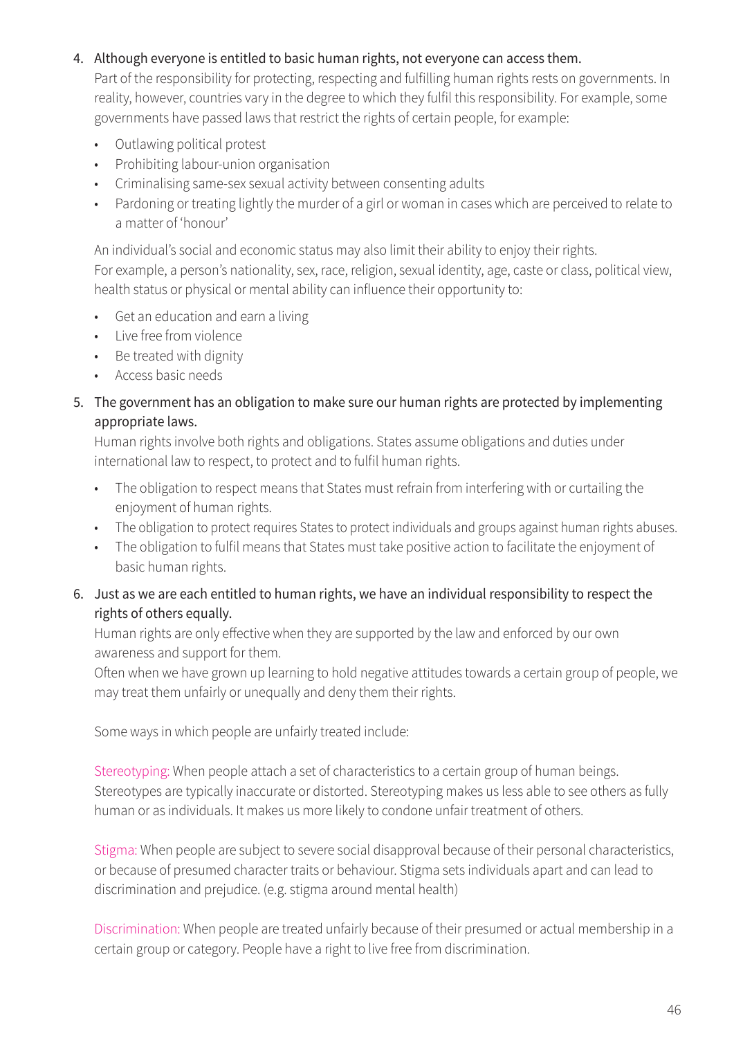4. Although everyone is entitled to basic human rights, not everyone can access them.
   Part of the responsibility for protecting, respecting and fulfilling human rights rests on governments. In reality, however, countries vary in the degree to which they fulfil this responsibility. For example, some governments have passed laws that restrict the rights of certain people, for example:

   - Outlawing political protest
   - Prohibiting labour-union organisation
   - Criminalising same-sex sexual activity between consenting adults
   - Pardoning or treating lightly the murder of a girl or woman in cases which are perceived to relate to a matter of 'honour'

   An individual's social and economic status may also limit their ability to enjoy their rights.
   For example, a person's nationality, sex, race, religion, sexual identity, age, caste or class, political view, health status or physical or mental ability can influence their opportunity to:

   - Get an education and earn a living
   - Live free from violence
   - Be treated with dignity
   - Access basic needs

5. The government has an obligation to make sure our human rights are protected by implementing appropriate laws.
   Human rights involve both rights and obligations. States assume obligations and duties under international law to respect, to protect and to fulfil human rights.

   - The obligation to respect means that States must refrain from interfering with or curtailing the enjoyment of human rights.
   - The obligation to protect requires States to protect individuals and groups against human rights abuses.
   - The obligation to fulfil means that States must take positive action to facilitate the enjoyment of basic human rights.

6. Just as we are each entitled to human rights, we have an individual responsibility to respect the rights of others equally.
   Human rights are only effective when they are supported by the law and enforced by our own awareness and support for them.
   Often when we have grown up learning to hold negative attitudes towards a certain group of people, we may treat them unfairly or unequally and deny them their rights.

   Some ways in which people are unfairly treated include:

   Stereotyping: When people attach a set of characteristics to a certain group of human beings. Stereotypes are typically inaccurate or distorted. Stereotyping makes us less able to see others as fully human or as individuals. It makes us more likely to condone unfair treatment of others.

   Stigma: When people are subject to severe social disapproval because of their personal characteristics, or because of presumed character traits or behaviour. Stigma sets individuals apart and can lead to discrimination and prejudice. (e.g. stigma around mental health)

   Discrimination: When people are treated unfairly because of their presumed or actual membership in a certain group or category. People have a right to live free from discrimination.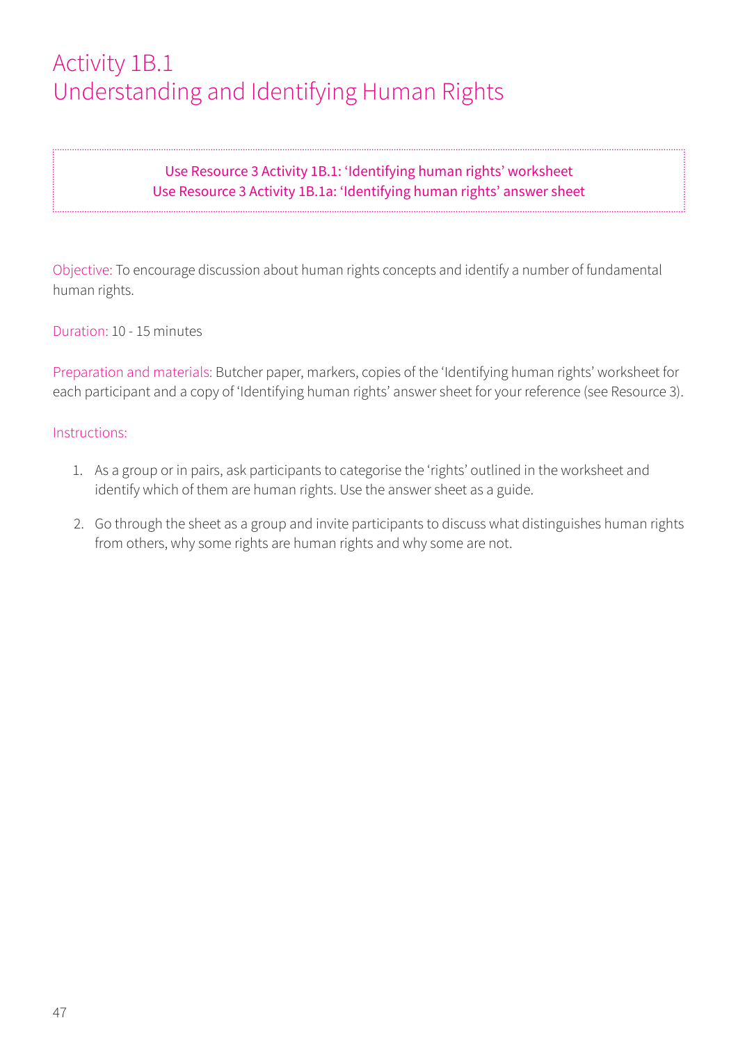# Activity 1B.1
# Understanding and Identifying Human Rights

Use Resource 3 Activity 1B.1: 'Identifying human rights' worksheet
Use Resource 3 Activity 1B.1a: 'Identifying human rights' answer sheet

Objective: To encourage discussion about human rights concepts and identify a number of fundamental human rights.

Duration: 10 - 15 minutes

Preparation and materials: Butcher paper, markers, copies of the 'Identifying human rights' worksheet for each participant and a copy of 'Identifying human rights' answer sheet for your reference (see Resource 3).

Instructions:

1. As a group or in pairs, ask participants to categorise the 'rights' outlined in the worksheet and identify which of them are human rights. Use the answer sheet as a guide.
2. Go through the sheet as a group and invite participants to discuss what distinguishes human rights from others, why some rights are human rights and why some are not.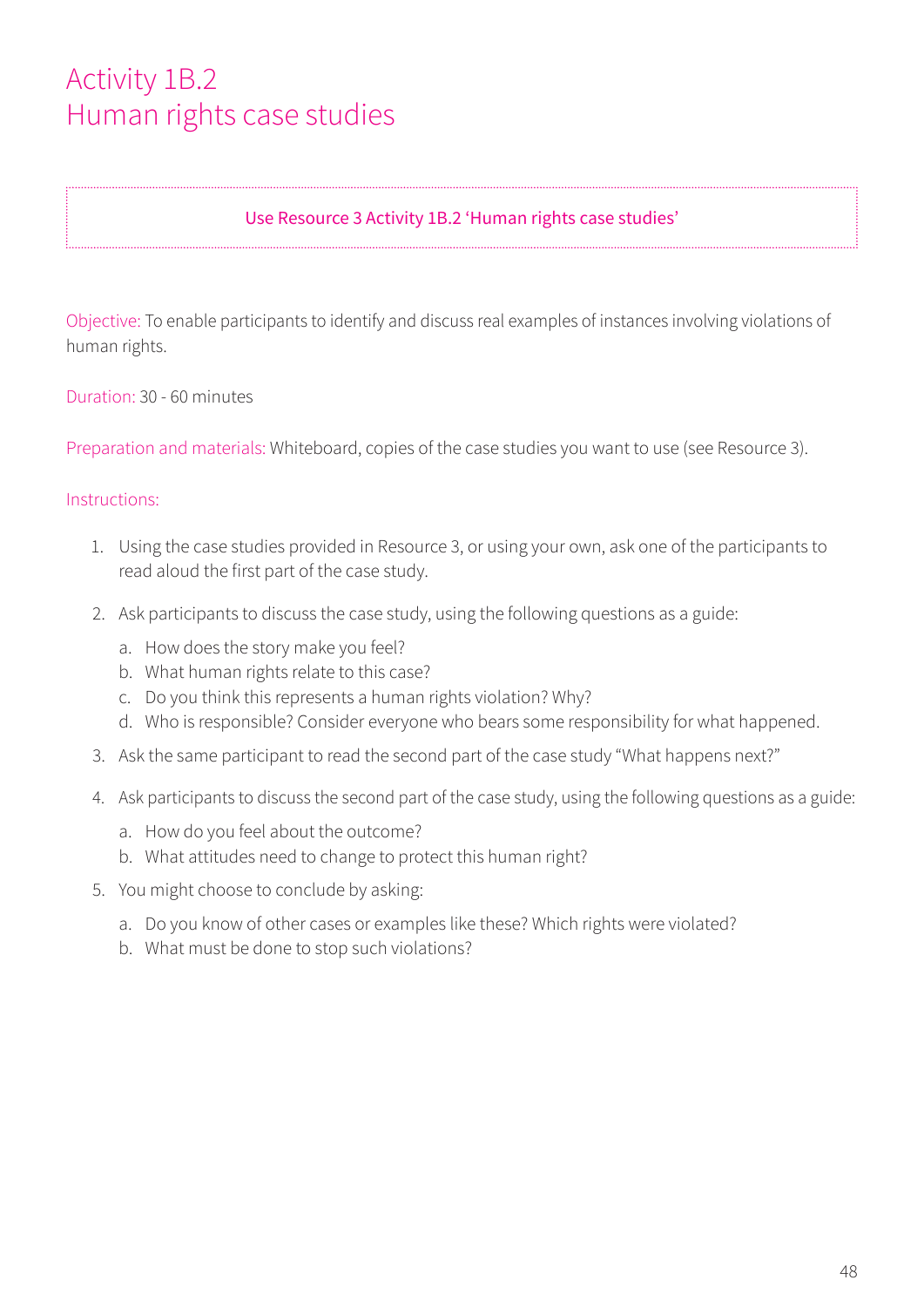# Activity 1B.2
# Human rights case studies

Use Resource 3 Activity 1B.2 'Human rights case studies'

Objective: To enable participants to identify and discuss real examples of instances involving violations of human rights.

Duration: 30 - 60 minutes

Preparation and materials: Whiteboard, copies of the case studies you want to use (see Resource 3).

Instructions:

1. Using the case studies provided in Resource 3, or using your own, ask one of the participants to read aloud the first part of the case study.
2. Ask participants to discuss the case study, using the following questions as a guide:
   a. How does the story make you feel?
   b. What human rights relate to this case?
   c. Do you think this represents a human rights violation? Why?
   d. Who is responsible? Consider everyone who bears some responsibility for what happened.
3. Ask the same participant to read the second part of the case study "What happens next?"
4. Ask participants to discuss the second part of the case study, using the following questions as a guide:
   a. How do you feel about the outcome?
   b. What attitudes need to change to protect this human right?
5. You might choose to conclude by asking:
   a. Do you know of other cases or examples like these? Which rights were violated?
   b. What must be done to stop such violations?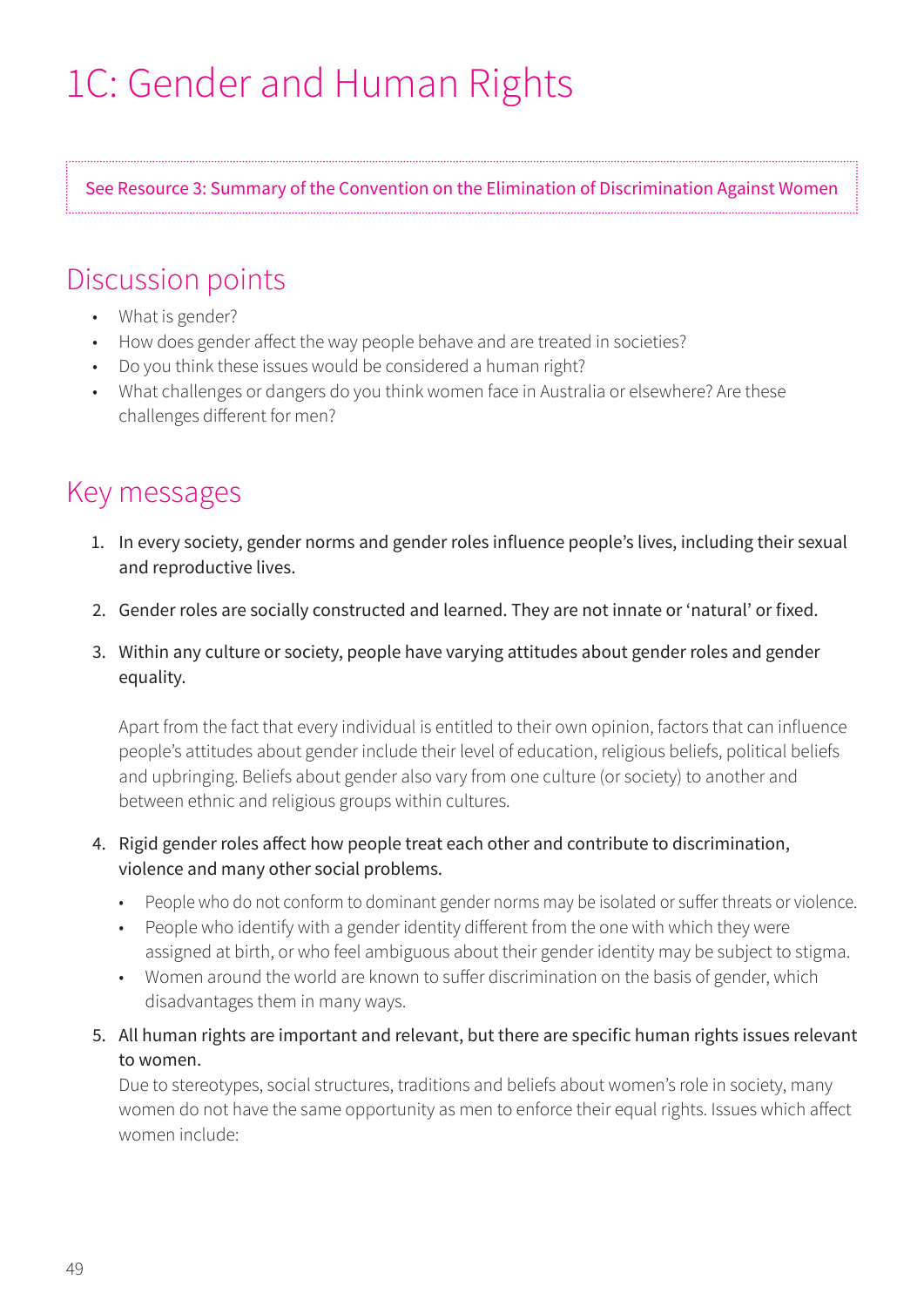# 1C: Gender and Human Rights

See Resource 3: Summary of the Convention on the Elimination of Discrimination Against Women

## Discussion points

- What is gender?
- How does gender affect the way people behave and are treated in societies?
- Do you think these issues would be considered a human right?
- What challenges or dangers do you think women face in Australia or elsewhere? Are these challenges different for men?

## Key messages

1. In every society, gender norms and gender roles influence people's lives, including their sexual and reproductive lives.

2. Gender roles are socially constructed and learned. They are not innate or 'natural' or fixed.

3. Within any culture or society, people have varying attitudes about gender roles and gender equality.

   Apart from the fact that every individual is entitled to their own opinion, factors that can influence people's attitudes about gender include their level of education, religious beliefs, political beliefs and upbringing. Beliefs about gender also vary from one culture (or society) to another and between ethnic and religious groups within cultures.

4. Rigid gender roles affect how people treat each other and contribute to discrimination, violence and many other social problems.
   - People who do not conform to dominant gender norms may be isolated or suffer threats or violence.
   - People who identify with a gender identity different from the one with which they were assigned at birth, or who feel ambiguous about their gender identity may be subject to stigma.
   - Women around the world are known to suffer discrimination on the basis of gender, which disadvantages them in many ways.

5. All human rights are important and relevant, but there are specific human rights issues relevant to women.
   Due to stereotypes, social structures, traditions and beliefs about women's role in society, many women do not have the same opportunity as men to enforce their equal rights. Issues which affect women include: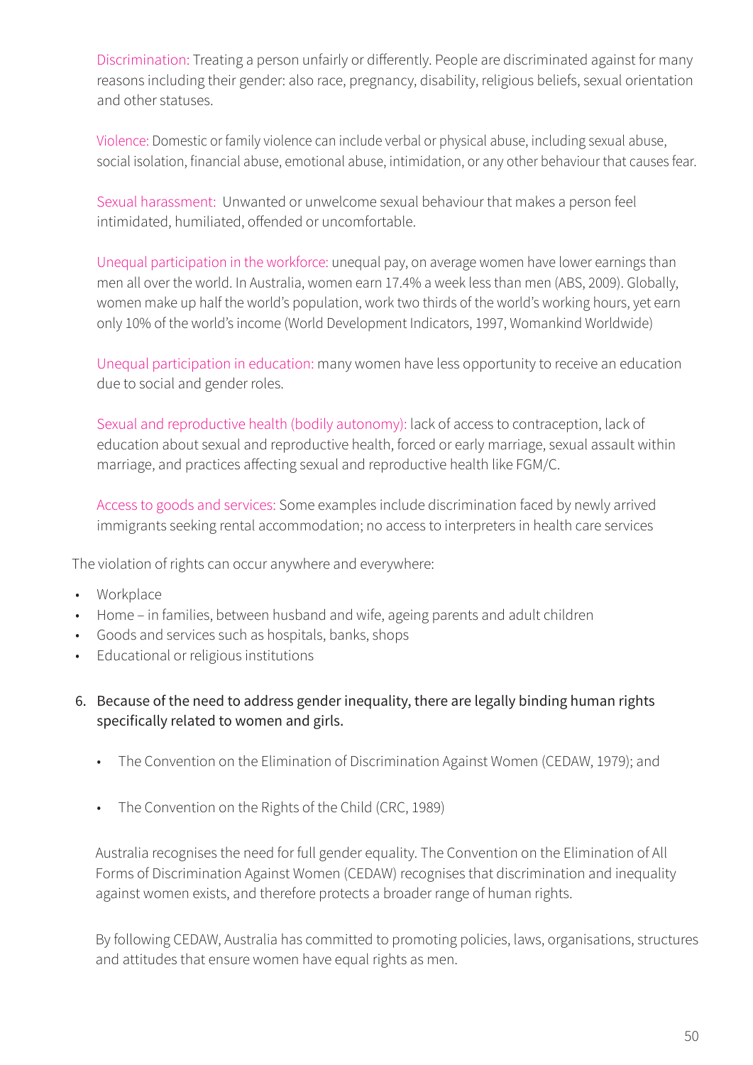Discrimination: Treating a person unfairly or differently. People are discriminated against for many reasons including their gender: also race, pregnancy, disability, religious beliefs, sexual orientation and other statuses.

Violence: Domestic or family violence can include verbal or physical abuse, including sexual abuse, social isolation, financial abuse, emotional abuse, intimidation, or any other behaviour that causes fear.

Sexual harassment: Unwanted or unwelcome sexual behaviour that makes a person feel intimidated, humiliated, offended or uncomfortable.

Unequal participation in the workforce: unequal pay, on average women have lower earnings than men all over the world. In Australia, women earn 17.4% a week less than men (ABS, 2009). Globally, women make up half the world's population, work two thirds of the world's working hours, yet earn only 10% of the world's income (World Development Indicators, 1997, Womankind Worldwide)

Unequal participation in education: many women have less opportunity to receive an education due to social and gender roles.

Sexual and reproductive health (bodily autonomy): lack of access to contraception, lack of education about sexual and reproductive health, forced or early marriage, sexual assault within marriage, and practices affecting sexual and reproductive health like FGM/C.

Access to goods and services: Some examples include discrimination faced by newly arrived immigrants seeking rental accommodation; no access to interpreters in health care services

The violation of rights can occur anywhere and everywhere:

- Workplace
- Home – in families, between husband and wife, ageing parents and adult children
- Goods and services such as hospitals, banks, shops
- Educational or religious institutions

6. Because of the need to address gender inequality, there are legally binding human rights specifically related to women and girls.

   - The Convention on the Elimination of Discrimination Against Women (CEDAW, 1979); and
   - The Convention on the Rights of the Child (CRC, 1989)

   Australia recognises the need for full gender equality. The Convention on the Elimination of All Forms of Discrimination Against Women (CEDAW) recognises that discrimination and inequality against women exists, and therefore protects a broader range of human rights.

   By following CEDAW, Australia has committed to promoting policies, laws, organisations, structures and attitudes that ensure women have equal rights as men.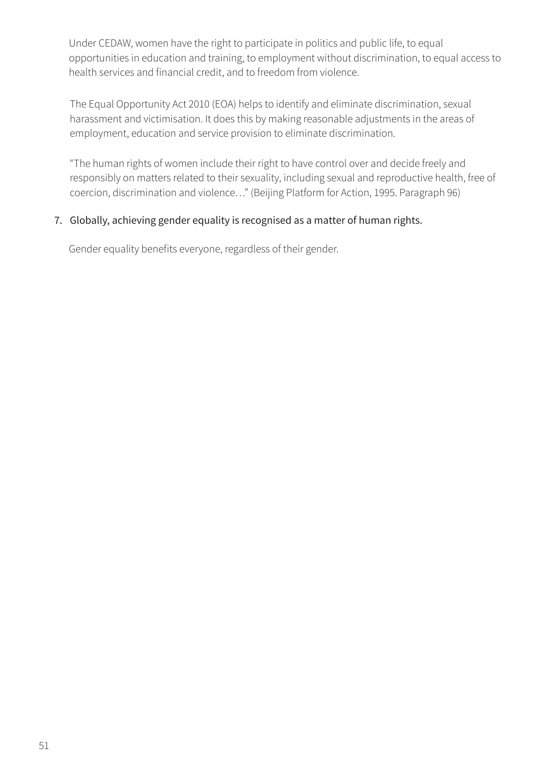Under CEDAW, women have the right to participate in politics and public life, to equal opportunities in education and training, to employment without discrimination, to equal access to health services and financial credit, and to freedom from violence.

The Equal Opportunity Act 2010 (EOA) helps to identify and eliminate discrimination, sexual harassment and victimisation. It does this by making reasonable adjustments in the areas of employment, education and service provision to eliminate discrimination.

"The human rights of women include their right to have control over and decide freely and responsibly on matters related to their sexuality, including sexual and reproductive health, free of coercion, discrimination and violence…" (Beijing Platform for Action, 1995. Paragraph 96)

7. Globally, achieving gender equality is recognised as a matter of human rights.

   Gender equality benefits everyone, regardless of their gender.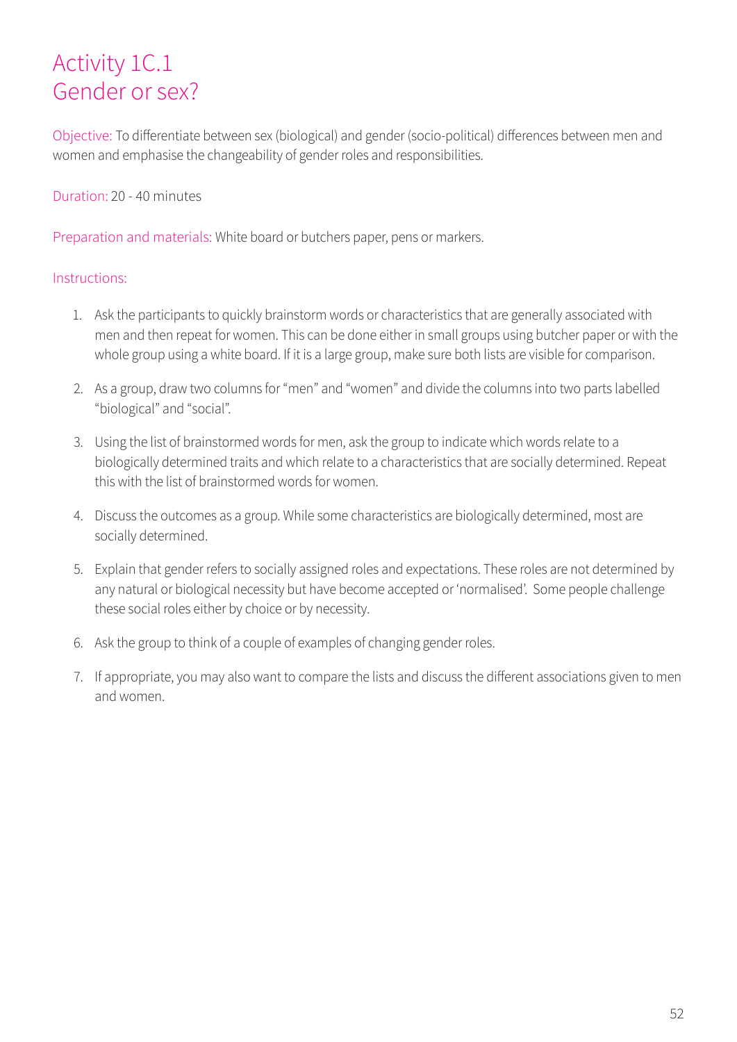# Activity 1C.1
# Gender or sex?

Objective: To differentiate between sex (biological) and gender (socio-political) differences between men and women and emphasise the changeability of gender roles and responsibilities.

Duration: 20 - 40 minutes

Preparation and materials: White board or butchers paper, pens or markers.

Instructions:

1. Ask the participants to quickly brainstorm words or characteristics that are generally associated with men and then repeat for women. This can be done either in small groups using butcher paper or with the whole group using a white board. If it is a large group, make sure both lists are visible for comparison.
2. As a group, draw two columns for "men" and "women" and divide the columns into two parts labelled "biological" and "social".
3. Using the list of brainstormed words for men, ask the group to indicate which words relate to a biologically determined traits and which relate to a characteristics that are socially determined. Repeat this with the list of brainstormed words for women.
4. Discuss the outcomes as a group. While some characteristics are biologically determined, most are socially determined.
5. Explain that gender refers to socially assigned roles and expectations. These roles are not determined by any natural or biological necessity but have become accepted or 'normalised'. Some people challenge these social roles either by choice or by necessity.
6. Ask the group to think of a couple of examples of changing gender roles.
7. If appropriate, you may also want to compare the lists and discuss the different associations given to men and women.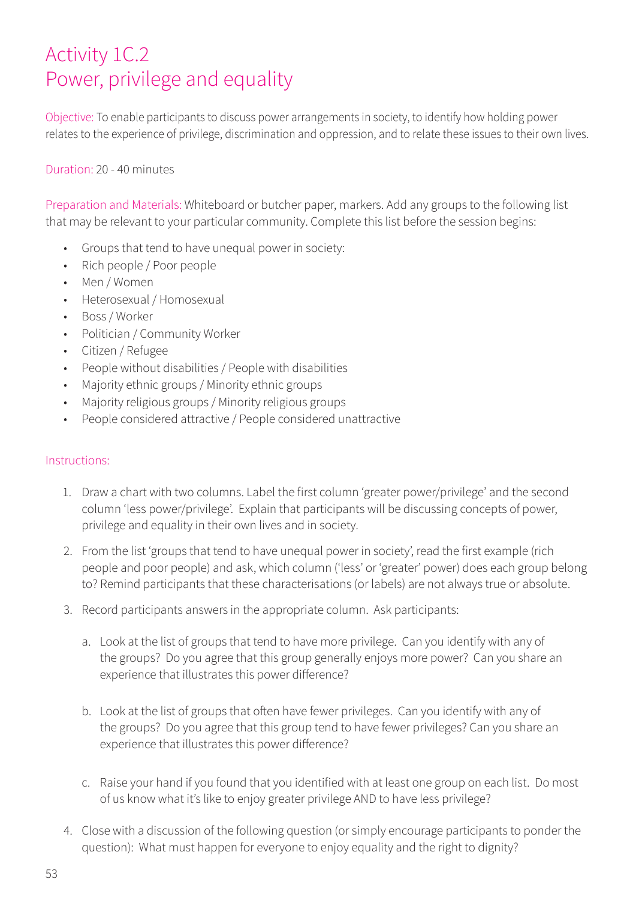# Activity 1C.2
# Power, privilege and equality

Objective: To enable participants to discuss power arrangements in society, to identify how holding power relates to the experience of privilege, discrimination and oppression, and to relate these issues to their own lives.

Duration: 20 - 40 minutes

Preparation and Materials: Whiteboard or butcher paper, markers. Add any groups to the following list that may be relevant to your particular community. Complete this list before the session begins:

- Groups that tend to have unequal power in society:
- Rich people / Poor people
- Men / Women
- Heterosexual / Homosexual
- Boss / Worker
- Politician / Community Worker
- Citizen / Refugee
- People without disabilities / People with disabilities
- Majority ethnic groups / Minority ethnic groups
- Majority religious groups / Minority religious groups
- People considered attractive / People considered unattractive

Instructions:

1. Draw a chart with two columns. Label the first column 'greater power/privilege' and the second column 'less power/privilege'. Explain that participants will be discussing concepts of power, privilege and equality in their own lives and in society.
2. From the list 'groups that tend to have unequal power in society', read the first example (rich people and poor people) and ask, which column ('less' or 'greater' power) does each group belong to? Remind participants that these characterisations (or labels) are not always true or absolute.
3. Record participants answers in the appropriate column. Ask participants:
   a. Look at the list of groups that tend to have more privilege. Can you identify with any of the groups? Do you agree that this group generally enjoys more power? Can you share an experience that illustrates this power difference?
   b. Look at the list of groups that often have fewer privileges. Can you identify with any of the groups? Do you agree that this group tend to have fewer privileges? Can you share an experience that illustrates this power difference?
   c. Raise your hand if you found that you identified with at least one group on each list. Do most of us know what it's like to enjoy greater privilege AND to have less privilege?
4. Close with a discussion of the following question (or simply encourage participants to ponder the question): What must happen for everyone to enjoy equality and the right to dignity?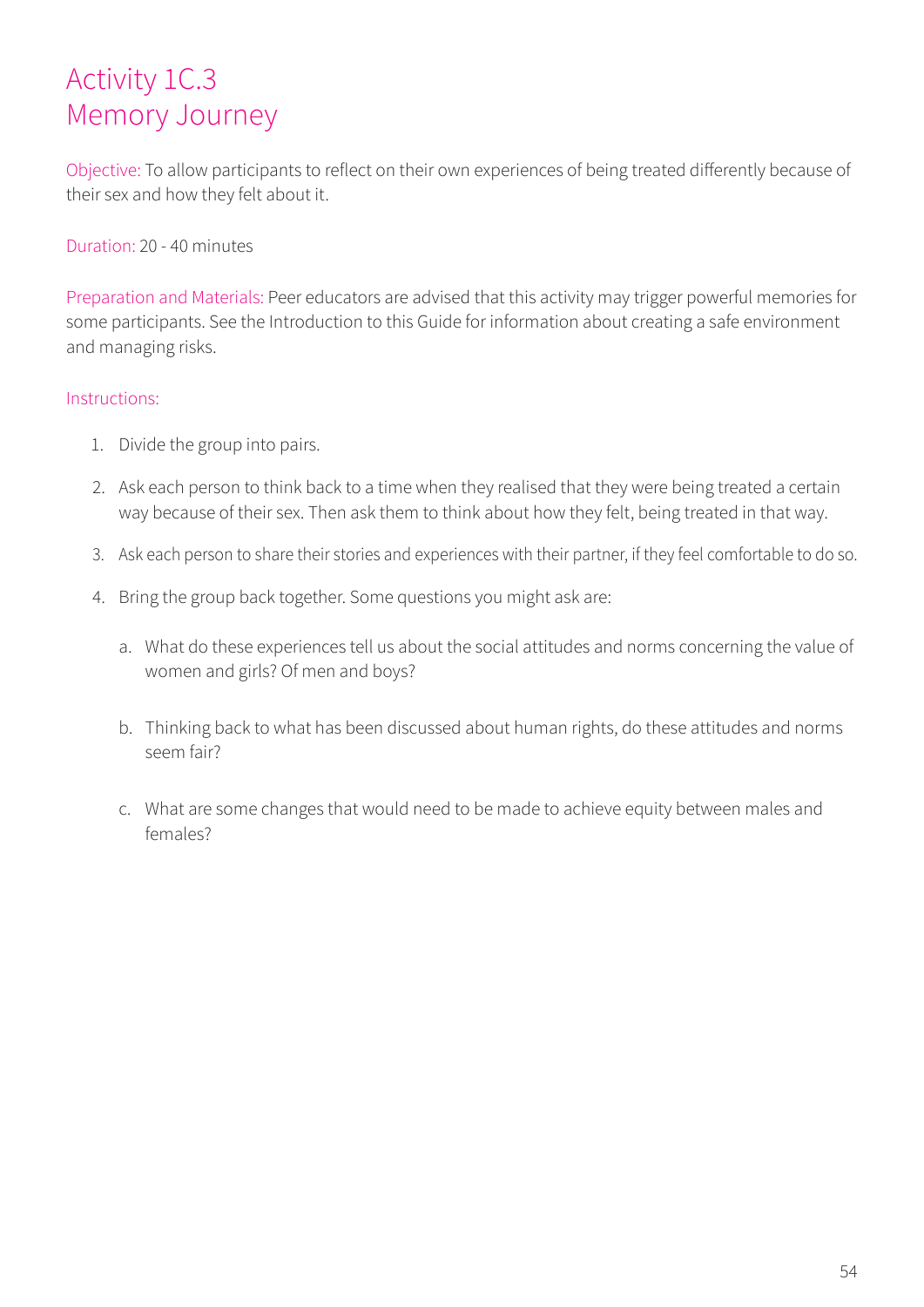# Activity 1C.3
# Memory Journey

Objective: To allow participants to reflect on their own experiences of being treated differently because of their sex and how they felt about it.

Duration: 20 - 40 minutes

Preparation and Materials: Peer educators are advised that this activity may trigger powerful memories for some participants. See the Introduction to this Guide for information about creating a safe environment and managing risks.

Instructions:

1. Divide the group into pairs.
2. Ask each person to think back to a time when they realised that they were being treated a certain way because of their sex. Then ask them to think about how they felt, being treated in that way.
3. Ask each person to share their stories and experiences with their partner, if they feel comfortable to do so.
4. Bring the group back together. Some questions you might ask are:
   a. What do these experiences tell us about the social attitudes and norms concerning the value of women and girls? Of men and boys?
   b. Thinking back to what has been discussed about human rights, do these attitudes and norms seem fair?
   c. What are some changes that would need to be made to achieve equity between males and females?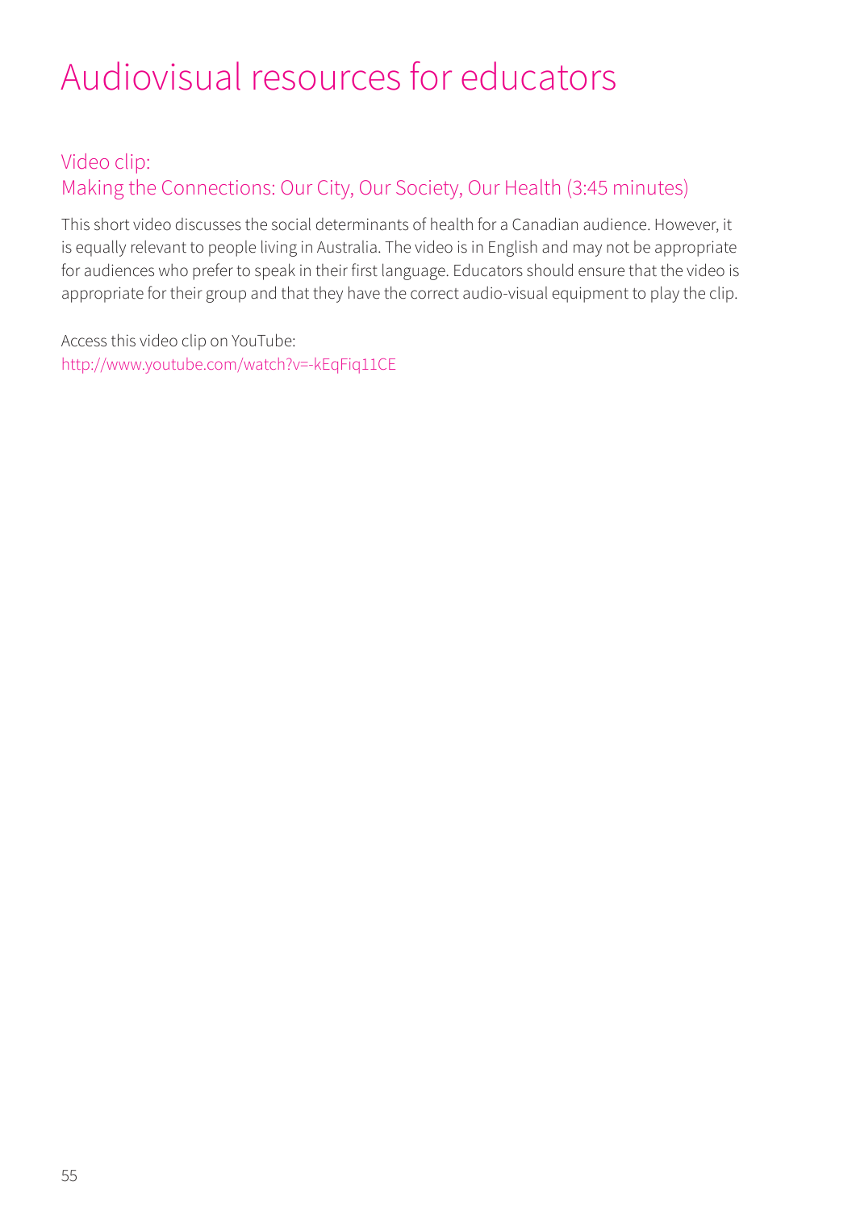# Audiovisual resources for educators

## Video clip:
## Making the Connections: Our City, Our Society, Our Health (3:45 minutes)

This short video discusses the social determinants of health for a Canadian audience. However, it is equally relevant to people living in Australia. The video is in English and may not be appropriate for audiences who prefer to speak in their first language. Educators should ensure that the video is appropriate for their group and that they have the correct audio-visual equipment to play the clip.

Access this video clip on YouTube:
http://www.youtube.com/watch?v=-kEqFiq11CE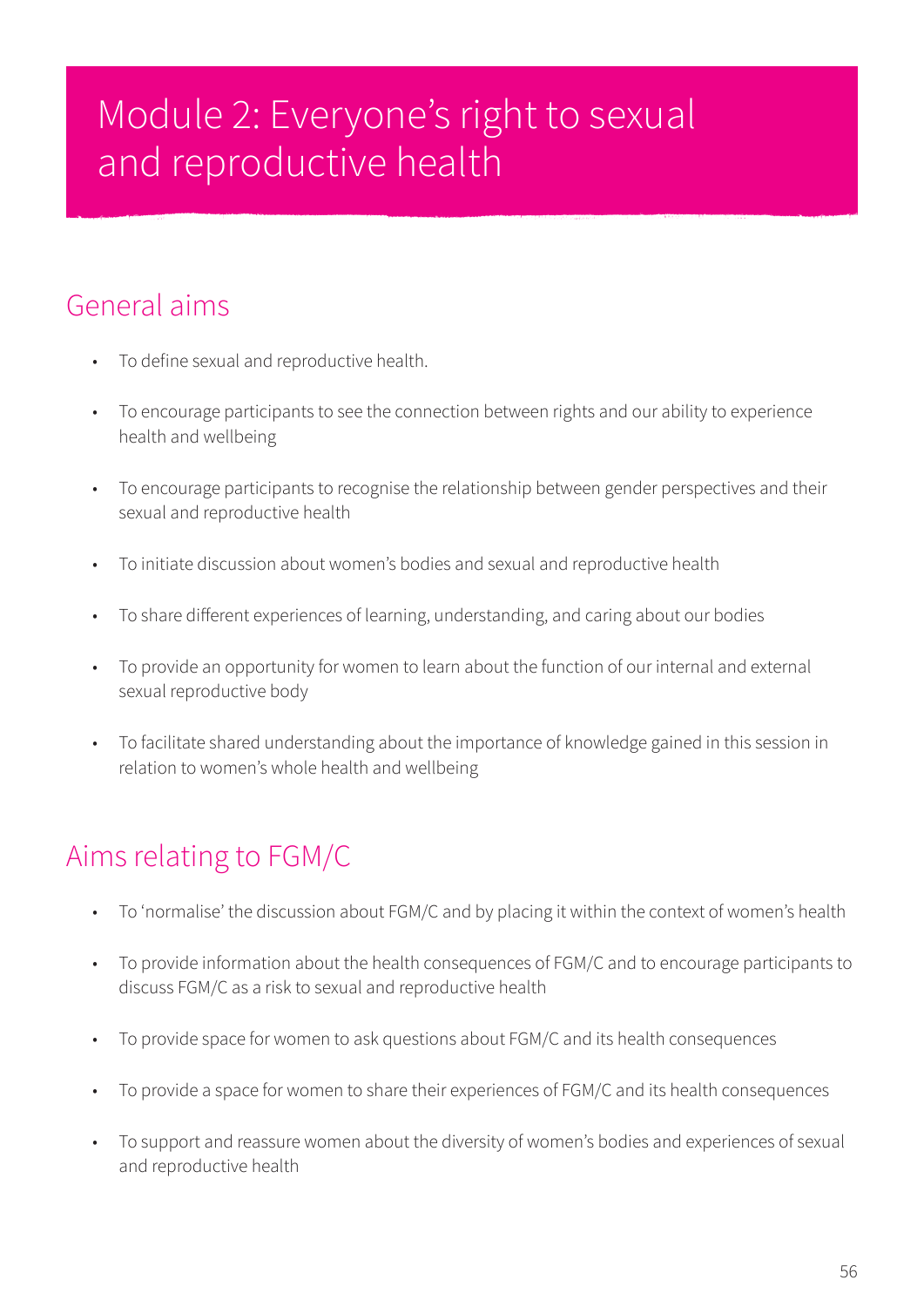# Module 2: Everyone's right to sexual and reproductive health

## General aims

- To define sexual and reproductive health.
- To encourage participants to see the connection between rights and our ability to experience health and wellbeing
- To encourage participants to recognise the relationship between gender perspectives and their sexual and reproductive health
- To initiate discussion about women's bodies and sexual and reproductive health
- To share different experiences of learning, understanding, and caring about our bodies
- To provide an opportunity for women to learn about the function of our internal and external sexual reproductive body
- To facilitate shared understanding about the importance of knowledge gained in this session in relation to women's whole health and wellbeing

## Aims relating to FGM/C

- To 'normalise' the discussion about FGM/C and by placing it within the context of women's health
- To provide information about the health consequences of FGM/C and to encourage participants to discuss FGM/C as a risk to sexual and reproductive health
- To provide space for women to ask questions about FGM/C and its health consequences
- To provide a space for women to share their experiences of FGM/C and its health consequences
- To support and reassure women about the diversity of women's bodies and experiences of sexual and reproductive health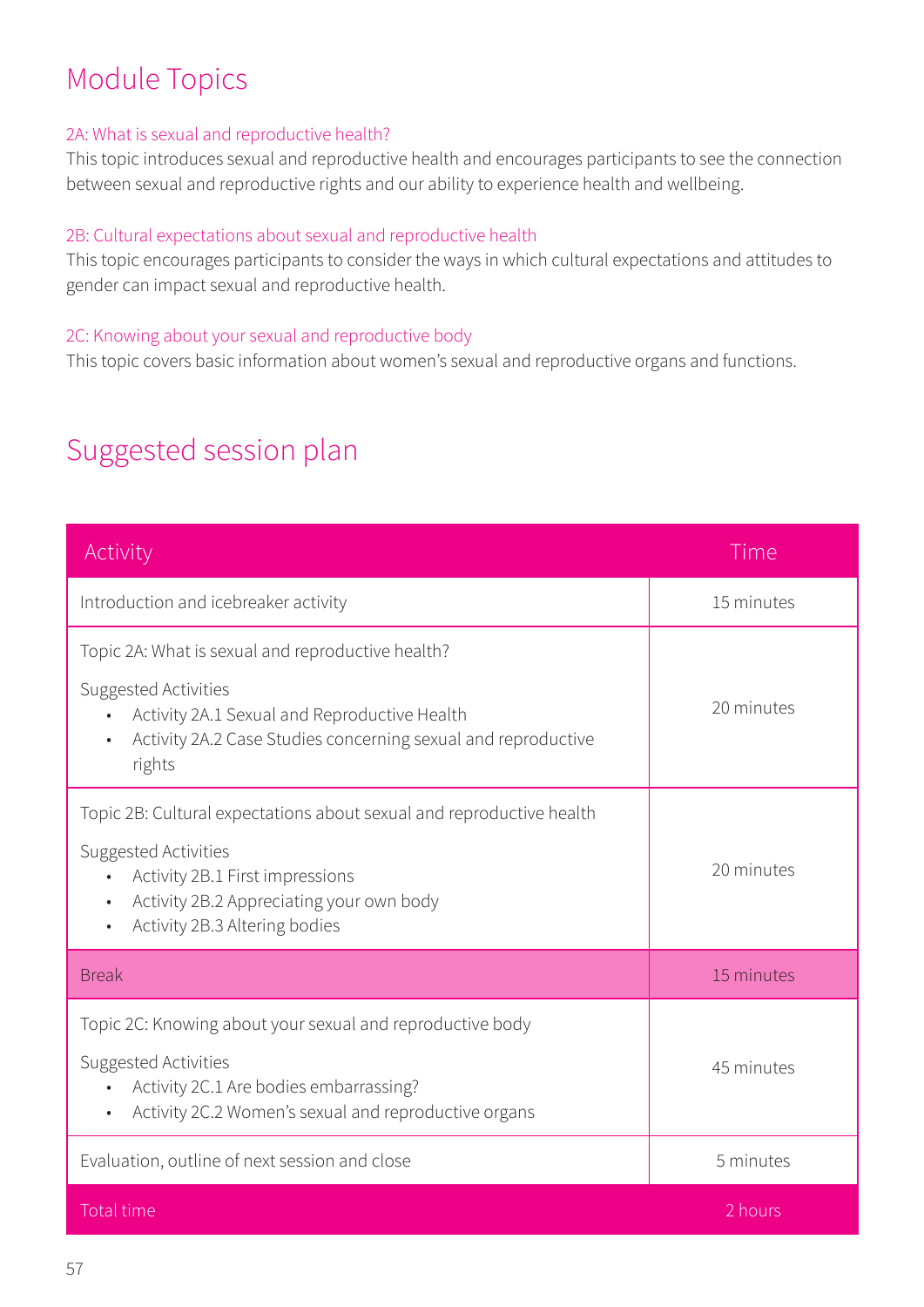## Module Topics

### 2A: What is sexual and reproductive health?

This topic introduces sexual and reproductive health and encourages participants to see the connection between sexual and reproductive rights and our ability to experience health and wellbeing.

### 2B: Cultural expectations about sexual and reproductive health

This topic encourages participants to consider the ways in which cultural expectations and attitudes to gender can impact sexual and reproductive health.

### 2C: Knowing about your sexual and reproductive body

This topic covers basic information about women's sexual and reproductive organs and functions.

## Suggested session plan

| Activity | Time |
|---|---|
| Introduction and icebreaker activity | 15 minutes |
| Topic 2A: What is sexual and reproductive health?<br><br>Suggested Activities<br>• Activity 2A.1 Sexual and Reproductive Health<br>• Activity 2A.2 Case Studies concerning sexual and reproductive rights | 20 minutes |
| Topic 2B: Cultural expectations about sexual and reproductive health<br><br>Suggested Activities<br>• Activity 2B.1 First impressions<br>• Activity 2B.2 Appreciating your own body<br>• Activity 2B.3 Altering bodies | 20 minutes |
| Break | 15 minutes |
| Topic 2C: Knowing about your sexual and reproductive body<br><br>Suggested Activities<br>• Activity 2C.1 Are bodies embarrassing?<br>• Activity 2C.2 Women's sexual and reproductive organs | 45 minutes |
| Evaluation, outline of next session and close | 5 minutes |
| Total time | 2 hours |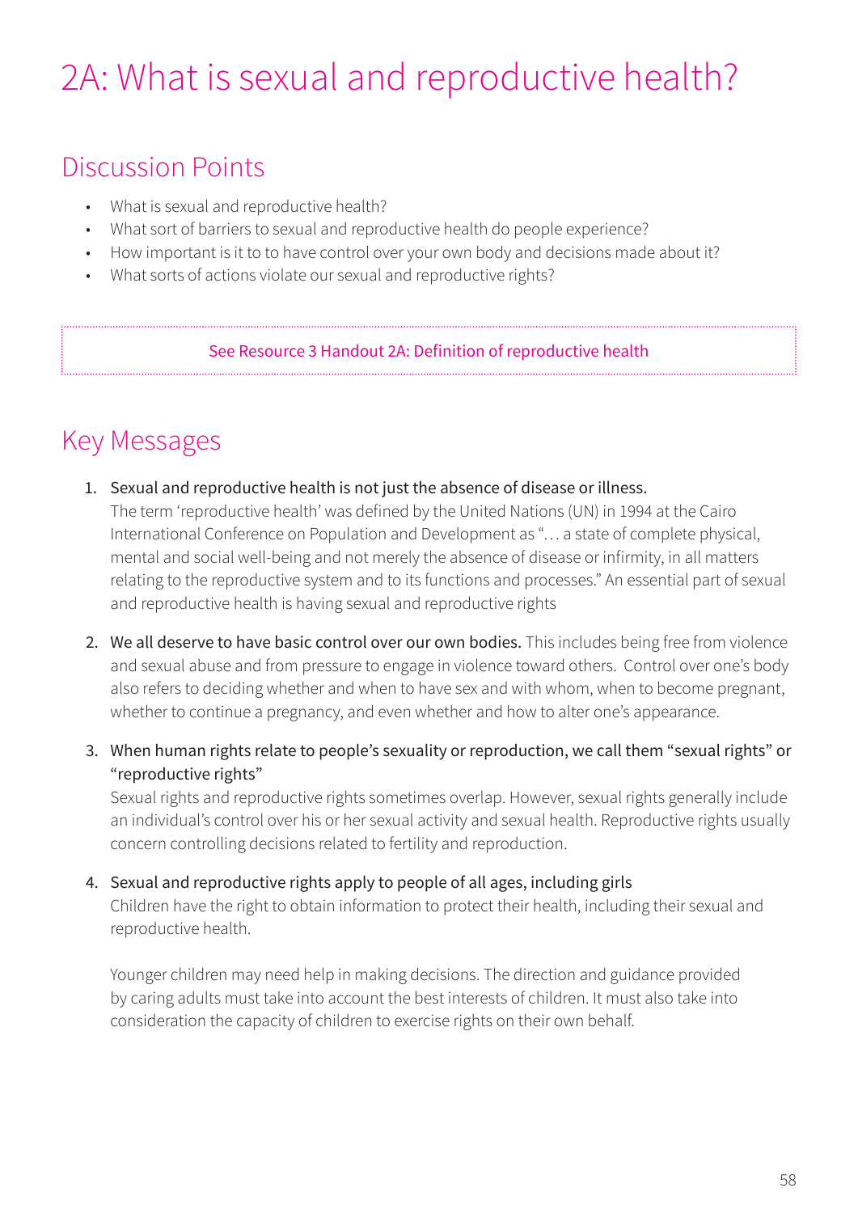# 2A: What is sexual and reproductive health?

## Discussion Points

- What is sexual and reproductive health?
- What sort of barriers to sexual and reproductive health do people experience?
- How important is it to to have control over your own body and decisions made about it?
- What sorts of actions violate our sexual and reproductive rights?

See Resource 3 Handout 2A: Definition of reproductive health

## Key Messages

1. Sexual and reproductive health is not just the absence of disease or illness.
   The term 'reproductive health' was defined by the United Nations (UN) in 1994 at the Cairo International Conference on Population and Development as "… a state of complete physical, mental and social well-being and not merely the absence of disease or infirmity, in all matters relating to the reproductive system and to its functions and processes." An essential part of sexual and reproductive health is having sexual and reproductive rights

2. We all deserve to have basic control over our own bodies. This includes being free from violence and sexual abuse and from pressure to engage in violence toward others. Control over one's body also refers to deciding whether and when to have sex and with whom, when to become pregnant, whether to continue a pregnancy, and even whether and how to alter one's appearance.

3. When human rights relate to people's sexuality or reproduction, we call them "sexual rights" or "reproductive rights"
   Sexual rights and reproductive rights sometimes overlap. However, sexual rights generally include an individual's control over his or her sexual activity and sexual health. Reproductive rights usually concern controlling decisions related to fertility and reproduction.

4. Sexual and reproductive rights apply to people of all ages, including girls
   Children have the right to obtain information to protect their health, including their sexual and reproductive health.

   Younger children may need help in making decisions. The direction and guidance provided by caring adults must take into account the best interests of children. It must also take into consideration the capacity of children to exercise rights on their own behalf.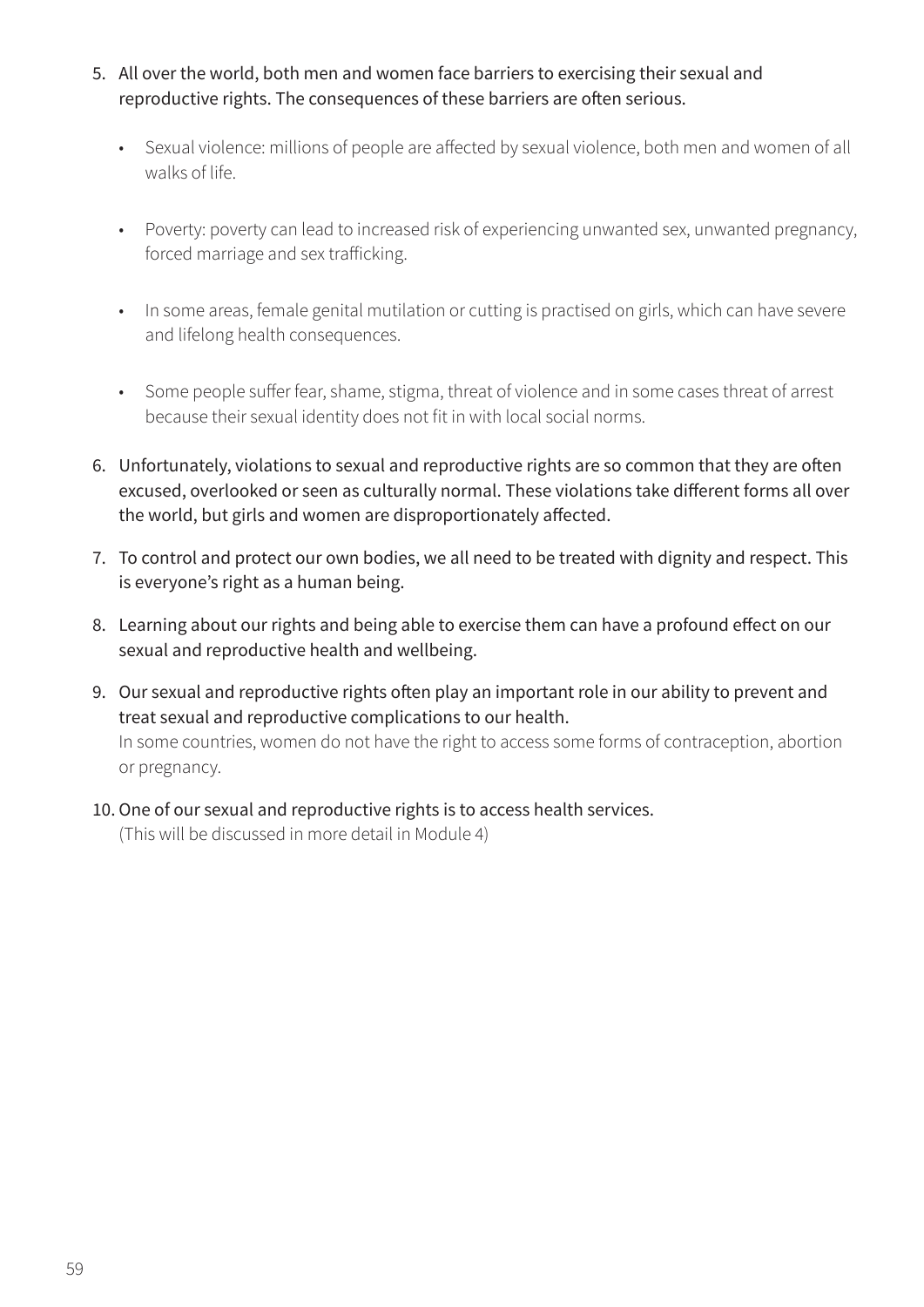5. All over the world, both men and women face barriers to exercising their sexual and reproductive rights. The consequences of these barriers are often serious.

    - Sexual violence: millions of people are affected by sexual violence, both men and women of all walks of life.

    - Poverty: poverty can lead to increased risk of experiencing unwanted sex, unwanted pregnancy, forced marriage and sex trafficking.

    - In some areas, female genital mutilation or cutting is practised on girls, which can have severe and lifelong health consequences.

    - Some people suffer fear, shame, stigma, threat of violence and in some cases threat of arrest because their sexual identity does not fit in with local social norms.

6. Unfortunately, violations to sexual and reproductive rights are so common that they are often excused, overlooked or seen as culturally normal. These violations take different forms all over the world, but girls and women are disproportionately affected.

7. To control and protect our own bodies, we all need to be treated with dignity and respect. This is everyone's right as a human being.

8. Learning about our rights and being able to exercise them can have a profound effect on our sexual and reproductive health and wellbeing.

9. Our sexual and reproductive rights often play an important role in our ability to prevent and treat sexual and reproductive complications to our health.
   In some countries, women do not have the right to access some forms of contraception, abortion or pregnancy.

10. One of our sexual and reproductive rights is to access health services.
    (This will be discussed in more detail in Module 4)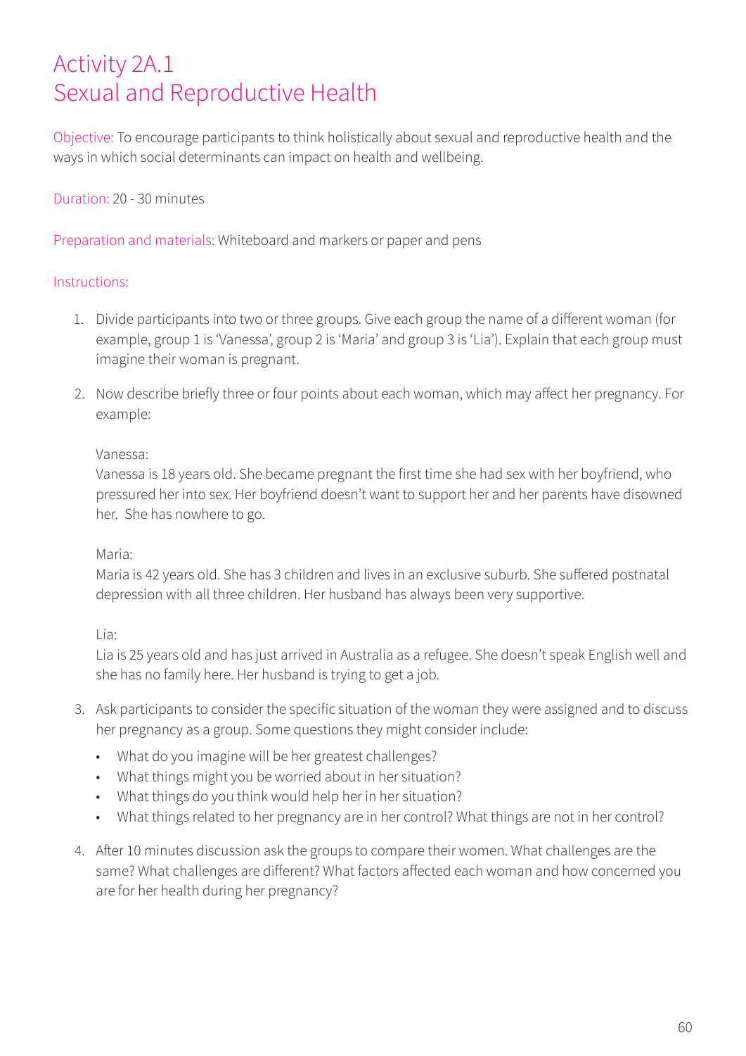# Activity 2A.1
# Sexual and Reproductive Health

Objective: To encourage participants to think holistically about sexual and reproductive health and the ways in which social determinants can impact on health and wellbeing.

Duration: 20 - 30 minutes

Preparation and materials: Whiteboard and markers or paper and pens

Instructions:

1. Divide participants into two or three groups. Give each group the name of a different woman (for example, group 1 is 'Vanessa', group 2 is 'Maria' and group 3 is 'Lia'). Explain that each group must imagine their woman is pregnant.

2. Now describe briefly three or four points about each woman, which may affect her pregnancy. For example:

   Vanessa:
   Vanessa is 18 years old. She became pregnant the first time she had sex with her boyfriend, who pressured her into sex. Her boyfriend doesn't want to support her and her parents have disowned her. She has nowhere to go.

   Maria:
   Maria is 42 years old. She has 3 children and lives in an exclusive suburb. She suffered postnatal depression with all three children. Her husband has always been very supportive.

   Lia:
   Lia is 25 years old and has just arrived in Australia as a refugee. She doesn't speak English well and she has no family here. Her husband is trying to get a job.

3. Ask participants to consider the specific situation of the woman they were assigned and to discuss her pregnancy as a group. Some questions they might consider include:
   - What do you imagine will be her greatest challenges?
   - What things might you be worried about in her situation?
   - What things do you think would help her in her situation?
   - What things related to her pregnancy are in her control? What things are not in her control?

4. After 10 minutes discussion ask the groups to compare their women. What challenges are the same? What challenges are different? What factors affected each woman and how concerned you are for her health during her pregnancy?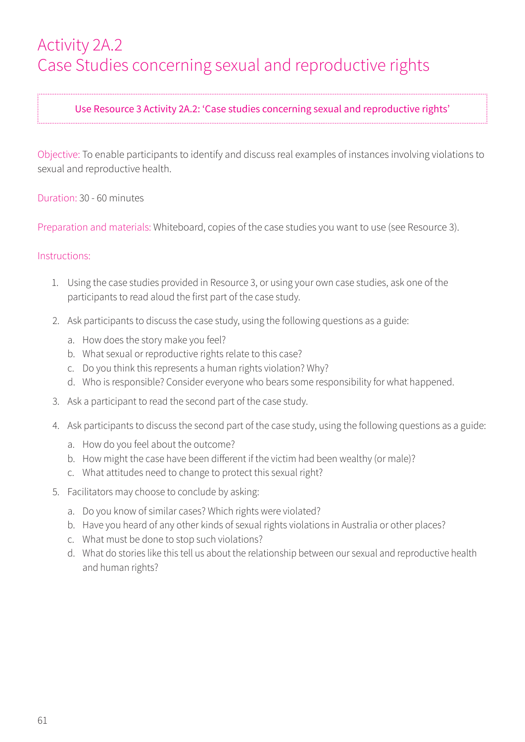# Activity 2A.2
# Case Studies concerning sexual and reproductive rights

Use Resource 3 Activity 2A.2: 'Case studies concerning sexual and reproductive rights'

Objective: To enable participants to identify and discuss real examples of instances involving violations to sexual and reproductive health.

Duration: 30 - 60 minutes

Preparation and materials: Whiteboard, copies of the case studies you want to use (see Resource 3).

Instructions:

1. Using the case studies provided in Resource 3, or using your own case studies, ask one of the participants to read aloud the first part of the case study.
2. Ask participants to discuss the case study, using the following questions as a guide:
    a. How does the story make you feel?
    b. What sexual or reproductive rights relate to this case?
    c. Do you think this represents a human rights violation? Why?
    d. Who is responsible? Consider everyone who bears some responsibility for what happened.
3. Ask a participant to read the second part of the case study.
4. Ask participants to discuss the second part of the case study, using the following questions as a guide:
    a. How do you feel about the outcome?
    b. How might the case have been different if the victim had been wealthy (or male)?
    c. What attitudes need to change to protect this sexual right?
5. Facilitators may choose to conclude by asking:
    a. Do you know of similar cases? Which rights were violated?
    b. Have you heard of any other kinds of sexual rights violations in Australia or other places?
    c. What must be done to stop such violations?
    d. What do stories like this tell us about the relationship between our sexual and reproductive health and human rights?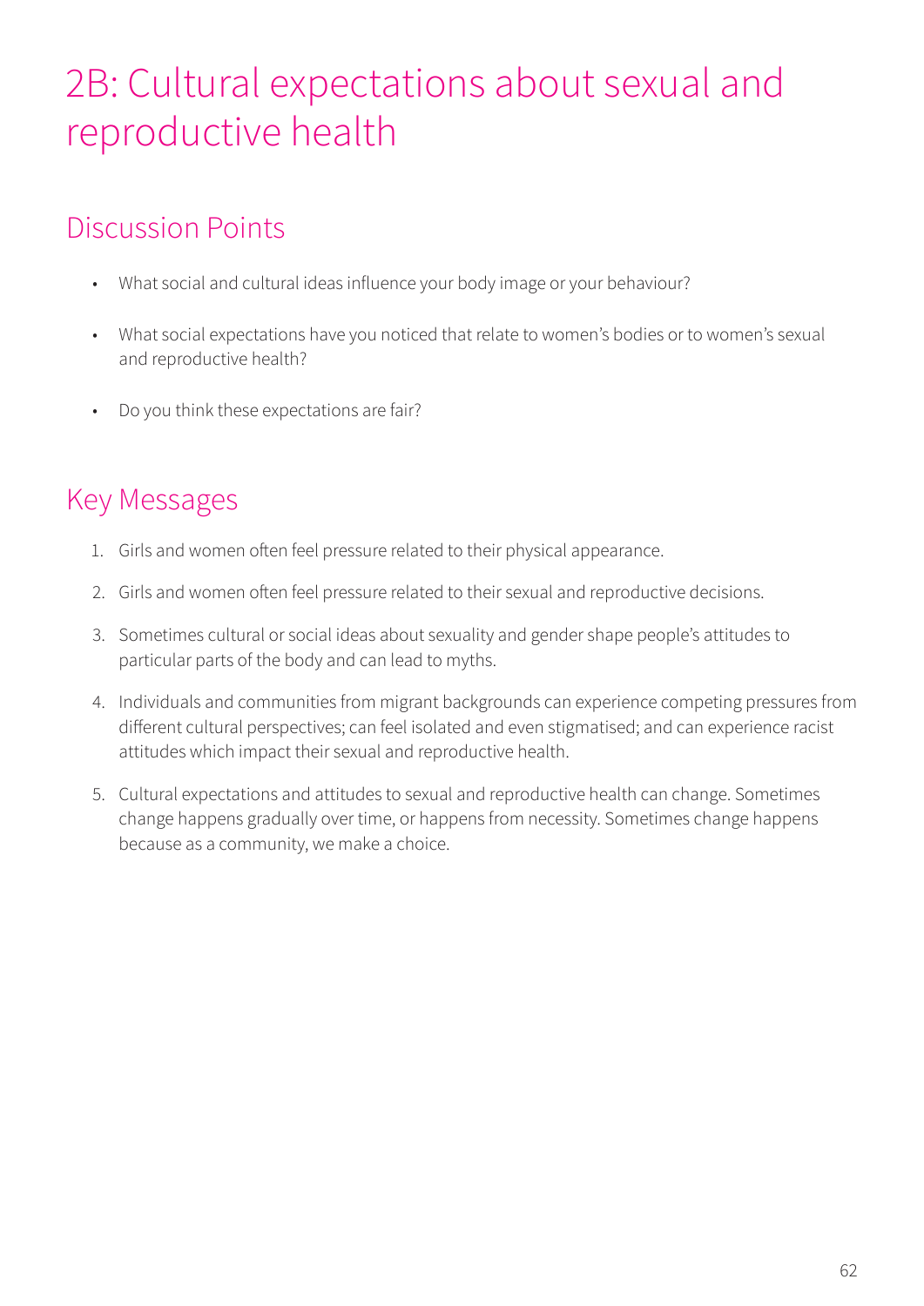# 2B: Cultural expectations about sexual and reproductive health

## Discussion Points

- What social and cultural ideas influence your body image or your behaviour?
- What social expectations have you noticed that relate to women's bodies or to women's sexual and reproductive health?
- Do you think these expectations are fair?

## Key Messages

1. Girls and women often feel pressure related to their physical appearance.
2. Girls and women often feel pressure related to their sexual and reproductive decisions.
3. Sometimes cultural or social ideas about sexuality and gender shape people's attitudes to particular parts of the body and can lead to myths.
4. Individuals and communities from migrant backgrounds can experience competing pressures from different cultural perspectives; can feel isolated and even stigmatised; and can experience racist attitudes which impact their sexual and reproductive health.
5. Cultural expectations and attitudes to sexual and reproductive health can change. Sometimes change happens gradually over time, or happens from necessity. Sometimes change happens because as a community, we make a choice.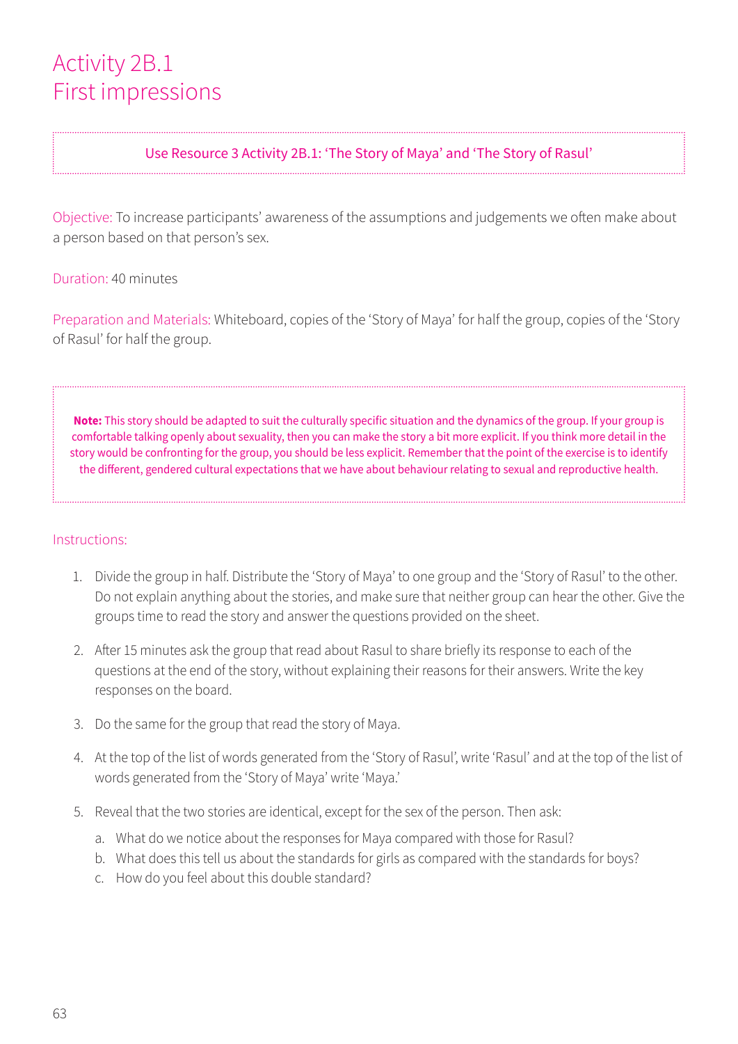# Activity 2B.1
# First impressions

Use Resource 3 Activity 2B.1: 'The Story of Maya' and 'The Story of Rasul'

Objective: To increase participants' awareness of the assumptions and judgements we often make about a person based on that person's sex.

Duration: 40 minutes

Preparation and Materials: Whiteboard, copies of the 'Story of Maya' for half the group, copies of the 'Story of Rasul' for half the group.

**Note:** This story should be adapted to suit the culturally specific situation and the dynamics of the group. If your group is comfortable talking openly about sexuality, then you can make the story a bit more explicit. If you think more detail in the story would be confronting for the group, you should be less explicit. Remember that the point of the exercise is to identify the different, gendered cultural expectations that we have about behaviour relating to sexual and reproductive health.

Instructions:

1. Divide the group in half. Distribute the 'Story of Maya' to one group and the 'Story of Rasul' to the other. Do not explain anything about the stories, and make sure that neither group can hear the other. Give the groups time to read the story and answer the questions provided on the sheet.
2. After 15 minutes ask the group that read about Rasul to share briefly its response to each of the questions at the end of the story, without explaining their reasons for their answers. Write the key responses on the board.
3. Do the same for the group that read the story of Maya.
4. At the top of the list of words generated from the 'Story of Rasul', write 'Rasul' and at the top of the list of words generated from the 'Story of Maya' write 'Maya.'
5. Reveal that the two stories are identical, except for the sex of the person. Then ask:
   a. What do we notice about the responses for Maya compared with those for Rasul?
   b. What does this tell us about the standards for girls as compared with the standards for boys?
   c. How do you feel about this double standard?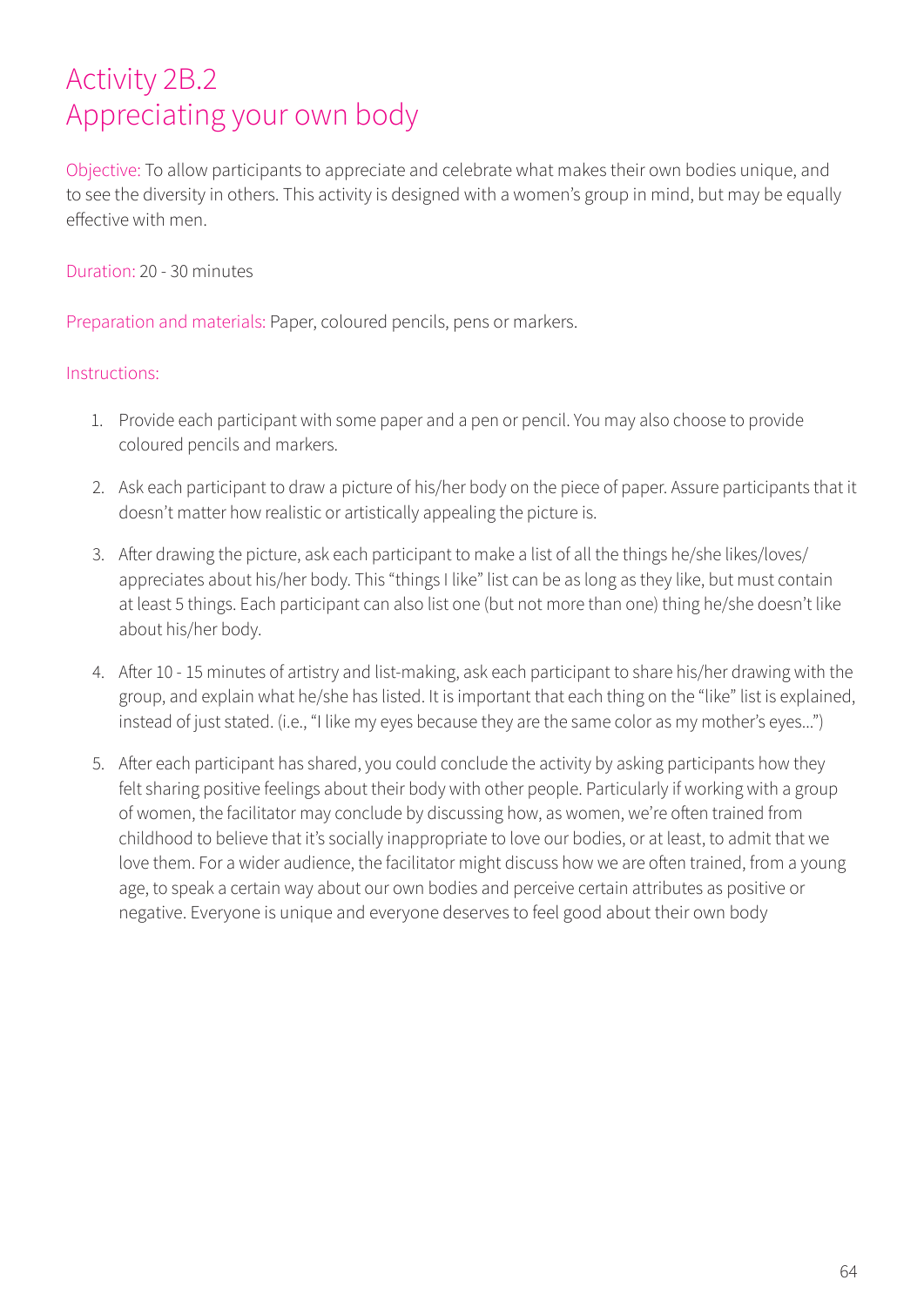# Activity 2B.2
# Appreciating your own body

Objective: To allow participants to appreciate and celebrate what makes their own bodies unique, and to see the diversity in others. This activity is designed with a women's group in mind, but may be equally effective with men.

Duration: 20 - 30 minutes

Preparation and materials: Paper, coloured pencils, pens or markers.

Instructions:

1. Provide each participant with some paper and a pen or pencil. You may also choose to provide coloured pencils and markers.
2. Ask each participant to draw a picture of his/her body on the piece of paper. Assure participants that it doesn't matter how realistic or artistically appealing the picture is.
3. After drawing the picture, ask each participant to make a list of all the things he/she likes/loves/appreciates about his/her body. This "things I like" list can be as long as they like, but must contain at least 5 things. Each participant can also list one (but not more than one) thing he/she doesn't like about his/her body.
4. After 10 - 15 minutes of artistry and list-making, ask each participant to share his/her drawing with the group, and explain what he/she has listed. It is important that each thing on the "like" list is explained, instead of just stated. (i.e., "I like my eyes because they are the same color as my mother's eyes...")
5. After each participant has shared, you could conclude the activity by asking participants how they felt sharing positive feelings about their body with other people. Particularly if working with a group of women, the facilitator may conclude by discussing how, as women, we're often trained from childhood to believe that it's socially inappropriate to love our bodies, or at least, to admit that we love them. For a wider audience, the facilitator might discuss how we are often trained, from a young age, to speak a certain way about our own bodies and perceive certain attributes as positive or negative. Everyone is unique and everyone deserves to feel good about their own body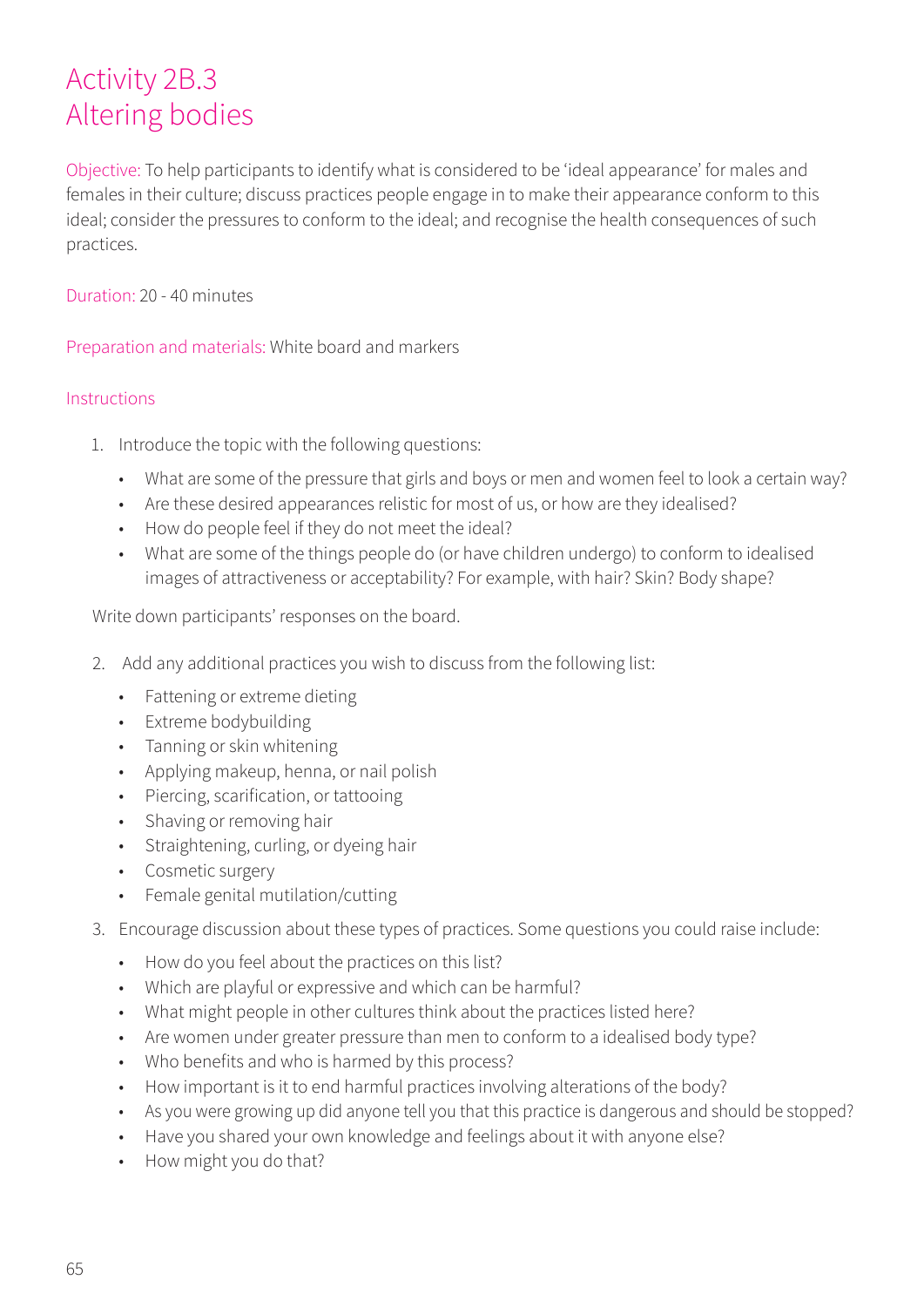# Activity 2B.3
# Altering bodies

Objective: To help participants to identify what is considered to be 'ideal appearance' for males and females in their culture; discuss practices people engage in to make their appearance conform to this ideal; consider the pressures to conform to the ideal; and recognise the health consequences of such practices.

Duration: 20 - 40 minutes

Preparation and materials: White board and markers

Instructions

1. Introduce the topic with the following questions:
   - What are some of the pressure that girls and boys or men and women feel to look a certain way?
   - Are these desired appearances relistic for most of us, or how are they idealised?
   - How do people feel if they do not meet the ideal?
   - What are some of the things people do (or have children undergo) to conform to idealised images of attractiveness or acceptability? For example, with hair? Skin? Body shape?

   Write down participants' responses on the board.

2. Add any additional practices you wish to discuss from the following list:
   - Fattening or extreme dieting
   - Extreme bodybuilding
   - Tanning or skin whitening
   - Applying makeup, henna, or nail polish
   - Piercing, scarification, or tattooing
   - Shaving or removing hair
   - Straightening, curling, or dyeing hair
   - Cosmetic surgery
   - Female genital mutilation/cutting

3. Encourage discussion about these types of practices. Some questions you could raise include:
   - How do you feel about the practices on this list?
   - Which are playful or expressive and which can be harmful?
   - What might people in other cultures think about the practices listed here?
   - Are women under greater pressure than men to conform to a idealised body type?
   - Who benefits and who is harmed by this process?
   - How important is it to end harmful practices involving alterations of the body?
   - As you were growing up did anyone tell you that this practice is dangerous and should be stopped?
   - Have you shared your own knowledge and feelings about it with anyone else?
   - How might you do that?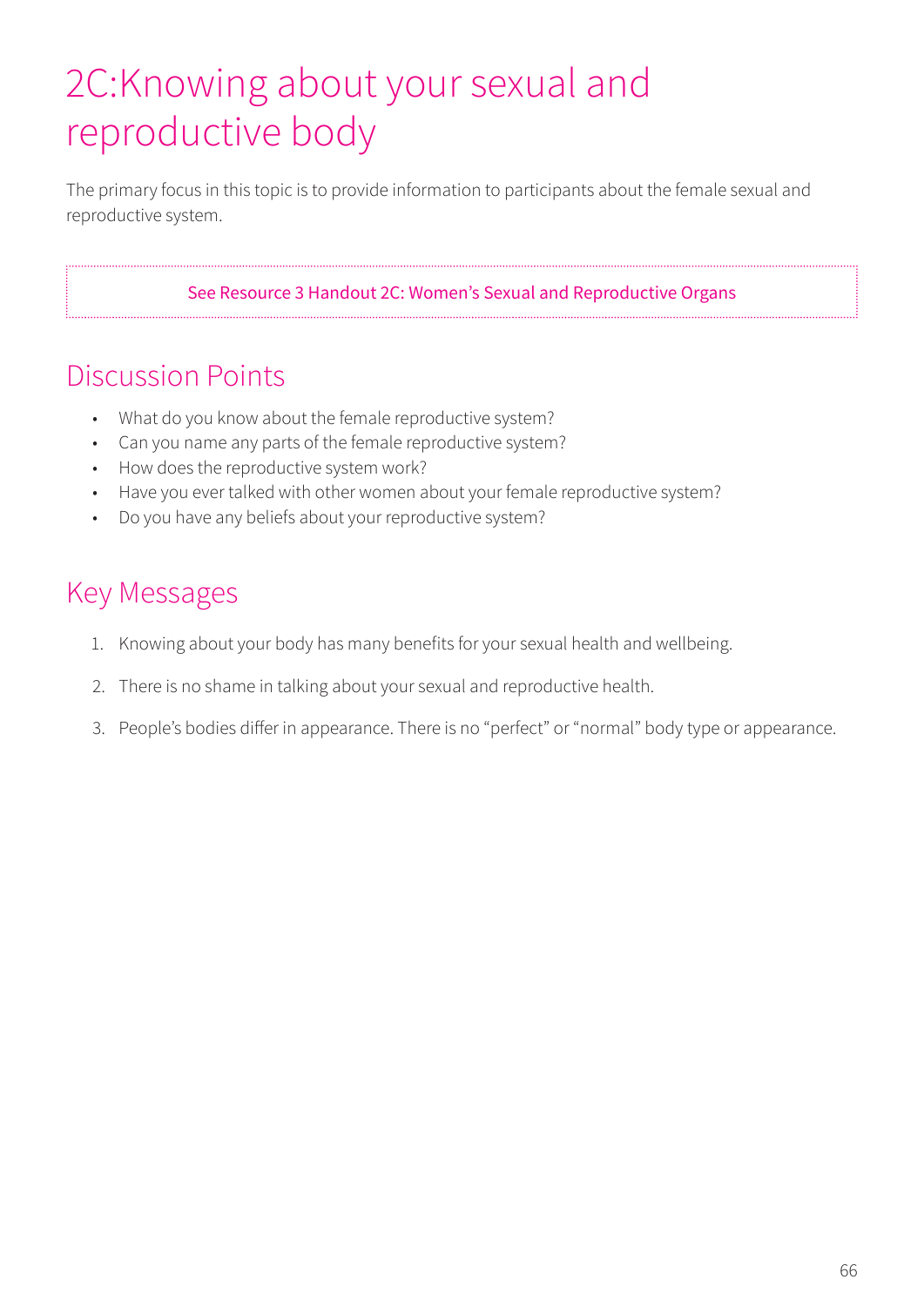# 2C:Knowing about your sexual and reproductive body

The primary focus in this topic is to provide information to participants about the female sexual and reproductive system.

See Resource 3 Handout 2C: Women's Sexual and Reproductive Organs

## Discussion Points

- What do you know about the female reproductive system?
- Can you name any parts of the female reproductive system?
- How does the reproductive system work?
- Have you ever talked with other women about your female reproductive system?
- Do you have any beliefs about your reproductive system?

## Key Messages

1. Knowing about your body has many benefits for your sexual health and wellbeing.
2. There is no shame in talking about your sexual and reproductive health.
3. People's bodies differ in appearance. There is no "perfect" or "normal" body type or appearance.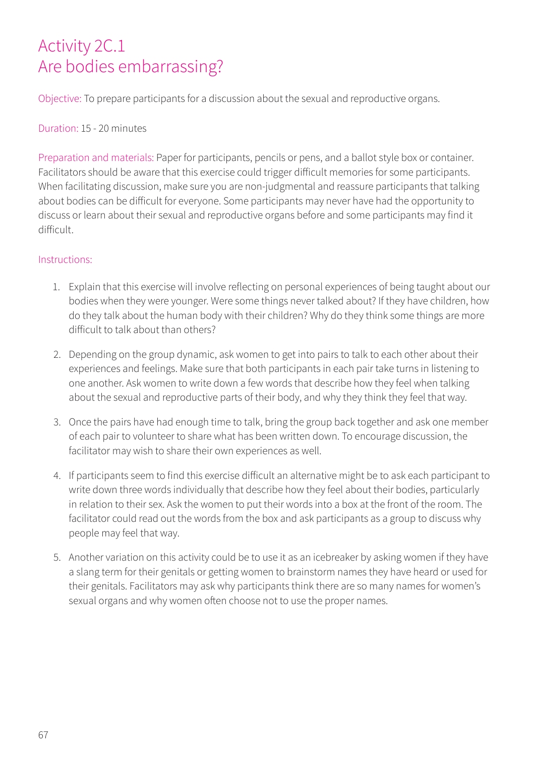# Activity 2C.1
# Are bodies embarrassing?

Objective: To prepare participants for a discussion about the sexual and reproductive organs.

Duration: 15 - 20 minutes

Preparation and materials: Paper for participants, pencils or pens, and a ballot style box or container. Facilitators should be aware that this exercise could trigger difficult memories for some participants. When facilitating discussion, make sure you are non-judgmental and reassure participants that talking about bodies can be difficult for everyone. Some participants may never have had the opportunity to discuss or learn about their sexual and reproductive organs before and some participants may find it difficult.

Instructions:

1. Explain that this exercise will involve reflecting on personal experiences of being taught about our bodies when they were younger. Were some things never talked about? If they have children, how do they talk about the human body with their children? Why do they think some things are more difficult to talk about than others?

2. Depending on the group dynamic, ask women to get into pairs to talk to each other about their experiences and feelings. Make sure that both participants in each pair take turns in listening to one another. Ask women to write down a few words that describe how they feel when talking about the sexual and reproductive parts of their body, and why they think they feel that way.

3. Once the pairs have had enough time to talk, bring the group back together and ask one member of each pair to volunteer to share what has been written down. To encourage discussion, the facilitator may wish to share their own experiences as well.

4. If participants seem to find this exercise difficult an alternative might be to ask each participant to write down three words individually that describe how they feel about their bodies, particularly in relation to their sex. Ask the women to put their words into a box at the front of the room. The facilitator could read out the words from the box and ask participants as a group to discuss why people may feel that way.

5. Another variation on this activity could be to use it as an icebreaker by asking women if they have a slang term for their genitals or getting women to brainstorm names they have heard or used for their genitals. Facilitators may ask why participants think there are so many names for women's sexual organs and why women often choose not to use the proper names.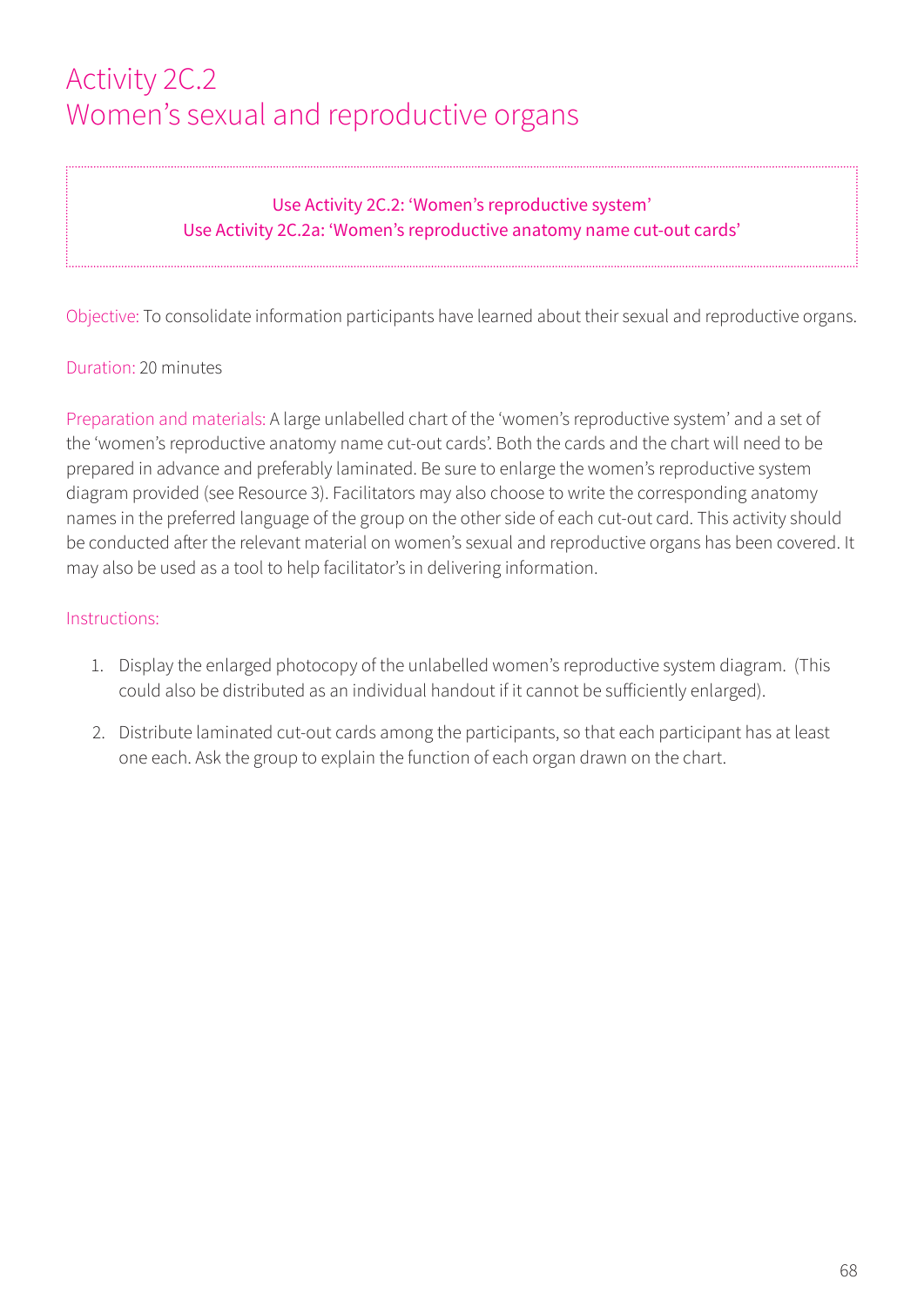# Activity 2C.2
# Women's sexual and reproductive organs

Use Activity 2C.2: 'Women's reproductive system'
Use Activity 2C.2a: 'Women's reproductive anatomy name cut-out cards'

Objective: To consolidate information participants have learned about their sexual and reproductive organs.

Duration: 20 minutes

Preparation and materials: A large unlabelled chart of the 'women's reproductive system' and a set of the 'women's reproductive anatomy name cut-out cards'. Both the cards and the chart will need to be prepared in advance and preferably laminated. Be sure to enlarge the women's reproductive system diagram provided (see Resource 3). Facilitators may also choose to write the corresponding anatomy names in the preferred language of the group on the other side of each cut-out card. This activity should be conducted after the relevant material on women's sexual and reproductive organs has been covered. It may also be used as a tool to help facilitator's in delivering information.

Instructions:

1. Display the enlarged photocopy of the unlabelled women's reproductive system diagram. (This could also be distributed as an individual handout if it cannot be sufficiently enlarged).
2. Distribute laminated cut-out cards among the participants, so that each participant has at least one each. Ask the group to explain the function of each organ drawn on the chart.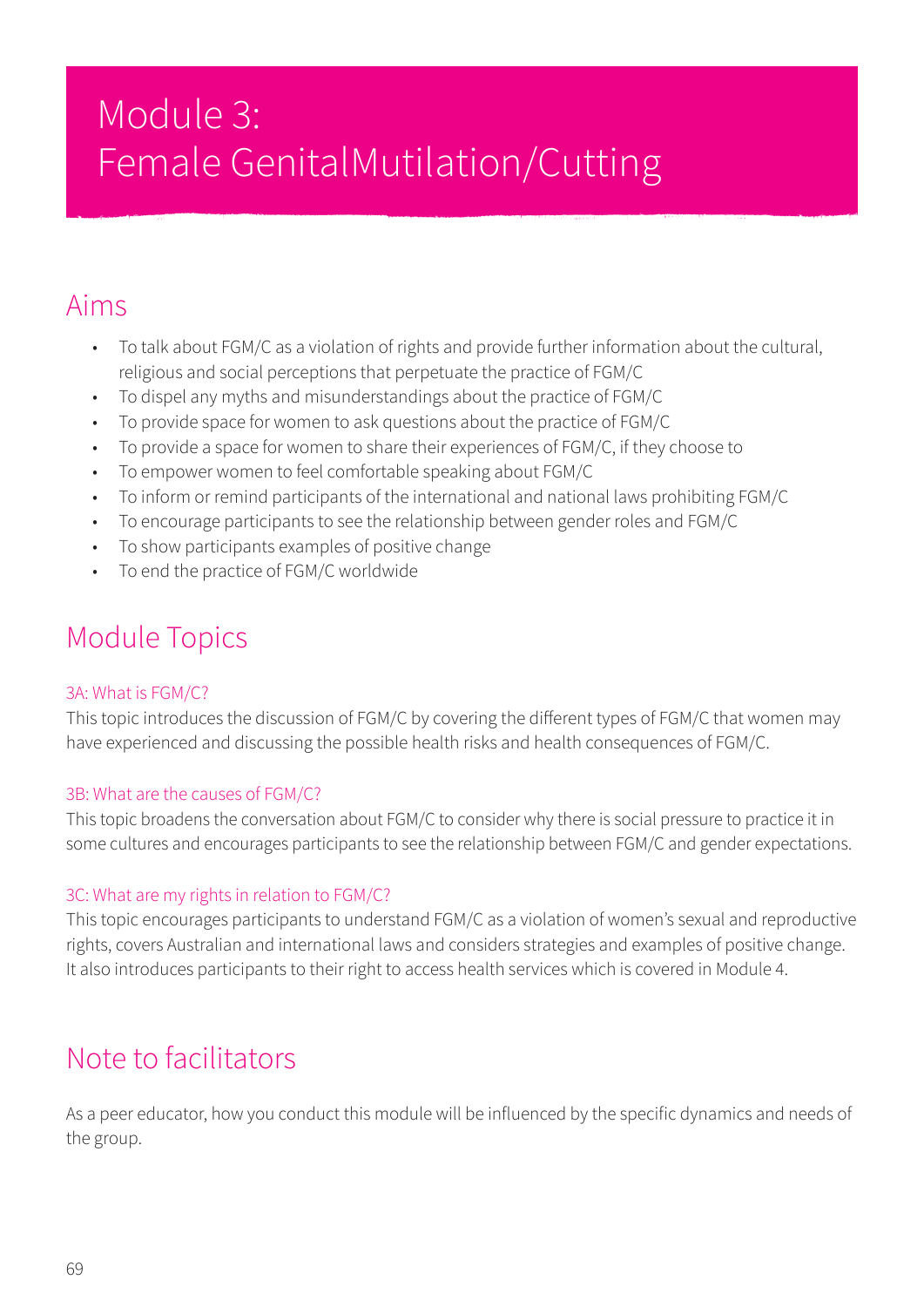# Module 3: Female GenitalMutilation/Cutting

## Aims

- To talk about FGM/C as a violation of rights and provide further information about the cultural, religious and social perceptions that perpetuate the practice of FGM/C
- To dispel any myths and misunderstandings about the practice of FGM/C
- To provide space for women to ask questions about the practice of FGM/C
- To provide a space for women to share their experiences of FGM/C, if they choose to
- To empower women to feel comfortable speaking about FGM/C
- To inform or remind participants of the international and national laws prohibiting FGM/C
- To encourage participants to see the relationship between gender roles and FGM/C
- To show participants examples of positive change
- To end the practice of FGM/C worldwide

## Module Topics

### 3A: What is FGM/C?

This topic introduces the discussion of FGM/C by covering the different types of FGM/C that women may have experienced and discussing the possible health risks and health consequences of FGM/C.

### 3B: What are the causes of FGM/C?

This topic broadens the conversation about FGM/C to consider why there is social pressure to practice it in some cultures and encourages participants to see the relationship between FGM/C and gender expectations.

### 3C: What are my rights in relation to FGM/C?

This topic encourages participants to understand FGM/C as a violation of women's sexual and reproductive rights, covers Australian and international laws and considers strategies and examples of positive change. It also introduces participants to their right to access health services which is covered in Module 4.

## Note to facilitators

As a peer educator, how you conduct this module will be influenced by the specific dynamics and needs of the group.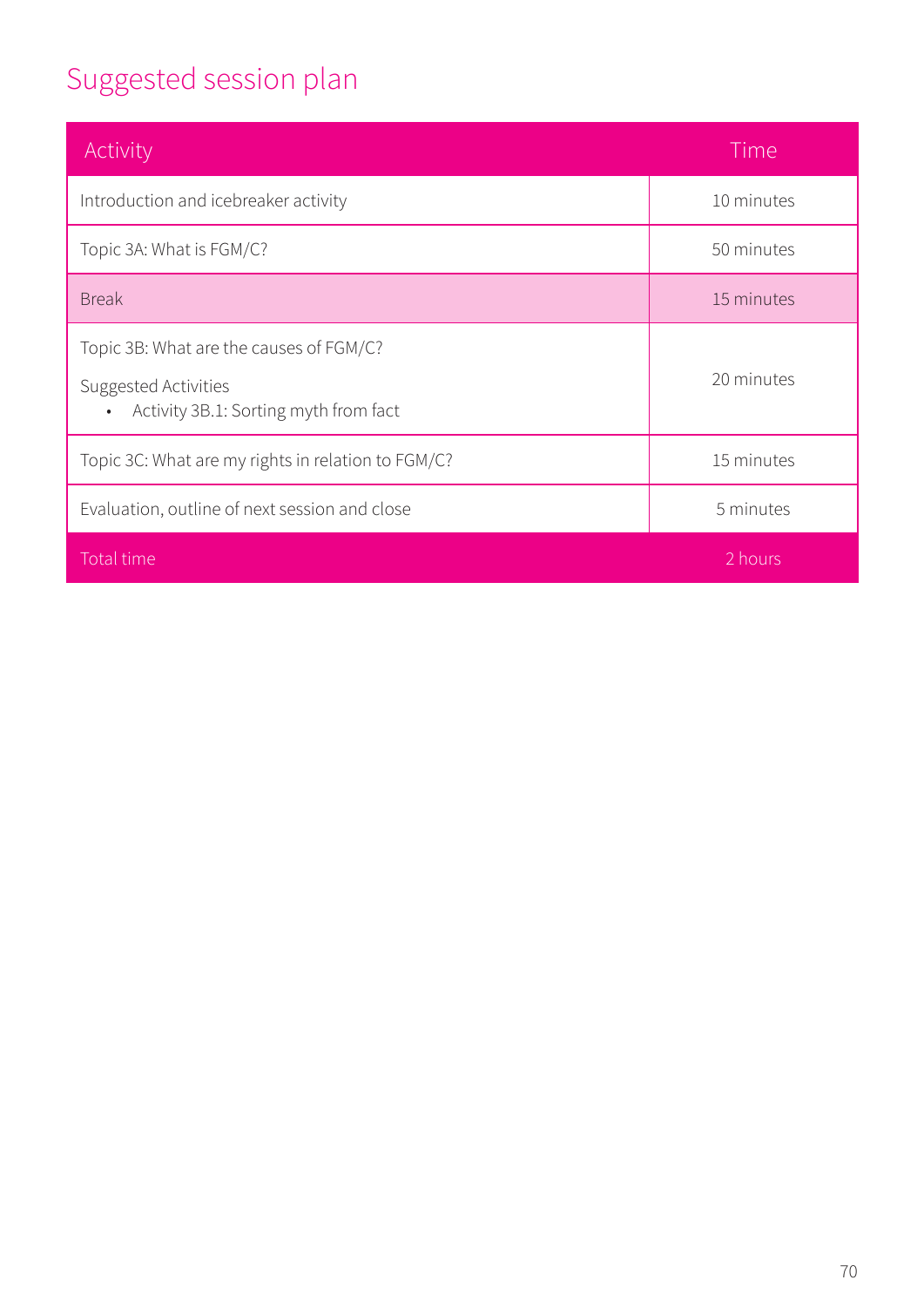## Suggested session plan

| Activity | Time |
|---|---|
| Introduction and icebreaker activity | 10 minutes |
| Topic 3A: What is FGM/C? | 50 minutes |
| Break | 15 minutes |
| Topic 3B: What are the causes of FGM/C?<br><br>Suggested Activities<br>• Activity 3B.1: Sorting myth from fact | 20 minutes |
| Topic 3C: What are my rights in relation to FGM/C? | 15 minutes |
| Evaluation, outline of next session and close | 5 minutes |
| Total time | 2 hours |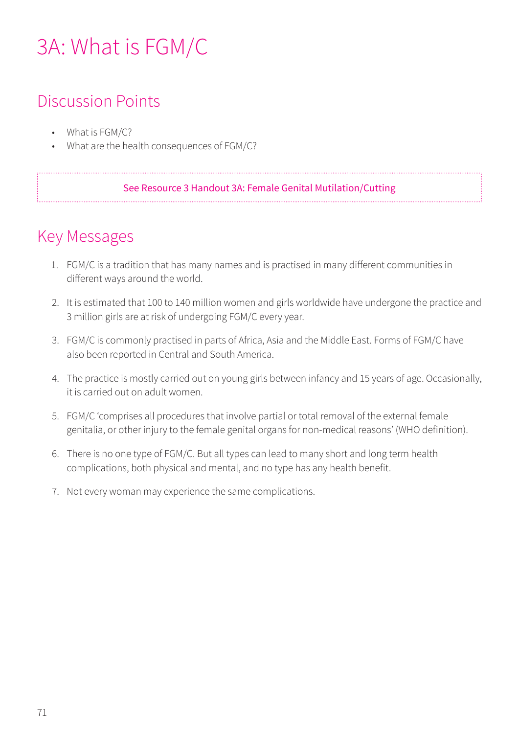# 3A: What is FGM/C

## Discussion Points

- What is FGM/C?
- What are the health consequences of FGM/C?

See Resource 3 Handout 3A: Female Genital Mutilation/Cutting

## Key Messages

1. FGM/C is a tradition that has many names and is practised in many different communities in different ways around the world.
2. It is estimated that 100 to 140 million women and girls worldwide have undergone the practice and 3 million girls are at risk of undergoing FGM/C every year.
3. FGM/C is commonly practised in parts of Africa, Asia and the Middle East. Forms of FGM/C have also been reported in Central and South America.
4. The practice is mostly carried out on young girls between infancy and 15 years of age. Occasionally, it is carried out on adult women.
5. FGM/C 'comprises all procedures that involve partial or total removal of the external female genitalia, or other injury to the female genital organs for non-medical reasons' (WHO definition).
6. There is no one type of FGM/C. But all types can lead to many short and long term health complications, both physical and mental, and no type has any health benefit.
7. Not every woman may experience the same complications.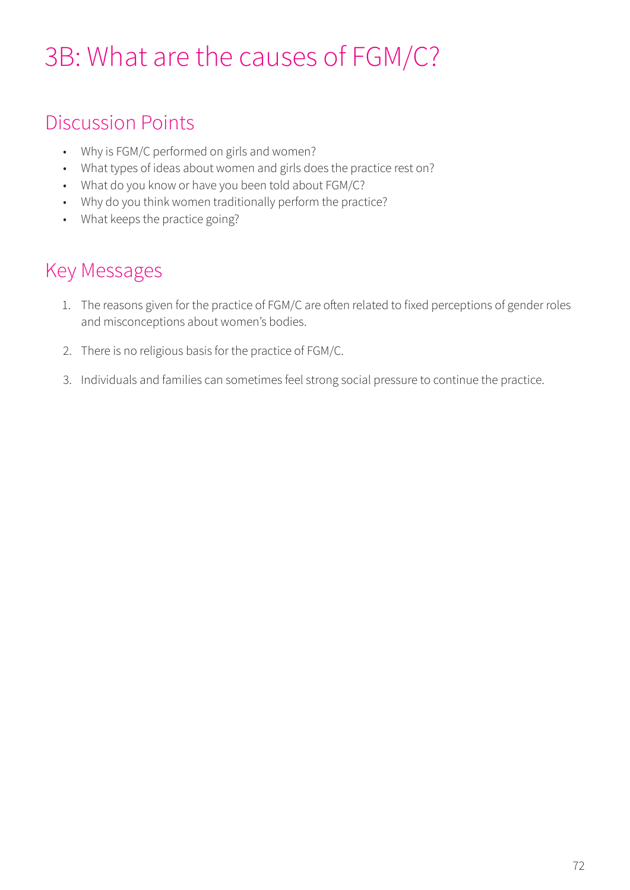# 3B: What are the causes of FGM/C?

## Discussion Points

- Why is FGM/C performed on girls and women?
- What types of ideas about women and girls does the practice rest on?
- What do you know or have you been told about FGM/C?
- Why do you think women traditionally perform the practice?
- What keeps the practice going?

## Key Messages

1. The reasons given for the practice of FGM/C are often related to fixed perceptions of gender roles and misconceptions about women's bodies.
2. There is no religious basis for the practice of FGM/C.
3. Individuals and families can sometimes feel strong social pressure to continue the practice.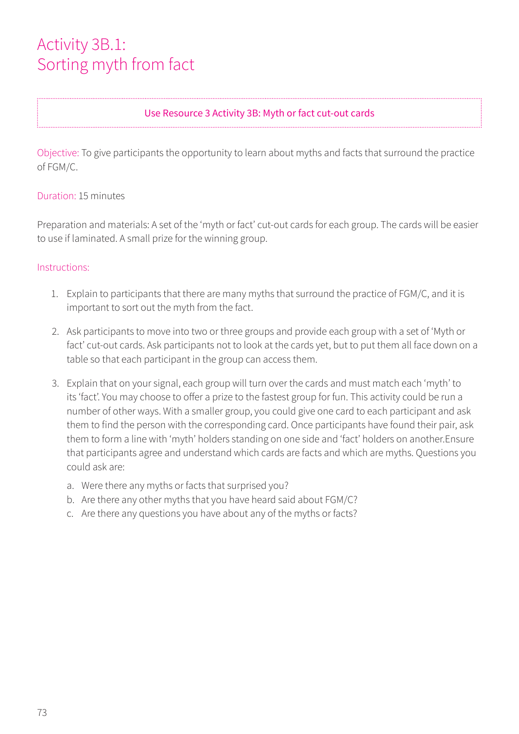# Activity 3B.1: Sorting myth from fact

Use Resource 3 Activity 3B: Myth or fact cut-out cards

Objective: To give participants the opportunity to learn about myths and facts that surround the practice of FGM/C.

Duration: 15 minutes

Preparation and materials: A set of the 'myth or fact' cut-out cards for each group. The cards will be easier to use if laminated. A small prize for the winning group.

Instructions:

1. Explain to participants that there are many myths that surround the practice of FGM/C, and it is important to sort out the myth from the fact.

2. Ask participants to move into two or three groups and provide each group with a set of 'Myth or fact' cut-out cards. Ask participants not to look at the cards yet, but to put them all face down on a table so that each participant in the group can access them.

3. Explain that on your signal, each group will turn over the cards and must match each 'myth' to its 'fact'. You may choose to offer a prize to the fastest group for fun. This activity could be run a number of other ways. With a smaller group, you could give one card to each participant and ask them to find the person with the corresponding card. Once participants have found their pair, ask them to form a line with 'myth' holders standing on one side and 'fact' holders on another.Ensure that participants agree and understand which cards are facts and which are myths. Questions you could ask are:

   a. Were there any myths or facts that surprised you?
   b. Are there any other myths that you have heard said about FGM/C?
   c. Are there any questions you have about any of the myths or facts?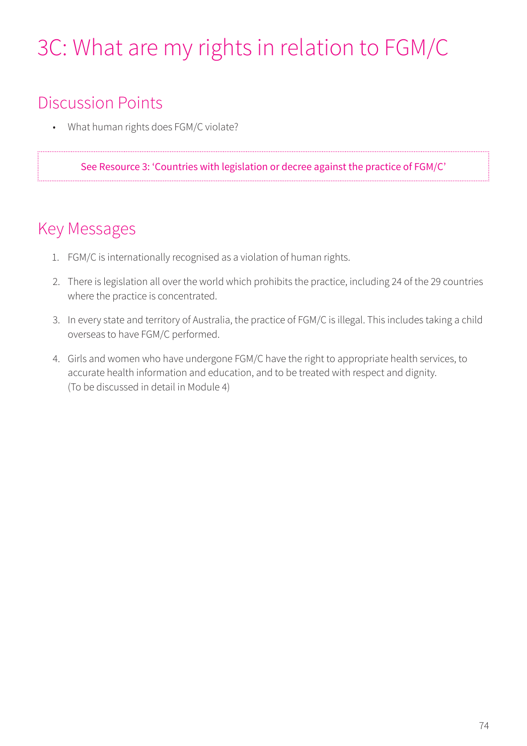# 3C: What are my rights in relation to FGM/C

## Discussion Points

- What human rights does FGM/C violate?

See Resource 3: 'Countries with legislation or decree against the practice of FGM/C'

## Key Messages

1. FGM/C is internationally recognised as a violation of human rights.
2. There is legislation all over the world which prohibits the practice, including 24 of the 29 countries where the practice is concentrated.
3. In every state and territory of Australia, the practice of FGM/C is illegal. This includes taking a child overseas to have FGM/C performed.
4. Girls and women who have undergone FGM/C have the right to appropriate health services, to accurate health information and education, and to be treated with respect and dignity. (To be discussed in detail in Module 4)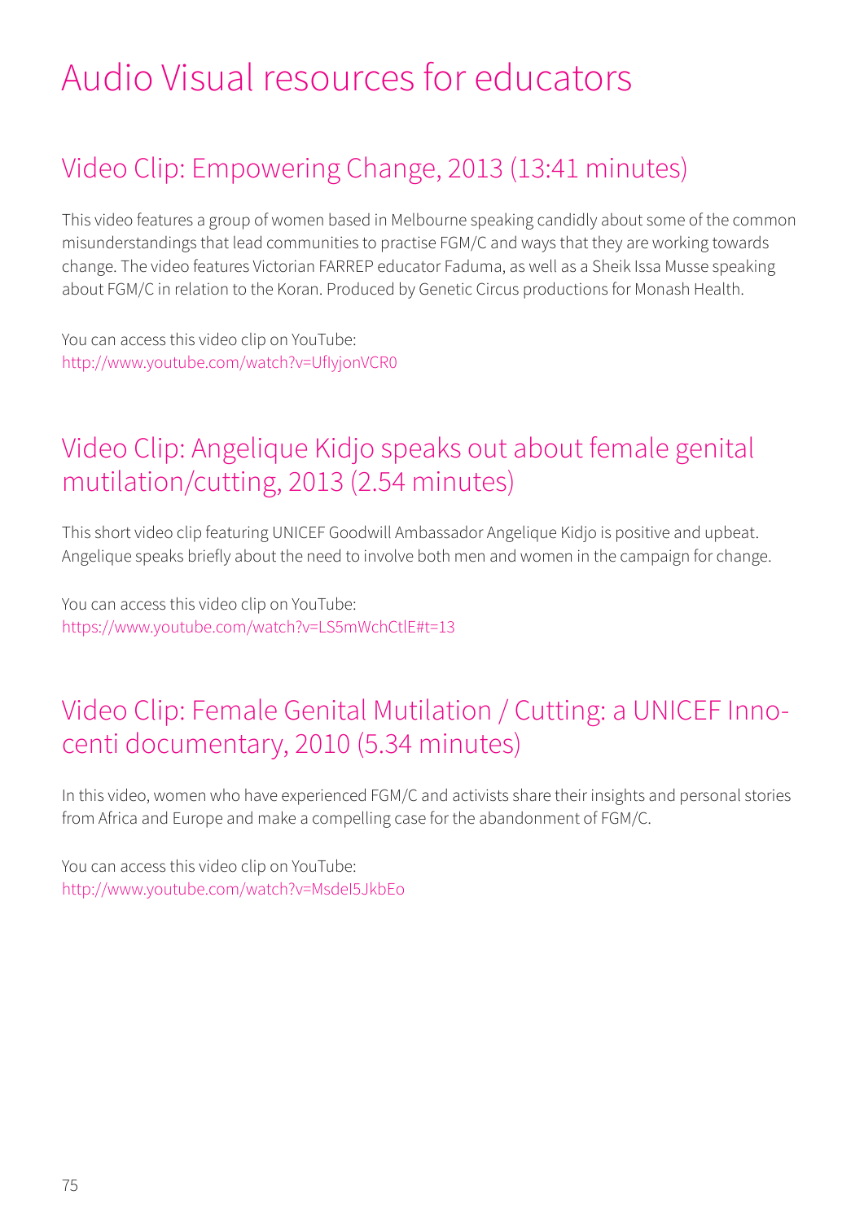# Audio Visual resources for educators

## Video Clip: Empowering Change, 2013 (13:41 minutes)

This video features a group of women based in Melbourne speaking candidly about some of the common misunderstandings that lead communities to practise FGM/C and ways that they are working towards change. The video features Victorian FARREP educator Faduma, as well as a Sheik Issa Musse speaking about FGM/C in relation to the Koran. Produced by Genetic Circus productions for Monash Health.

You can access this video clip on YouTube:
http://www.youtube.com/watch?v=UflyjonVCR0

## Video Clip: Angelique Kidjo speaks out about female genital mutilation/cutting, 2013 (2.54 minutes)

This short video clip featuring UNICEF Goodwill Ambassador Angelique Kidjo is positive and upbeat. Angelique speaks briefly about the need to involve both men and women in the campaign for change.

You can access this video clip on YouTube:
https://www.youtube.com/watch?v=LS5mWchCtlE#t=13

## Video Clip: Female Genital Mutilation / Cutting: a UNICEF Innocenti documentary, 2010 (5.34 minutes)

In this video, women who have experienced FGM/C and activists share their insights and personal stories from Africa and Europe and make a compelling case for the abandonment of FGM/C.

You can access this video clip on YouTube:
http://www.youtube.com/watch?v=MsdeI5JkbEo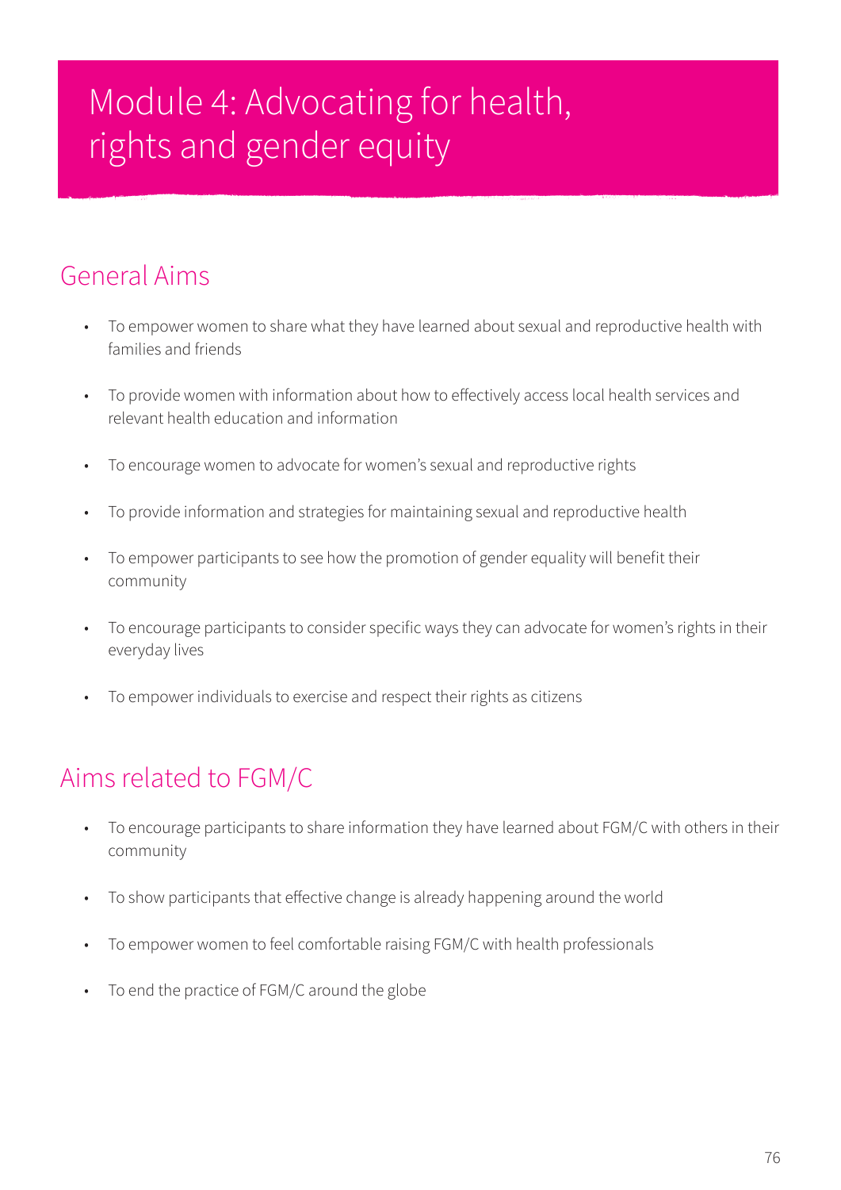# Module 4: Advocating for health, rights and gender equity

## General Aims

- To empower women to share what they have learned about sexual and reproductive health with families and friends
- To provide women with information about how to effectively access local health services and relevant health education and information
- To encourage women to advocate for women's sexual and reproductive rights
- To provide information and strategies for maintaining sexual and reproductive health
- To empower participants to see how the promotion of gender equality will benefit their community
- To encourage participants to consider specific ways they can advocate for women's rights in their everyday lives
- To empower individuals to exercise and respect their rights as citizens

## Aims related to FGM/C

- To encourage participants to share information they have learned about FGM/C with others in their community
- To show participants that effective change is already happening around the world
- To empower women to feel comfortable raising FGM/C with health professionals
- To end the practice of FGM/C around the globe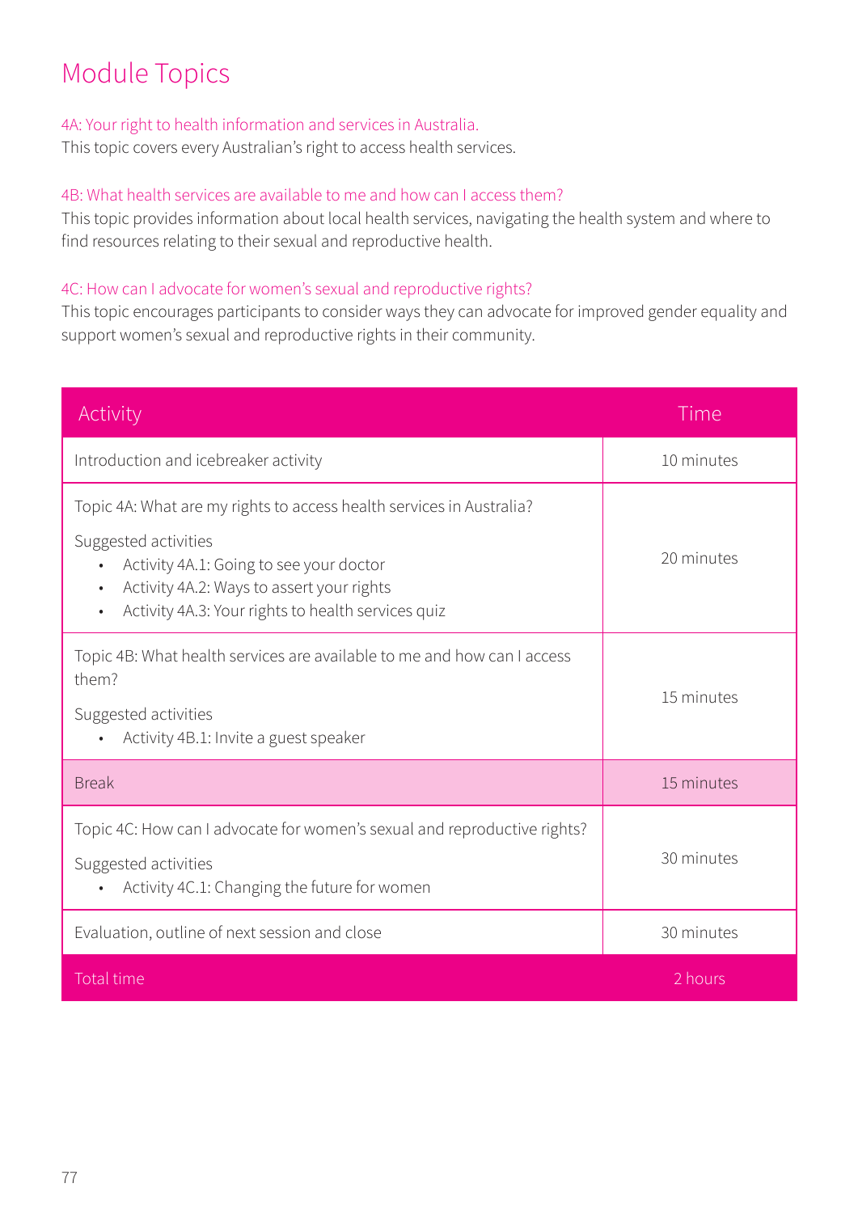# Module Topics

### 4A: Your right to health information and services in Australia.

This topic covers every Australian's right to access health services.

### 4B: What health services are available to me and how can I access them?

This topic provides information about local health services, navigating the health system and where to find resources relating to their sexual and reproductive health.

### 4C: How can I advocate for women's sexual and reproductive rights?

This topic encourages participants to consider ways they can advocate for improved gender equality and support women's sexual and reproductive rights in their community.

| Activity | Time |
|---|---|
| Introduction and icebreaker activity | 10 minutes |
| Topic 4A: What are my rights to access health services in Australia?<br><br>Suggested activities<br>• Activity 4A.1: Going to see your doctor<br>• Activity 4A.2: Ways to assert your rights<br>• Activity 4A.3: Your rights to health services quiz | 20 minutes |
| Topic 4B: What health services are available to me and how can I access them?<br><br>Suggested activities<br>• Activity 4B.1: Invite a guest speaker | 15 minutes |
| Break | 15 minutes |
| Topic 4C: How can I advocate for women's sexual and reproductive rights?<br><br>Suggested activities<br>• Activity 4C.1: Changing the future for women | 30 minutes |
| Evaluation, outline of next session and close | 30 minutes |
| Total time | 2 hours |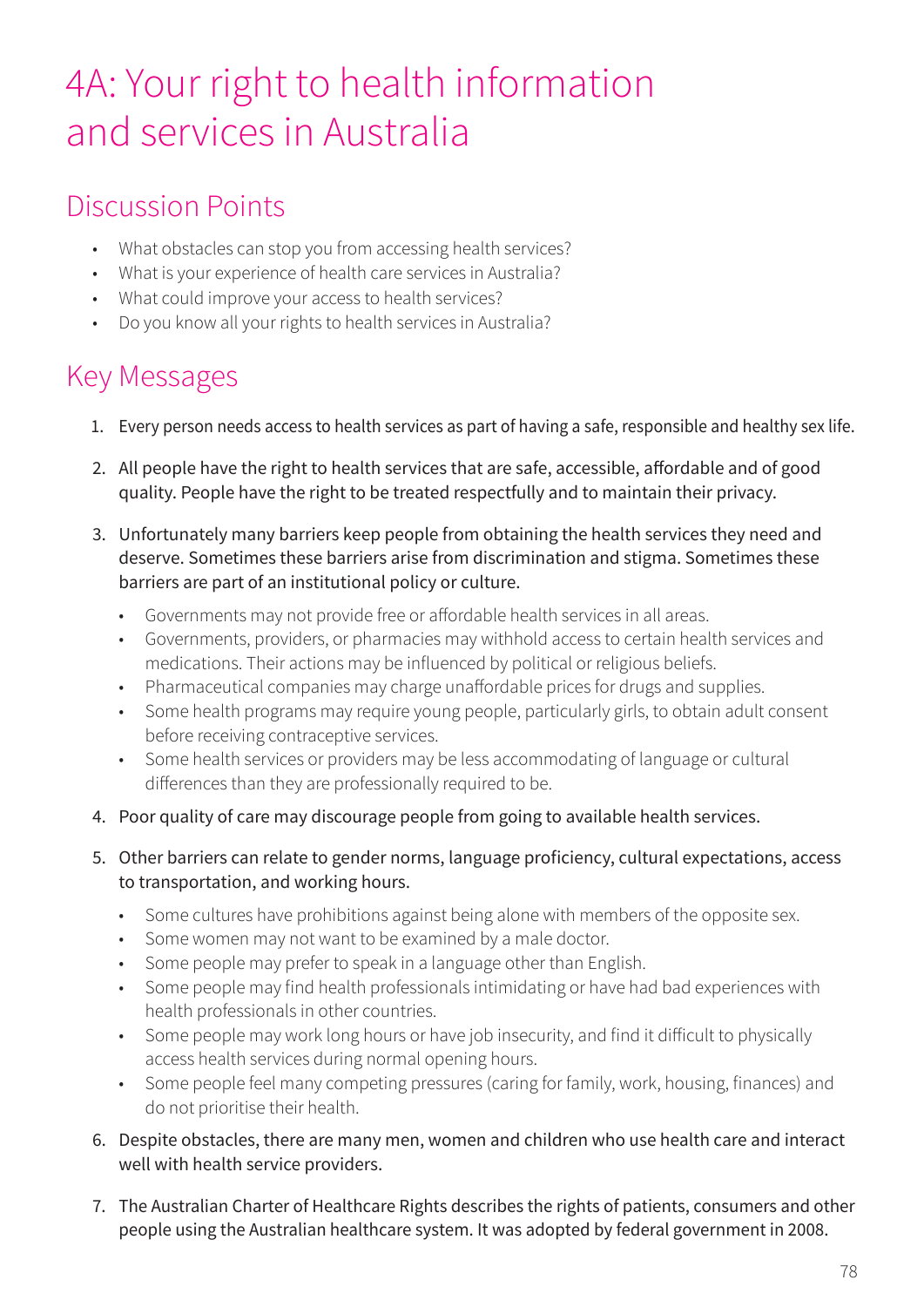# 4A: Your right to health information and services in Australia

## Discussion Points

- What obstacles can stop you from accessing health services?
- What is your experience of health care services in Australia?
- What could improve your access to health services?
- Do you know all your rights to health services in Australia?

## Key Messages

1. Every person needs access to health services as part of having a safe, responsible and healthy sex life.

2. All people have the right to health services that are safe, accessible, affordable and of good quality. People have the right to be treated respectfully and to maintain their privacy.

3. Unfortunately many barriers keep people from obtaining the health services they need and deserve. Sometimes these barriers arise from discrimination and stigma. Sometimes these barriers are part of an institutional policy or culture.
   - Governments may not provide free or affordable health services in all areas.
   - Governments, providers, or pharmacies may withhold access to certain health services and medications. Their actions may be influenced by political or religious beliefs.
   - Pharmaceutical companies may charge unaffordable prices for drugs and supplies.
   - Some health programs may require young people, particularly girls, to obtain adult consent before receiving contraceptive services.
   - Some health services or providers may be less accommodating of language or cultural differences than they are professionally required to be.

4. Poor quality of care may discourage people from going to available health services.

5. Other barriers can relate to gender norms, language proficiency, cultural expectations, access to transportation, and working hours.
   - Some cultures have prohibitions against being alone with members of the opposite sex.
   - Some women may not want to be examined by a male doctor.
   - Some people may prefer to speak in a language other than English.
   - Some people may find health professionals intimidating or have had bad experiences with health professionals in other countries.
   - Some people may work long hours or have job insecurity, and find it difficult to physically access health services during normal opening hours.
   - Some people feel many competing pressures (caring for family, work, housing, finances) and do not prioritise their health.

6. Despite obstacles, there are many men, women and children who use health care and interact well with health service providers.

7. The Australian Charter of Healthcare Rights describes the rights of patients, consumers and other people using the Australian healthcare system. It was adopted by federal government in 2008.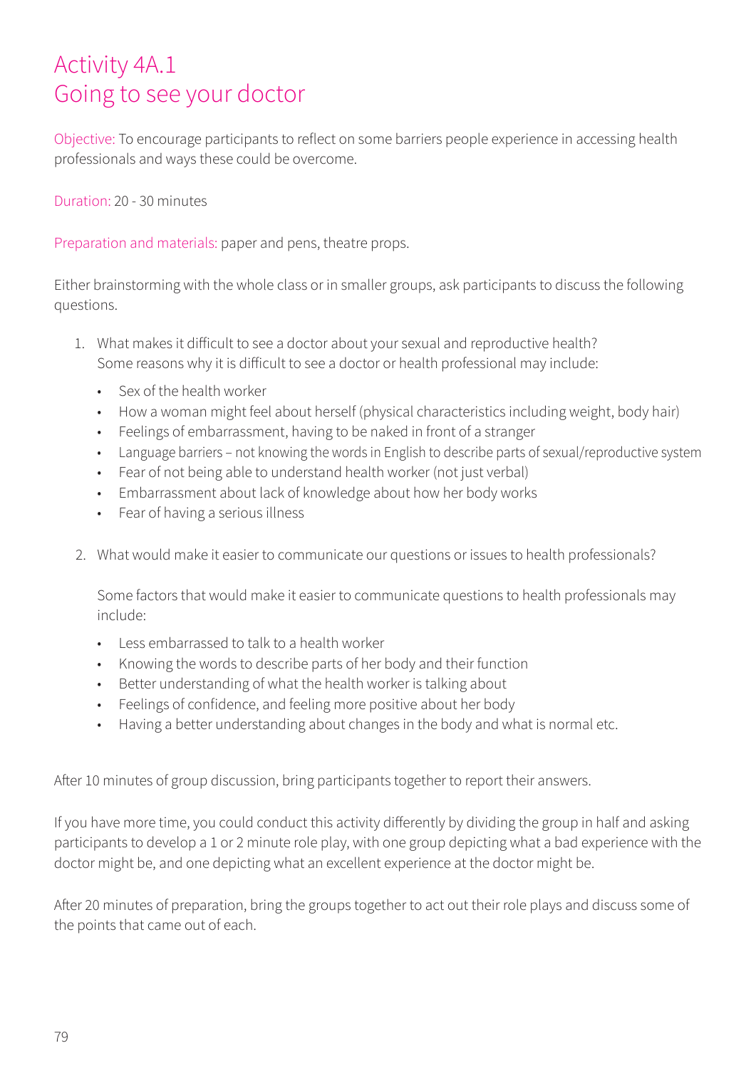# Activity 4A.1
# Going to see your doctor

Objective: To encourage participants to reflect on some barriers people experience in accessing health professionals and ways these could be overcome.

Duration: 20 - 30 minutes

Preparation and materials: paper and pens, theatre props.

Either brainstorming with the whole class or in smaller groups, ask participants to discuss the following questions.

1. What makes it difficult to see a doctor about your sexual and reproductive health?
   Some reasons why it is difficult to see a doctor or health professional may include:
   - Sex of the health worker
   - How a woman might feel about herself (physical characteristics including weight, body hair)
   - Feelings of embarrassment, having to be naked in front of a stranger
   - Language barriers – not knowing the words in English to describe parts of sexual/reproductive system
   - Fear of not being able to understand health worker (not just verbal)
   - Embarrassment about lack of knowledge about how her body works
   - Fear of having a serious illness

2. What would make it easier to communicate our questions or issues to health professionals?

   Some factors that would make it easier to communicate questions to health professionals may include:
   - Less embarrassed to talk to a health worker
   - Knowing the words to describe parts of her body and their function
   - Better understanding of what the health worker is talking about
   - Feelings of confidence, and feeling more positive about her body
   - Having a better understanding about changes in the body and what is normal etc.

After 10 minutes of group discussion, bring participants together to report their answers.

If you have more time, you could conduct this activity differently by dividing the group in half and asking participants to develop a 1 or 2 minute role play, with one group depicting what a bad experience with the doctor might be, and one depicting what an excellent experience at the doctor might be.

After 20 minutes of preparation, bring the groups together to act out their role plays and discuss some of the points that came out of each.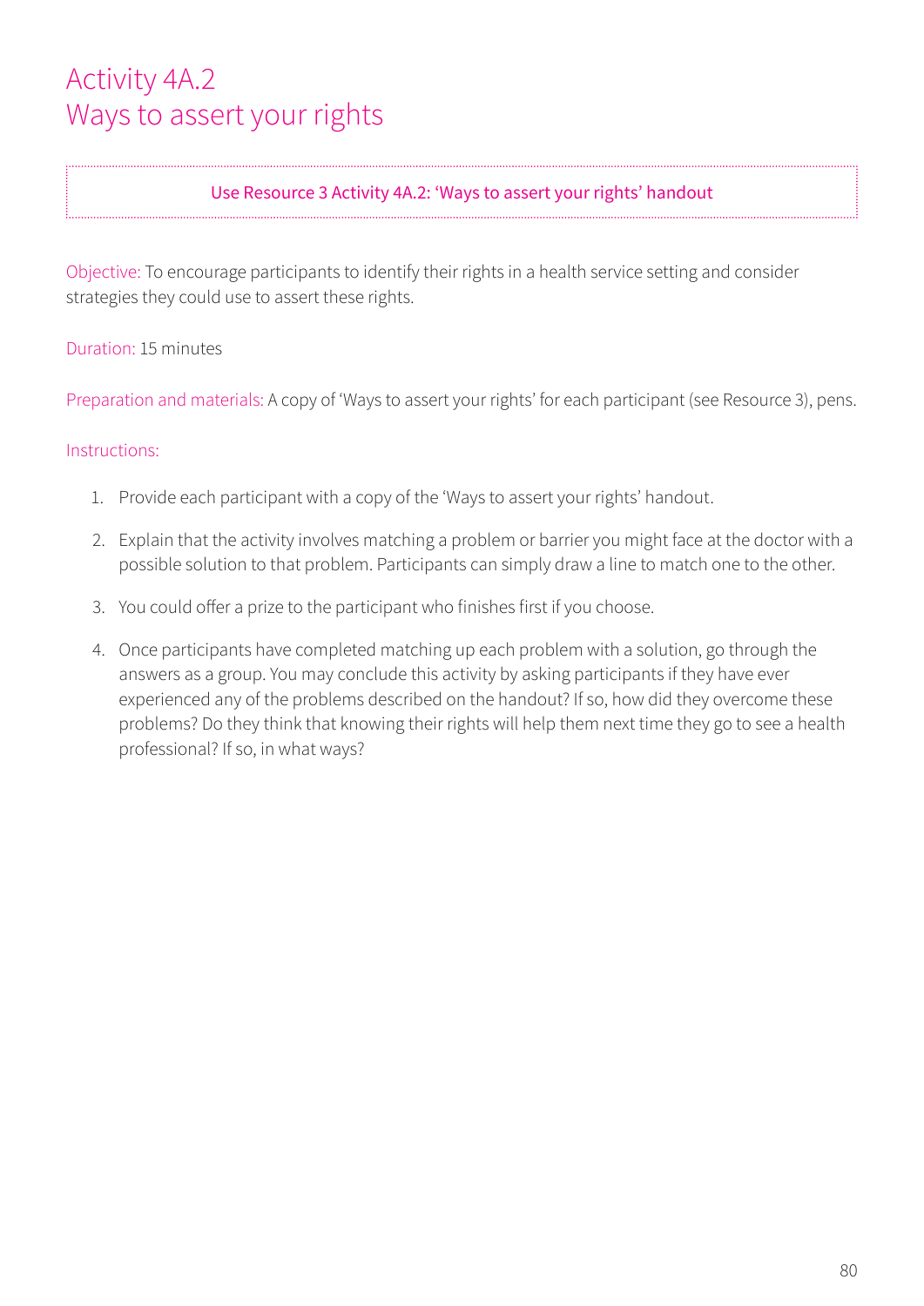# Activity 4A.2
# Ways to assert your rights

Use Resource 3 Activity 4A.2: 'Ways to assert your rights' handout

Objective: To encourage participants to identify their rights in a health service setting and consider strategies they could use to assert these rights.

Duration: 15 minutes

Preparation and materials: A copy of 'Ways to assert your rights' for each participant (see Resource 3), pens.

Instructions:

1. Provide each participant with a copy of the 'Ways to assert your rights' handout.
2. Explain that the activity involves matching a problem or barrier you might face at the doctor with a possible solution to that problem. Participants can simply draw a line to match one to the other.
3. You could offer a prize to the participant who finishes first if you choose.
4. Once participants have completed matching up each problem with a solution, go through the answers as a group. You may conclude this activity by asking participants if they have ever experienced any of the problems described on the handout? If so, how did they overcome these problems? Do they think that knowing their rights will help them next time they go to see a health professional? If so, in what ways?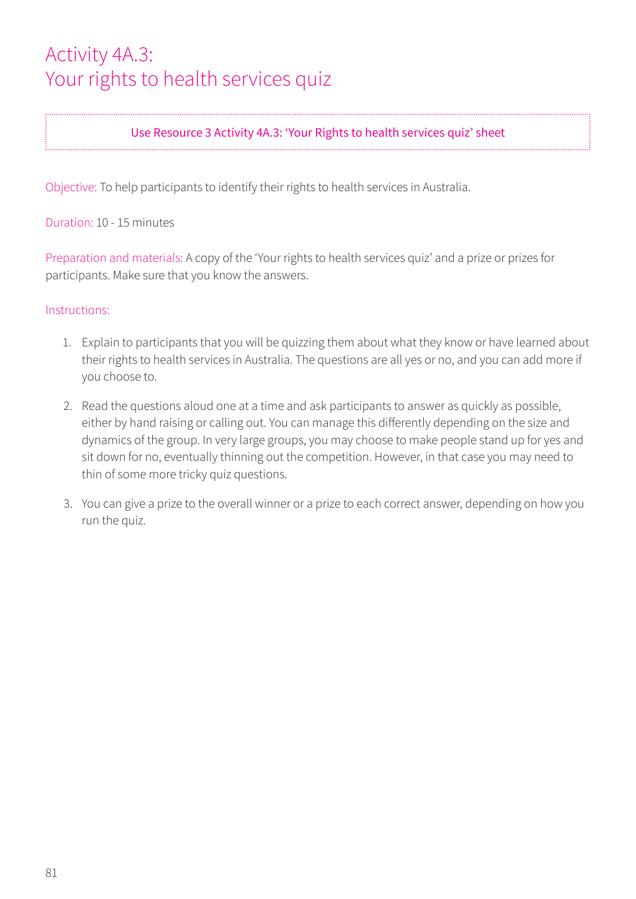# Activity 4A.3: Your rights to health services quiz

Use Resource 3 Activity 4A.3: 'Your Rights to health services quiz' sheet

Objective: To help participants to identify their rights to health services in Australia.

Duration: 10 - 15 minutes

Preparation and materials: A copy of the 'Your rights to health services quiz' and a prize or prizes for participants. Make sure that you know the answers.

Instructions:

1. Explain to participants that you will be quizzing them about what they know or have learned about their rights to health services in Australia. The questions are all yes or no, and you can add more if you choose to.
2. Read the questions aloud one at a time and ask participants to answer as quickly as possible, either by hand raising or calling out. You can manage this differently depending on the size and dynamics of the group. In very large groups, you may choose to make people stand up for yes and sit down for no, eventually thinning out the competition. However, in that case you may need to thin of some more tricky quiz questions.
3. You can give a prize to the overall winner or a prize to each correct answer, depending on how you run the quiz.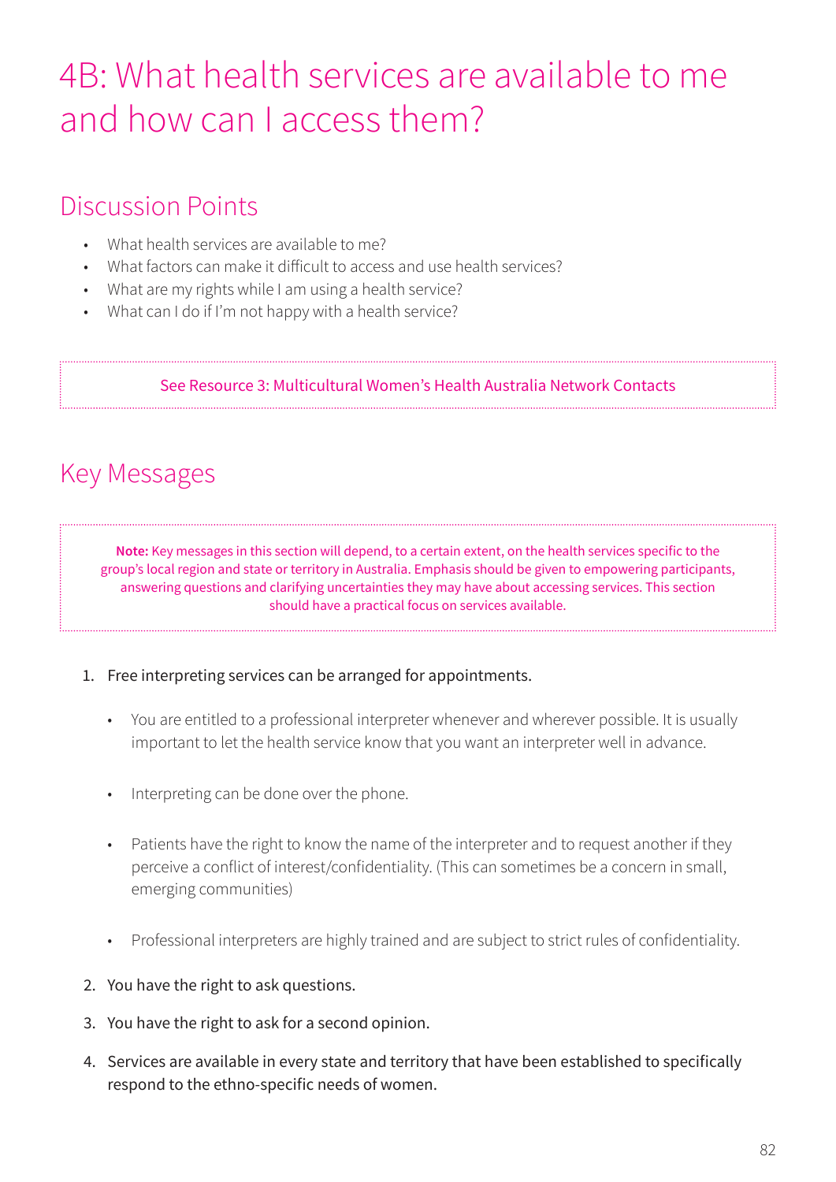# 4B: What health services are available to me and how can I access them?

## Discussion Points

- What health services are available to me?
- What factors can make it difficult to access and use health services?
- What are my rights while I am using a health service?
- What can I do if I'm not happy with a health service?

See Resource 3: Multicultural Women's Health Australia Network Contacts

## Key Messages

**Note:** Key messages in this section will depend, to a certain extent, on the health services specific to the group's local region and state or territory in Australia. Emphasis should be given to empowering participants, answering questions and clarifying uncertainties they may have about accessing services. This section should have a practical focus on services available.

1. Free interpreting services can be arranged for appointments.
   - You are entitled to a professional interpreter whenever and wherever possible. It is usually important to let the health service know that you want an interpreter well in advance.
   - Interpreting can be done over the phone.
   - Patients have the right to know the name of the interpreter and to request another if they perceive a conflict of interest/confidentiality. (This can sometimes be a concern in small, emerging communities)
   - Professional interpreters are highly trained and are subject to strict rules of confidentiality.
2. You have the right to ask questions.
3. You have the right to ask for a second opinion.
4. Services are available in every state and territory that have been established to specifically respond to the ethno-specific needs of women.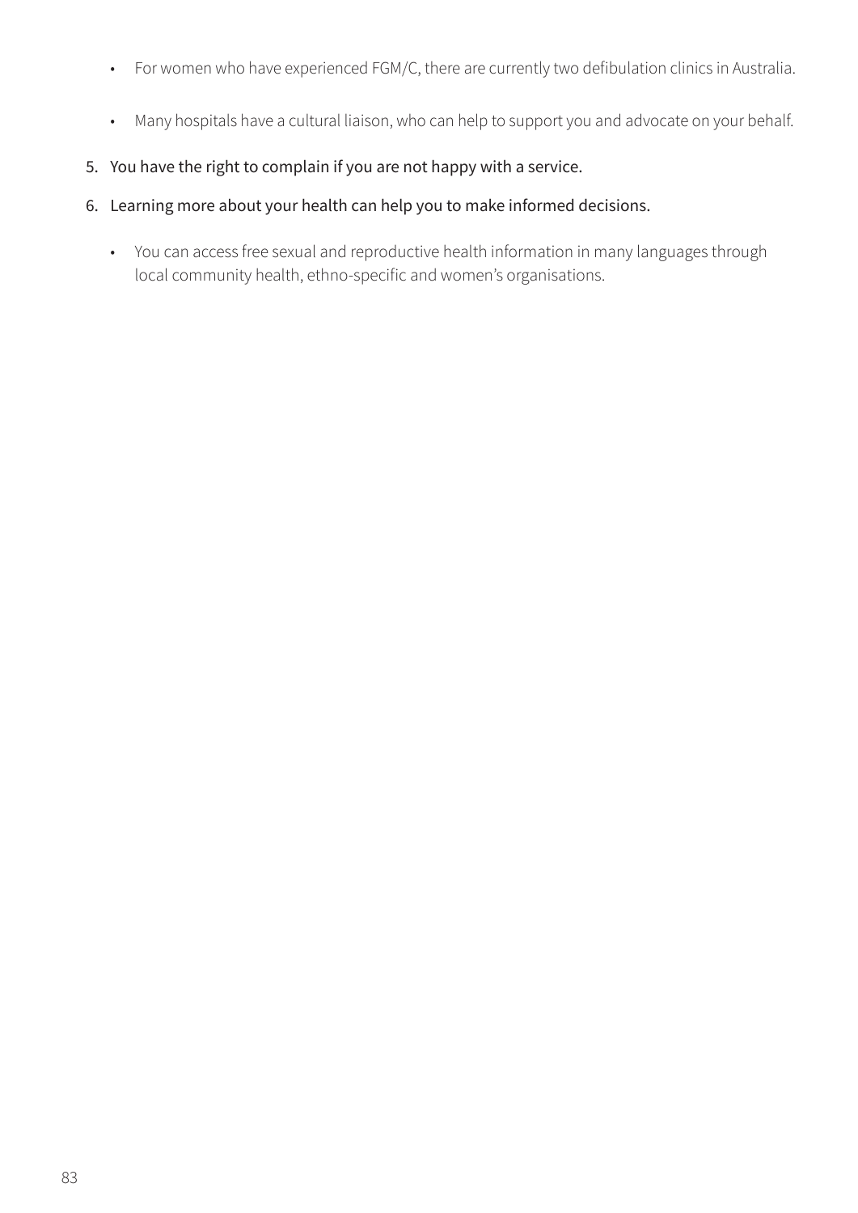- For women who have experienced FGM/C, there are currently two defibulation clinics in Australia.
- Many hospitals have a cultural liaison, who can help to support you and advocate on your behalf.

5. You have the right to complain if you are not happy with a service.
6. Learning more about your health can help you to make informed decisions.
   - You can access free sexual and reproductive health information in many languages through local community health, ethno-specific and women's organisations.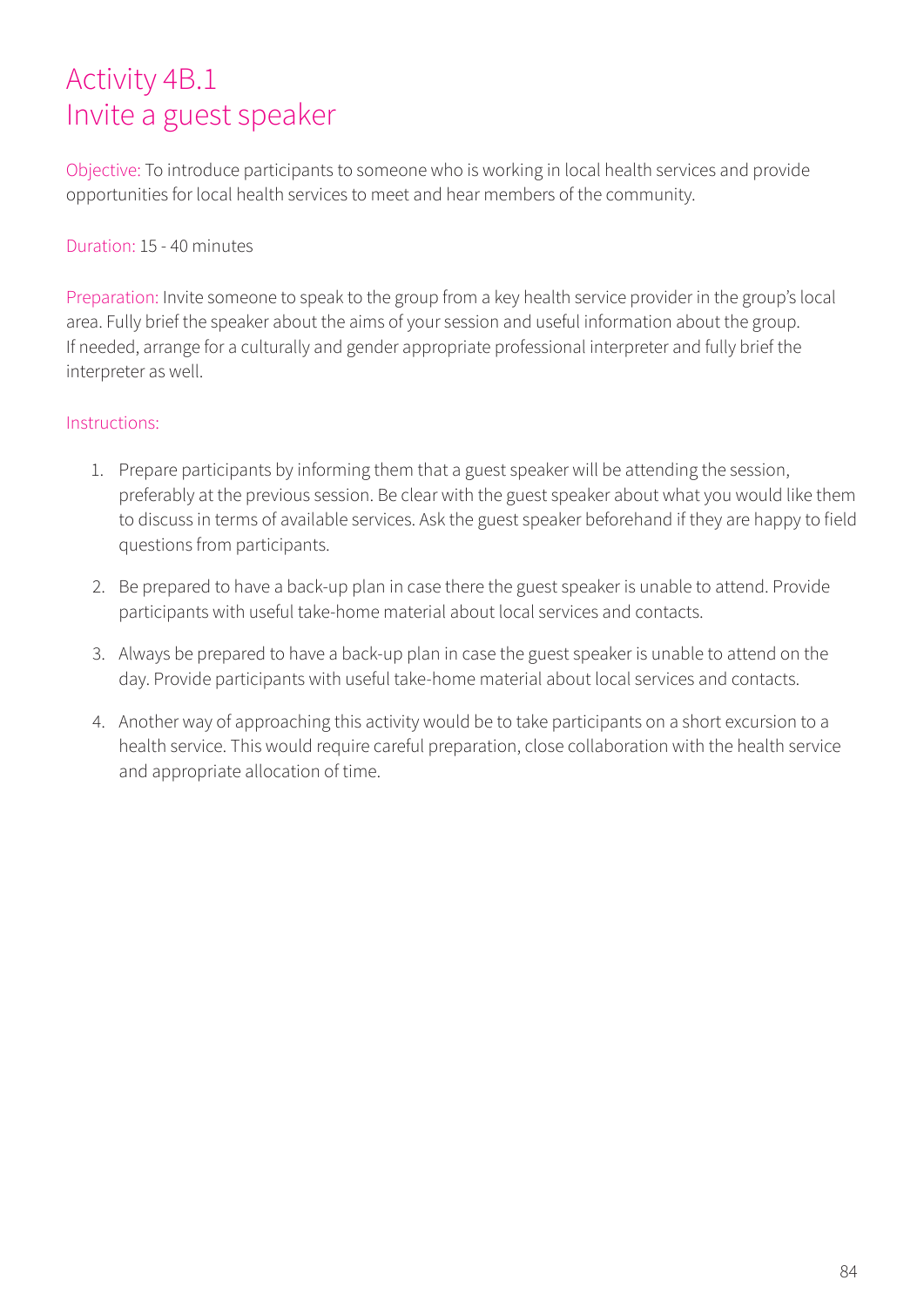# Activity 4B.1
# Invite a guest speaker

Objective: To introduce participants to someone who is working in local health services and provide opportunities for local health services to meet and hear members of the community.

Duration: 15 - 40 minutes

Preparation: Invite someone to speak to the group from a key health service provider in the group's local area. Fully brief the speaker about the aims of your session and useful information about the group. If needed, arrange for a culturally and gender appropriate professional interpreter and fully brief the interpreter as well.

Instructions:

1. Prepare participants by informing them that a guest speaker will be attending the session, preferably at the previous session. Be clear with the guest speaker about what you would like them to discuss in terms of available services. Ask the guest speaker beforehand if they are happy to field questions from participants.
2. Be prepared to have a back-up plan in case there the guest speaker is unable to attend. Provide participants with useful take-home material about local services and contacts.
3. Always be prepared to have a back-up plan in case the guest speaker is unable to attend on the day. Provide participants with useful take-home material about local services and contacts.
4. Another way of approaching this activity would be to take participants on a short excursion to a health service. This would require careful preparation, close collaboration with the health service and appropriate allocation of time.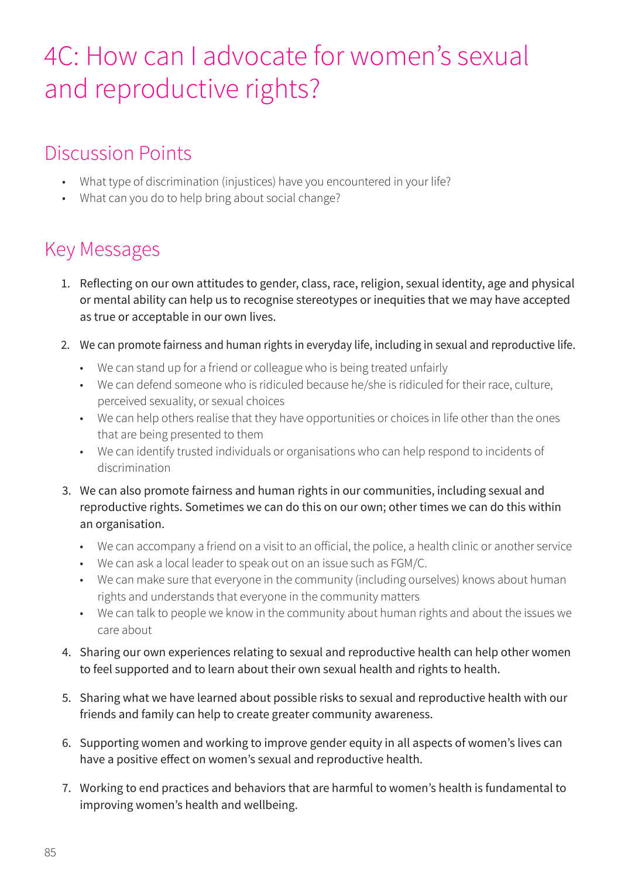# 4C: How can I advocate for women's sexual and reproductive rights?

## Discussion Points

- What type of discrimination (injustices) have you encountered in your life?
- What can you do to help bring about social change?

## Key Messages

1. Reflecting on our own attitudes to gender, class, race, religion, sexual identity, age and physical or mental ability can help us to recognise stereotypes or inequities that we may have accepted as true or acceptable in our own lives.
2. We can promote fairness and human rights in everyday life, including in sexual and reproductive life.
   - We can stand up for a friend or colleague who is being treated unfairly
   - We can defend someone who is ridiculed because he/she is ridiculed for their race, culture, perceived sexuality, or sexual choices
   - We can help others realise that they have opportunities or choices in life other than the ones that are being presented to them
   - We can identify trusted individuals or organisations who can help respond to incidents of discrimination
3. We can also promote fairness and human rights in our communities, including sexual and reproductive rights. Sometimes we can do this on our own; other times we can do this within an organisation.
   - We can accompany a friend on a visit to an official, the police, a health clinic or another service
   - We can ask a local leader to speak out on an issue such as FGM/C.
   - We can make sure that everyone in the community (including ourselves) knows about human rights and understands that everyone in the community matters
   - We can talk to people we know in the community about human rights and about the issues we care about
4. Sharing our own experiences relating to sexual and reproductive health can help other women to feel supported and to learn about their own sexual health and rights to health.
5. Sharing what we have learned about possible risks to sexual and reproductive health with our friends and family can help to create greater community awareness.
6. Supporting women and working to improve gender equity in all aspects of women's lives can have a positive effect on women's sexual and reproductive health.
7. Working to end practices and behaviors that are harmful to women's health is fundamental to improving women's health and wellbeing.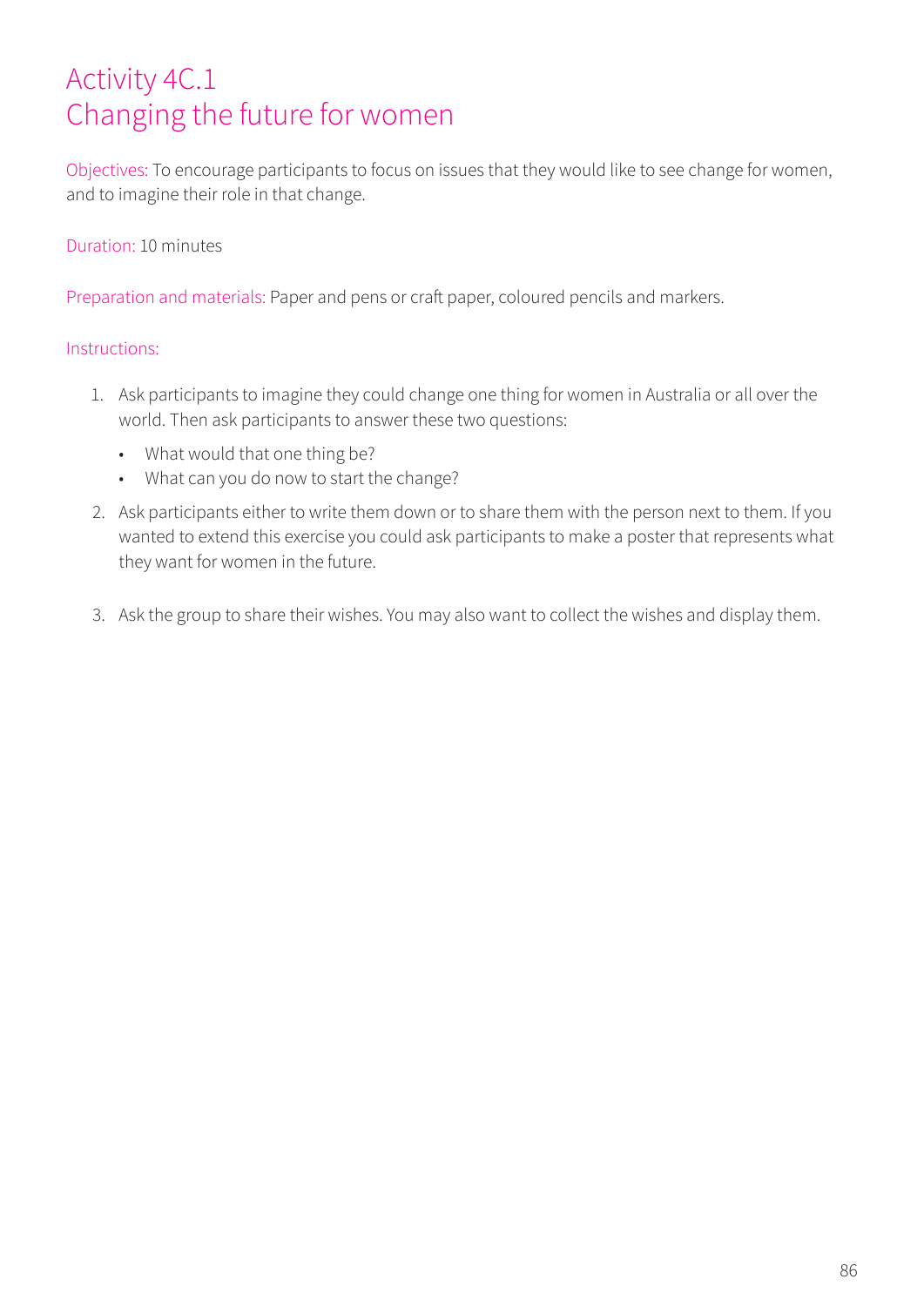# Activity 4C.1
# Changing the future for women

Objectives: To encourage participants to focus on issues that they would like to see change for women, and to imagine their role in that change.

Duration: 10 minutes

Preparation and materials: Paper and pens or craft paper, coloured pencils and markers.

Instructions:

1. Ask participants to imagine they could change one thing for women in Australia or all over the world. Then ask participants to answer these two questions:
   - What would that one thing be?
   - What can you do now to start the change?
2. Ask participants either to write them down or to share them with the person next to them. If you wanted to extend this exercise you could ask participants to make a poster that represents what they want for women in the future.
3. Ask the group to share their wishes. You may also want to collect the wishes and display them.